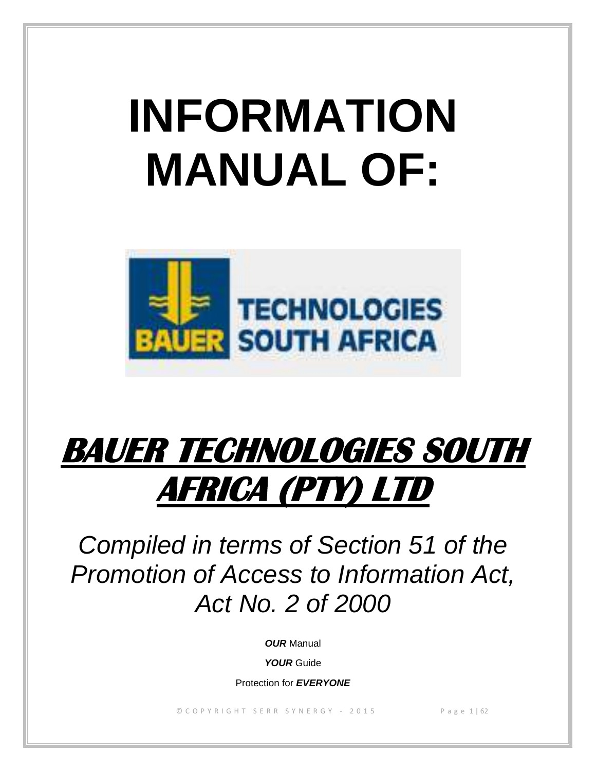# INFORMATION MANUAL OF:

# ***BAUER TECHNOLOGIES SOUTH AFRICA (PTY) LTD***

*Compiled in terms of Section 51 of the Promotion of Access to Information Act, Act No. 2 of 2000*

***OUR*** Manual

***YOUR*** Guide

Protection for ***EVERYONE***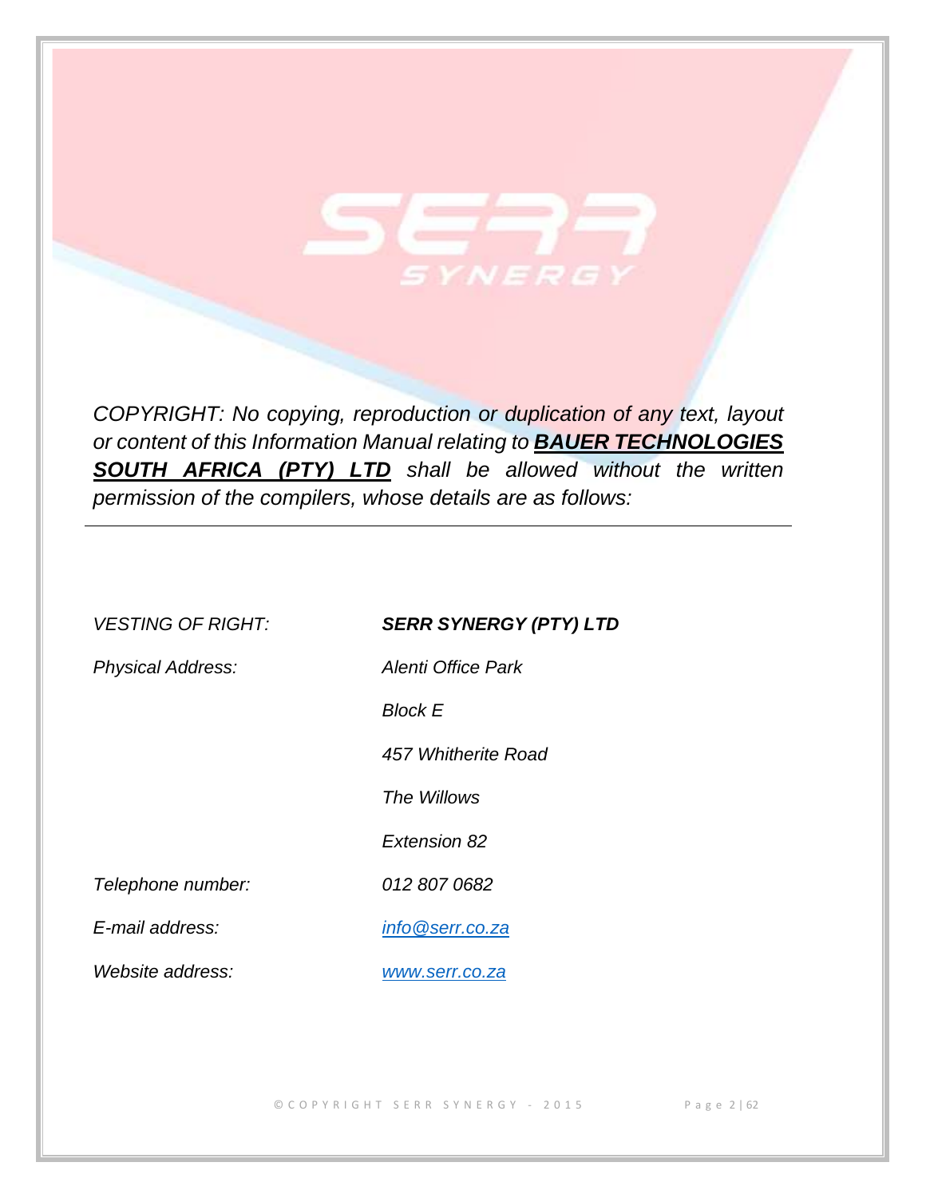*COPYRIGHT: No copying, reproduction or duplication of any text, layout or content of this Information Manual relating to* ***BAUER TECHNOLOGIES SOUTH AFRICA (PTY) LTD*** *shall be allowed without the written permission of the compilers, whose details are as follows:*

---

| | |
|---|---|
| *VESTING OF RIGHT:* | ***SERR SYNERGY (PTY) LTD*** |
| *Physical Address:* | *Alenti Office Park* |
| | *Block E* |
| | *457 Whitherite Road* |
| | *The Willows* |
| | *Extension 82* |
| *Telephone number:* | *012 807 0682* |
| *E-mail address:* | *info@serr.co.za* |
| *Website address:* | *www.serr.co.za* |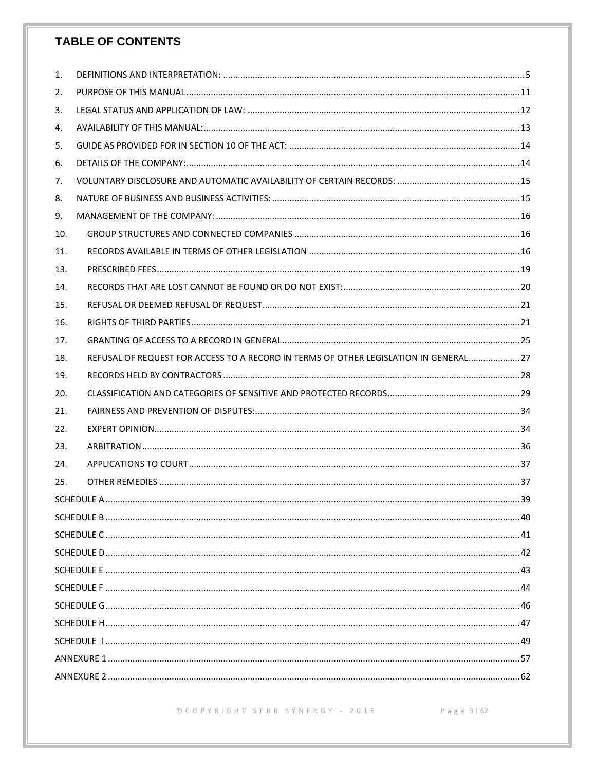## TABLE OF CONTENTS

1. DEFINITIONS AND INTERPRETATION: ........................................................................................................5
2. PURPOSE OF THIS MANUAL ..................................................................................................................11
3. LEGAL STATUS AND APPLICATION OF LAW: ..........................................................................................12
4. AVAILABILITY OF THIS MANUAL: ..........................................................................................................13
5. GUIDE AS PROVIDED FOR IN SECTION 10 OF THE ACT: .........................................................................14
6. DETAILS OF THE COMPANY: ..................................................................................................................14
7. VOLUNTARY DISCLOSURE AND AUTOMATIC AVAILABILITY OF CERTAIN RECORDS: ...............................15
8. NATURE OF BUSINESS AND BUSINESS ACTIVITIES: ................................................................................15
9. MANAGEMENT OF THE COMPANY: .......................................................................................................16
10. GROUP STRUCTURES AND CONNECTED COMPANIES ............................................................................16
11. RECORDS AVAILABLE IN TERMS OF OTHER LEGISLATION .....................................................................16
13. PRESCRIBED FEES ..................................................................................................................................19
14. RECORDS THAT ARE LOST CANNOT BE FOUND OR DO NOT EXIST: .......................................................20
15. REFUSAL OR DEEMED REFUSAL OF REQUEST .........................................................................................21
16. RIGHTS OF THIRD PARTIES .....................................................................................................................21
17. GRANTING OF ACCESS TO A RECORD IN GENERAL .................................................................................25
18. REFUSAL OF REQUEST FOR ACCESS TO A RECORD IN TERMS OF OTHER LEGISLATION IN GENERAL .....................27
19. RECORDS HELD BY CONTRACTORS .........................................................................................................28
20. CLASSIFICATION AND CATEGORIES OF SENSITIVE AND PROTECTED RECORDS ......................................29
21. FAIRNESS AND PREVENTION OF DISPUTES: ...........................................................................................34
22. EXPERT OPINION .....................................................................................................................................34
23. ARBITRATION ..........................................................................................................................................36
24. APPLICATIONS TO COURT .......................................................................................................................37
25. OTHER REMEDIES ...................................................................................................................................37

SCHEDULE A ..................................................................................................................................................39

SCHEDULE B ..................................................................................................................................................40

SCHEDULE C ..................................................................................................................................................41

SCHEDULE D ..................................................................................................................................................42

SCHEDULE E ..................................................................................................................................................43

SCHEDULE F ..................................................................................................................................................44

SCHEDULE G ..................................................................................................................................................46

SCHEDULE H ..................................................................................................................................................47

SCHEDULE I ...................................................................................................................................................49

ANNEXURE 1 .................................................................................................................................................57

ANNEXURE 2 .................................................................................................................................................62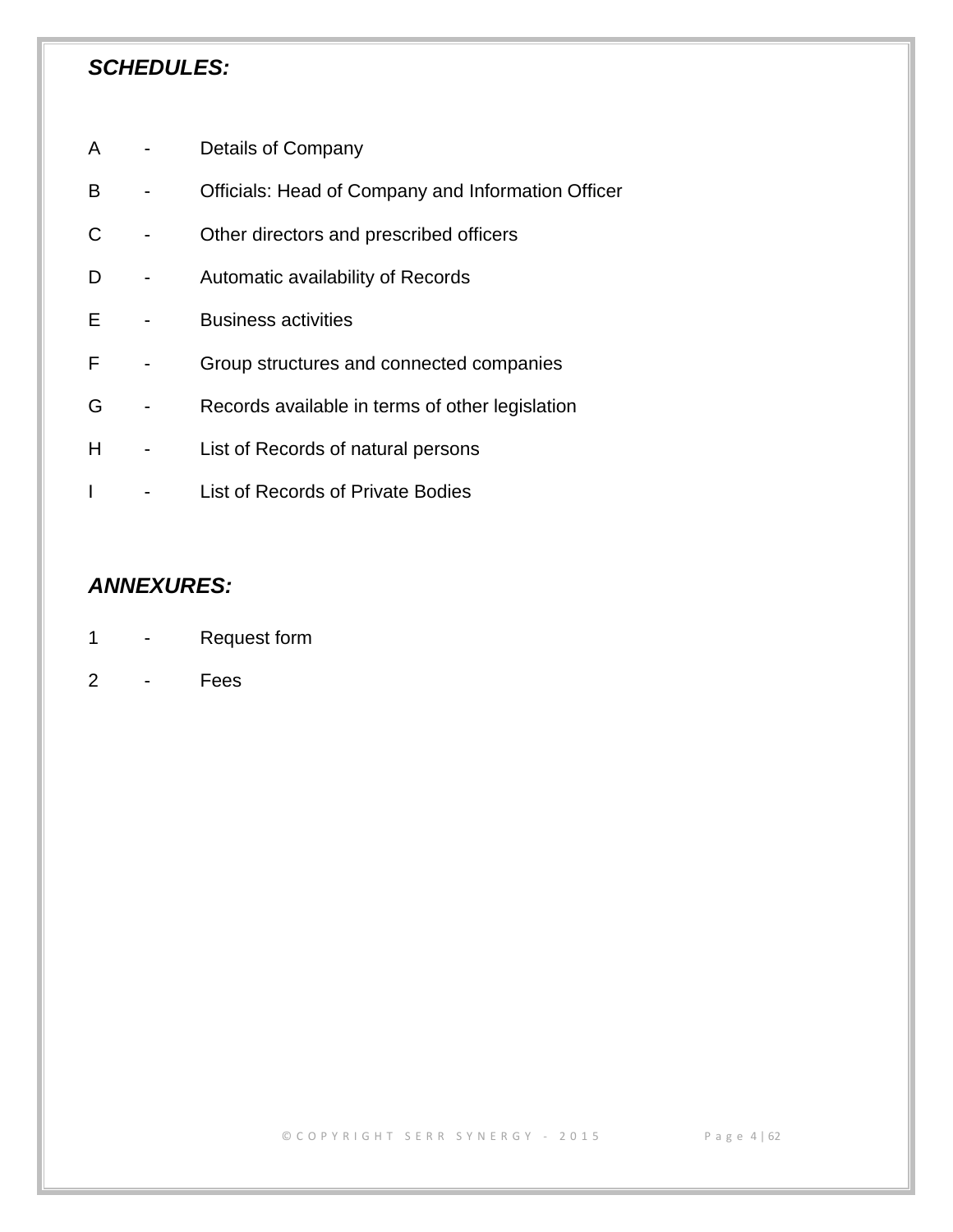***SCHEDULES:***

A - Details of Company

B - Officials: Head of Company and Information Officer

C - Other directors and prescribed officers

D - Automatic availability of Records

E - Business activities

F - Group structures and connected companies

G - Records available in terms of other legislation

H - List of Records of natural persons

I - List of Records of Private Bodies

***ANNEXURES:***

1 - Request form

2 - Fees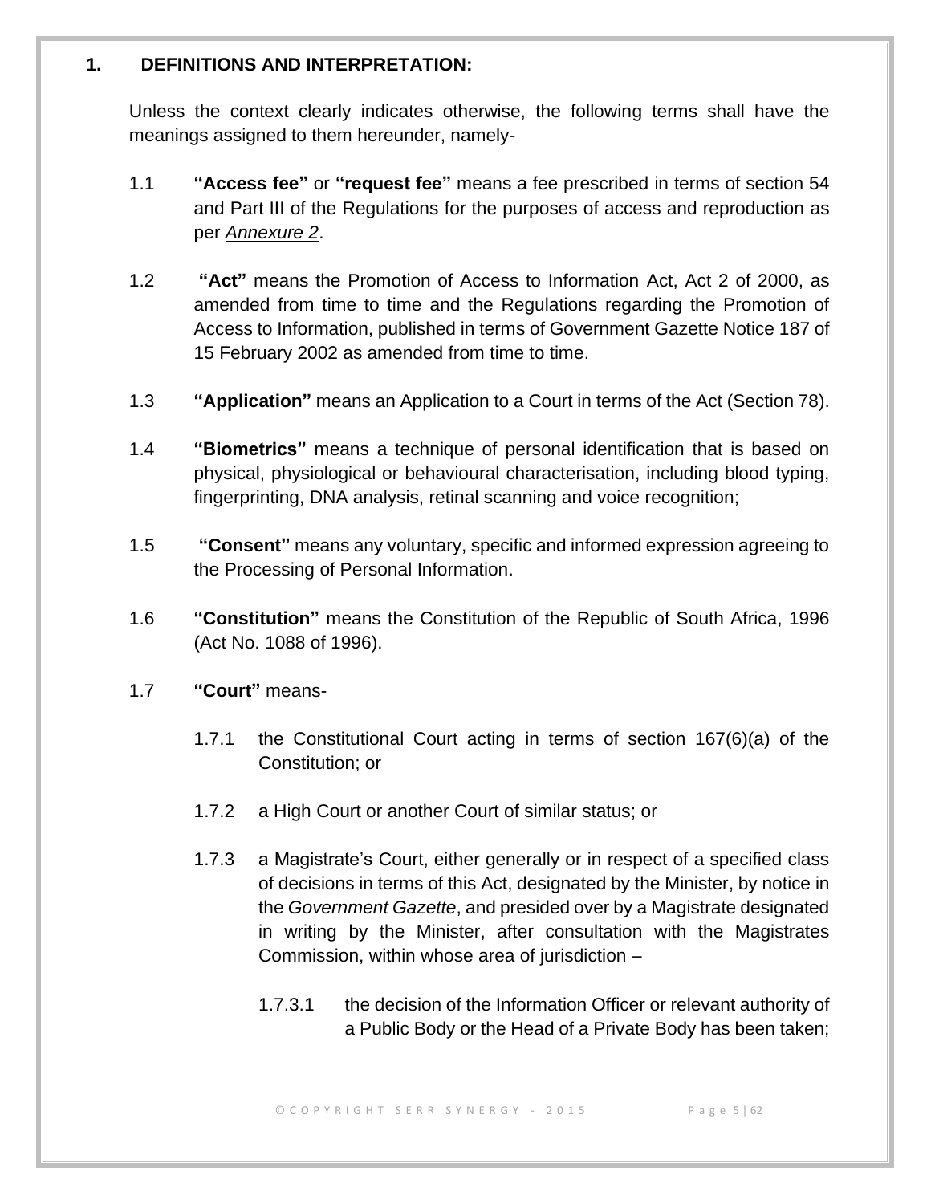## 1. DEFINITIONS AND INTERPRETATION:

Unless the context clearly indicates otherwise, the following terms shall have the meanings assigned to them hereunder, namely-

1.1 **"Access fee"** or **"request fee"** means a fee prescribed in terms of section 54 and Part III of the Regulations for the purposes of access and reproduction as per ***Annexure 2***.

1.2 **"Act"** means the Promotion of Access to Information Act, Act 2 of 2000, as amended from time to time and the Regulations regarding the Promotion of Access to Information, published in terms of Government Gazette Notice 187 of 15 February 2002 as amended from time to time.

1.3 **"Application"** means an Application to a Court in terms of the Act (Section 78).

1.4 **"Biometrics"** means a technique of personal identification that is based on physical, physiological or behavioural characterisation, including blood typing, fingerprinting, DNA analysis, retinal scanning and voice recognition;

1.5 **"Consent"** means any voluntary, specific and informed expression agreeing to the Processing of Personal Information.

1.6 **"Constitution"** means the Constitution of the Republic of South Africa, 1996 (Act No. 1088 of 1996).

1.7 **"Court"** means-

1.7.1 the Constitutional Court acting in terms of section 167(6)(a) of the Constitution; or

1.7.2 a High Court or another Court of similar status; or

1.7.3 a Magistrate's Court, either generally or in respect of a specified class of decisions in terms of this Act, designated by the Minister, by notice in the *Government Gazette*, and presided over by a Magistrate designated in writing by the Minister, after consultation with the Magistrates Commission, within whose area of jurisdiction –

1.7.3.1 the decision of the Information Officer or relevant authority of a Public Body or the Head of a Private Body has been taken;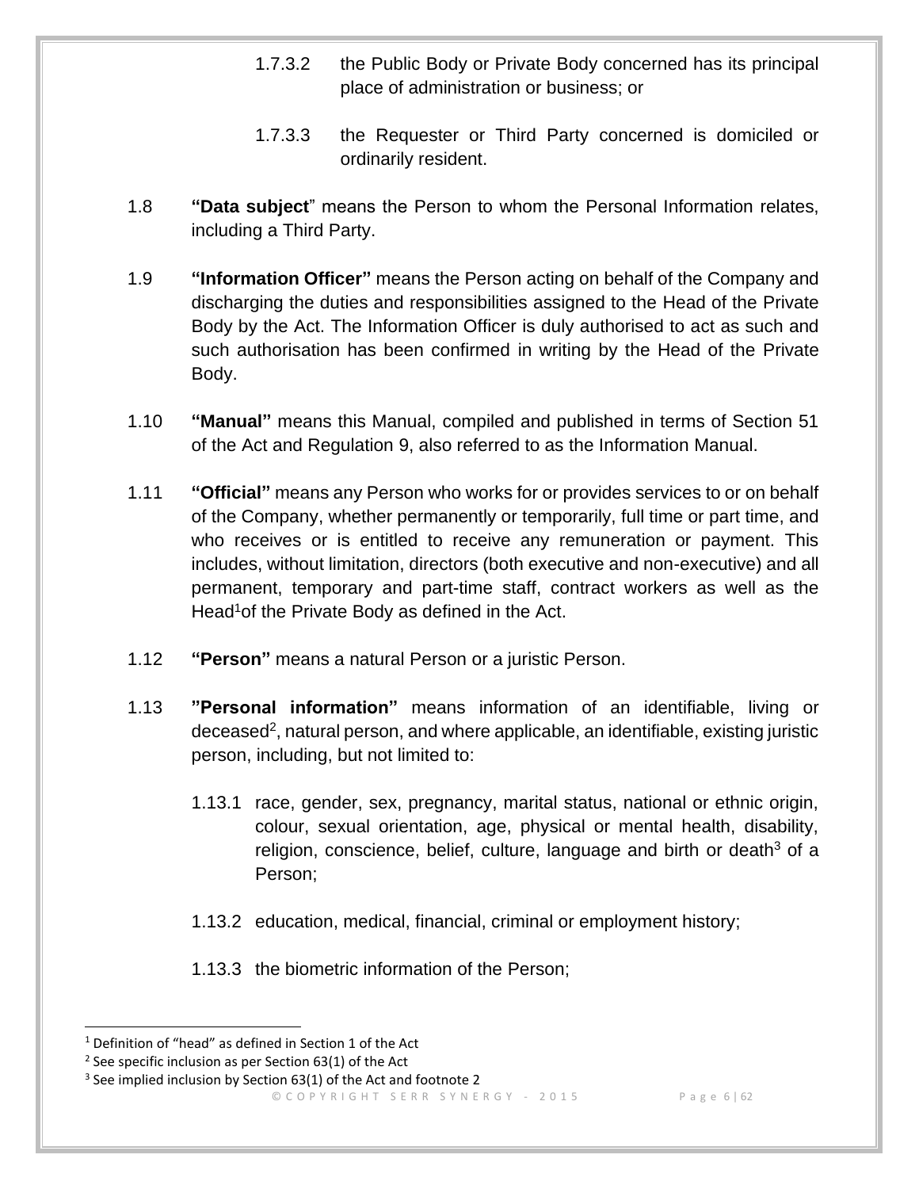1.7.3.2 the Public Body or Private Body concerned has its principal place of administration or business; or

1.7.3.3 the Requester or Third Party concerned is domiciled or ordinarily resident.

1.8 **"Data subject**" means the Person to whom the Personal Information relates, including a Third Party.

1.9 **"Information Officer"** means the Person acting on behalf of the Company and discharging the duties and responsibilities assigned to the Head of the Private Body by the Act. The Information Officer is duly authorised to act as such and such authorisation has been confirmed in writing by the Head of the Private Body.

1.10 **"Manual"** means this Manual, compiled and published in terms of Section 51 of the Act and Regulation 9, also referred to as the Information Manual.

1.11 **"Official"** means any Person who works for or provides services to or on behalf of the Company, whether permanently or temporarily, full time or part time, and who receives or is entitled to receive any remuneration or payment. This includes, without limitation, directors (both executive and non-executive) and all permanent, temporary and part-time staff, contract workers as well as the Head[1]of the Private Body as defined in the Act.

1.12 **"Person"** means a natural Person or a juristic Person.

1.13 **"Personal information"** means information of an identifiable, living or deceased[2], natural person, and where applicable, an identifiable, existing juristic person, including, but not limited to:

1.13.1 race, gender, sex, pregnancy, marital status, national or ethnic origin, colour, sexual orientation, age, physical or mental health, disability, religion, conscience, belief, culture, language and birth or death[3] of a Person;

1.13.2 education, medical, financial, criminal or employment history;

1.13.3 the biometric information of the Person;

---

[1] Definition of "head" as defined in Section 1 of the Act

[2] See specific inclusion as per Section 63(1) of the Act

[3] See implied inclusion by Section 63(1) of the Act and footnote 2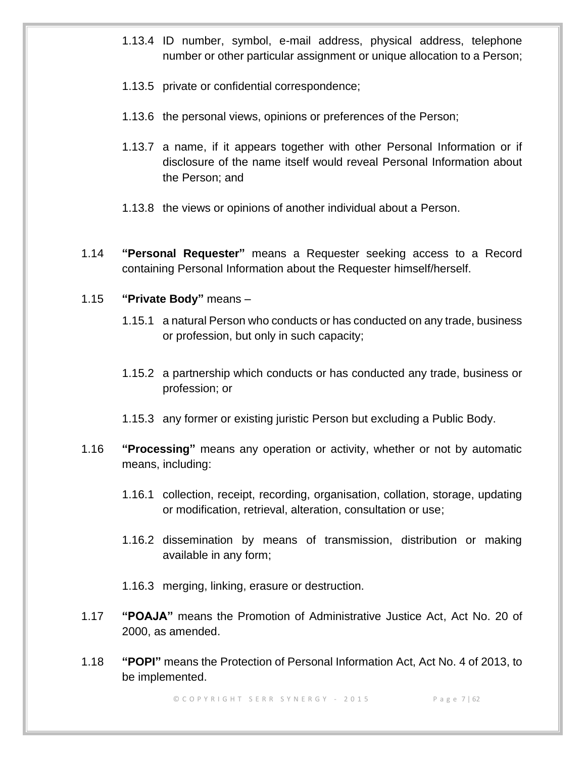1.13.4 ID number, symbol, e-mail address, physical address, telephone number or other particular assignment or unique allocation to a Person;

1.13.5 private or confidential correspondence;

1.13.6 the personal views, opinions or preferences of the Person;

1.13.7 a name, if it appears together with other Personal Information or if disclosure of the name itself would reveal Personal Information about the Person; and

1.13.8 the views or opinions of another individual about a Person.

1.14 **"Personal Requester"** means a Requester seeking access to a Record containing Personal Information about the Requester himself/herself.

1.15 **"Private Body"** means –

1.15.1 a natural Person who conducts or has conducted on any trade, business or profession, but only in such capacity;

1.15.2 a partnership which conducts or has conducted any trade, business or profession; or

1.15.3 any former or existing juristic Person but excluding a Public Body.

1.16 **"Processing"** means any operation or activity, whether or not by automatic means, including:

1.16.1 collection, receipt, recording, organisation, collation, storage, updating or modification, retrieval, alteration, consultation or use;

1.16.2 dissemination by means of transmission, distribution or making available in any form;

1.16.3 merging, linking, erasure or destruction.

1.17 **"POAJA"** means the Promotion of Administrative Justice Act, Act No. 20 of 2000, as amended.

1.18 **"POPI"** means the Protection of Personal Information Act, Act No. 4 of 2013, to be implemented.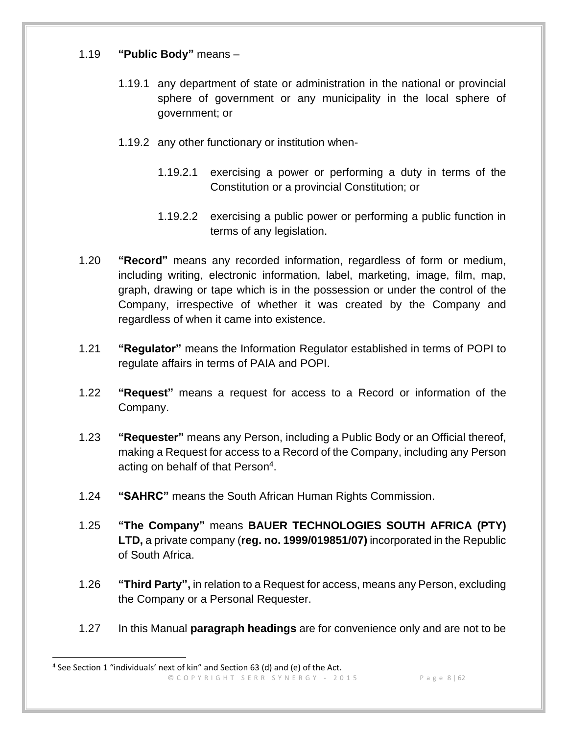1.19 **"Public Body"** means –

1.19.1 any department of state or administration in the national or provincial sphere of government or any municipality in the local sphere of government; or

1.19.2 any other functionary or institution when-

1.19.2.1 exercising a power or performing a duty in terms of the Constitution or a provincial Constitution; or

1.19.2.2 exercising a public power or performing a public function in terms of any legislation.

1.20 **"Record"** means any recorded information, regardless of form or medium, including writing, electronic information, label, marketing, image, film, map, graph, drawing or tape which is in the possession or under the control of the Company, irrespective of whether it was created by the Company and regardless of when it came into existence.

1.21 **"Regulator"** means the Information Regulator established in terms of POPI to regulate affairs in terms of PAIA and POPI.

1.22 **"Request"** means a request for access to a Record or information of the Company.

1.23 **"Requester"** means any Person, including a Public Body or an Official thereof, making a Request for access to a Record of the Company, including any Person acting on behalf of that Person[4].

1.24 **"SAHRC"** means the South African Human Rights Commission.

1.25 **"The Company"** means **BAUER TECHNOLOGIES SOUTH AFRICA (PTY) LTD,** a private company (**reg. no. 1999/019851/07)** incorporated in the Republic of South Africa.

1.26 **"Third Party",** in relation to a Request for access, means any Person, excluding the Company or a Personal Requester.

1.27 In this Manual **paragraph headings** are for convenience only and are not to be

[4] See Section 1 "individuals' next of kin" and Section 63 (d) and (e) of the Act.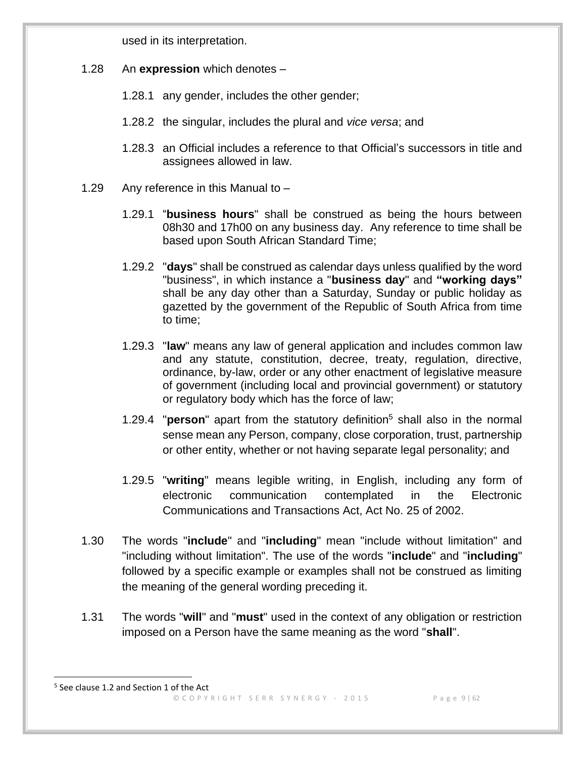used in its interpretation.

1.28 An **expression** which denotes –

1.28.1 any gender, includes the other gender;

1.28.2 the singular, includes the plural and *vice versa*; and

1.28.3 an Official includes a reference to that Official's successors in title and assignees allowed in law.

1.29 Any reference in this Manual to –

1.29.1 "**business hours**" shall be construed as being the hours between 08h30 and 17h00 on any business day. Any reference to time shall be based upon South African Standard Time;

1.29.2 "**days**" shall be construed as calendar days unless qualified by the word "business", in which instance a "**business day**" and **"working days"** shall be any day other than a Saturday, Sunday or public holiday as gazetted by the government of the Republic of South Africa from time to time;

1.29.3 "**law**" means any law of general application and includes common law and any statute, constitution, decree, treaty, regulation, directive, ordinance, by-law, order or any other enactment of legislative measure of government (including local and provincial government) or statutory or regulatory body which has the force of law;

1.29.4 "**person**" apart from the statutory definition[5] shall also in the normal sense mean any Person, company, close corporation, trust, partnership or other entity, whether or not having separate legal personality; and

1.29.5 "**writing**" means legible writing, in English, including any form of electronic communication contemplated in the Electronic Communications and Transactions Act, Act No. 25 of 2002.

1.30 The words "**include**" and "**including**" mean "include without limitation" and "including without limitation". The use of the words "**include**" and "**including**" followed by a specific example or examples shall not be construed as limiting the meaning of the general wording preceding it.

1.31 The words "**will**" and "**must**" used in the context of any obligation or restriction imposed on a Person have the same meaning as the word "**shall**".

[5] See clause 1.2 and Section 1 of the Act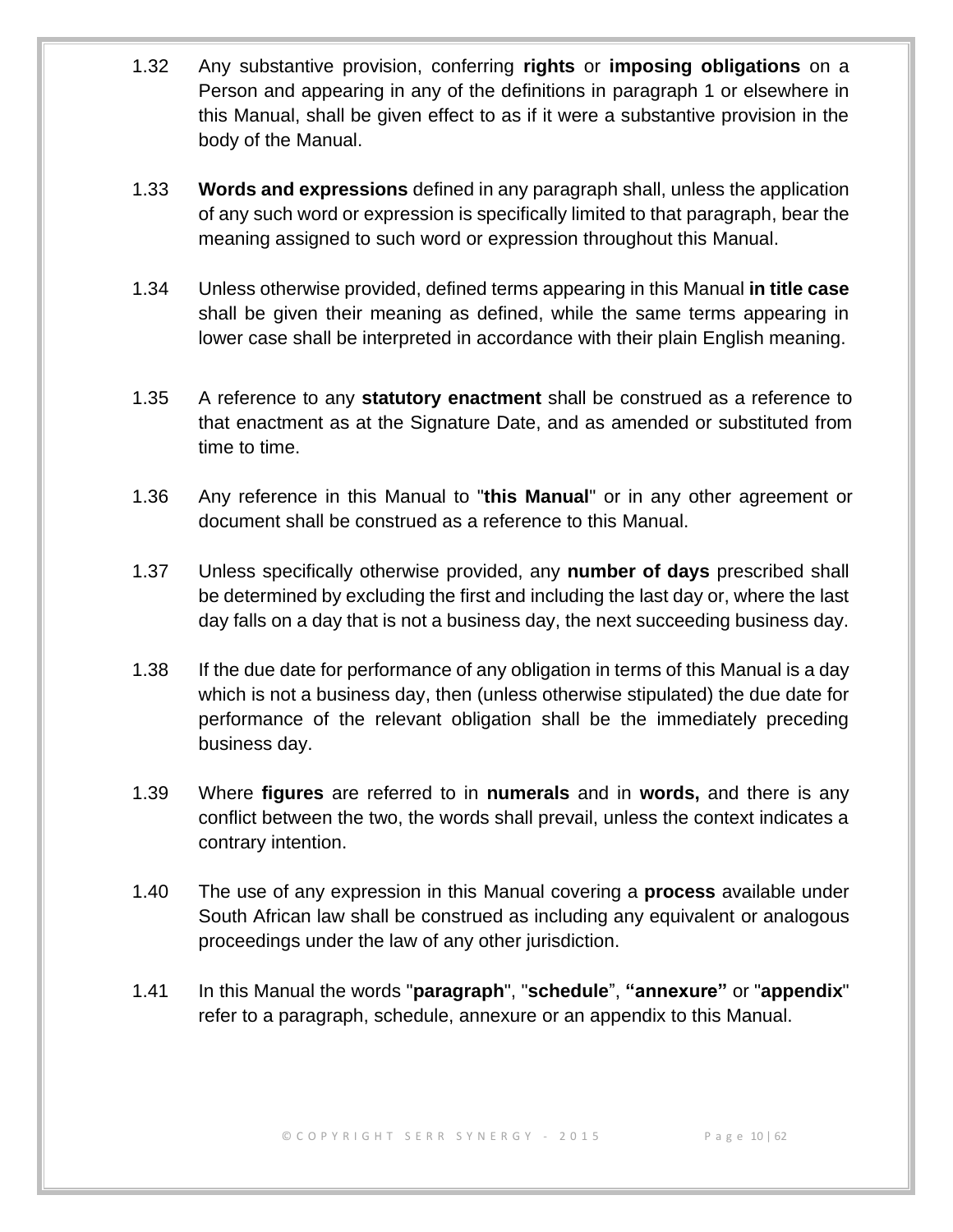1.32 Any substantive provision, conferring **rights** or **imposing obligations** on a Person and appearing in any of the definitions in paragraph 1 or elsewhere in this Manual, shall be given effect to as if it were a substantive provision in the body of the Manual.

1.33 **Words and expressions** defined in any paragraph shall, unless the application of any such word or expression is specifically limited to that paragraph, bear the meaning assigned to such word or expression throughout this Manual.

1.34 Unless otherwise provided, defined terms appearing in this Manual **in title case** shall be given their meaning as defined, while the same terms appearing in lower case shall be interpreted in accordance with their plain English meaning.

1.35 A reference to any **statutory enactment** shall be construed as a reference to that enactment as at the Signature Date, and as amended or substituted from time to time.

1.36 Any reference in this Manual to "**this Manual**" or in any other agreement or document shall be construed as a reference to this Manual.

1.37 Unless specifically otherwise provided, any **number of days** prescribed shall be determined by excluding the first and including the last day or, where the last day falls on a day that is not a business day, the next succeeding business day.

1.38 If the due date for performance of any obligation in terms of this Manual is a day which is not a business day, then (unless otherwise stipulated) the due date for performance of the relevant obligation shall be the immediately preceding business day.

1.39 Where **figures** are referred to in **numerals** and in **words,** and there is any conflict between the two, the words shall prevail, unless the context indicates a contrary intention.

1.40 The use of any expression in this Manual covering a **process** available under South African law shall be construed as including any equivalent or analogous proceedings under the law of any other jurisdiction.

1.41 In this Manual the words "**paragraph**", "**schedule**", **"annexure"** or "**appendix**" refer to a paragraph, schedule, annexure or an appendix to this Manual.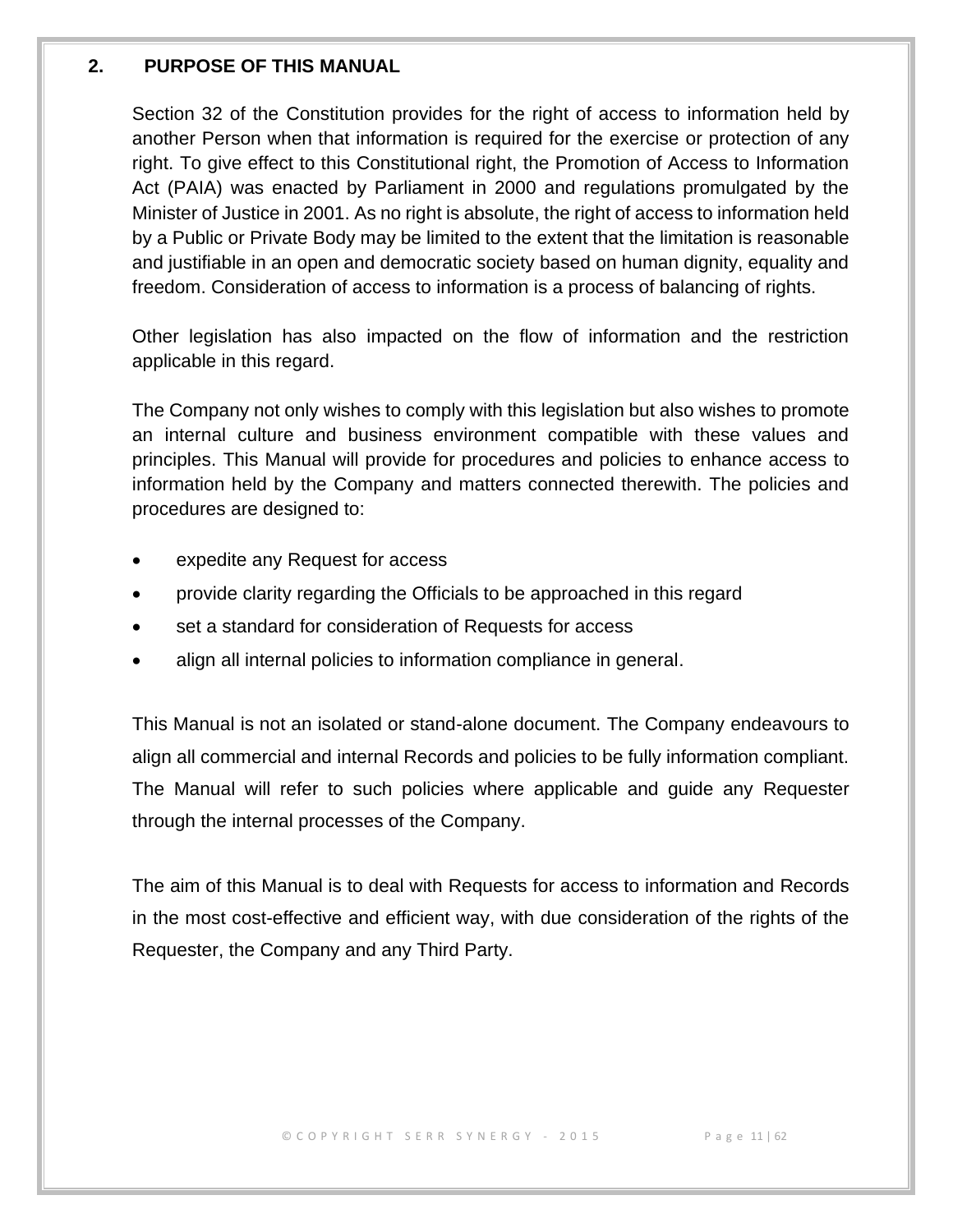## 2. PURPOSE OF THIS MANUAL

Section 32 of the Constitution provides for the right of access to information held by another Person when that information is required for the exercise or protection of any right. To give effect to this Constitutional right, the Promotion of Access to Information Act (PAIA) was enacted by Parliament in 2000 and regulations promulgated by the Minister of Justice in 2001. As no right is absolute, the right of access to information held by a Public or Private Body may be limited to the extent that the limitation is reasonable and justifiable in an open and democratic society based on human dignity, equality and freedom. Consideration of access to information is a process of balancing of rights.

Other legislation has also impacted on the flow of information and the restriction applicable in this regard.

The Company not only wishes to comply with this legislation but also wishes to promote an internal culture and business environment compatible with these values and principles. This Manual will provide for procedures and policies to enhance access to information held by the Company and matters connected therewith. The policies and procedures are designed to:

- expedite any Request for access
- provide clarity regarding the Officials to be approached in this regard
- set a standard for consideration of Requests for access
- align all internal policies to information compliance in general.

This Manual is not an isolated or stand-alone document. The Company endeavours to align all commercial and internal Records and policies to be fully information compliant. The Manual will refer to such policies where applicable and guide any Requester through the internal processes of the Company.

The aim of this Manual is to deal with Requests for access to information and Records in the most cost-effective and efficient way, with due consideration of the rights of the Requester, the Company and any Third Party.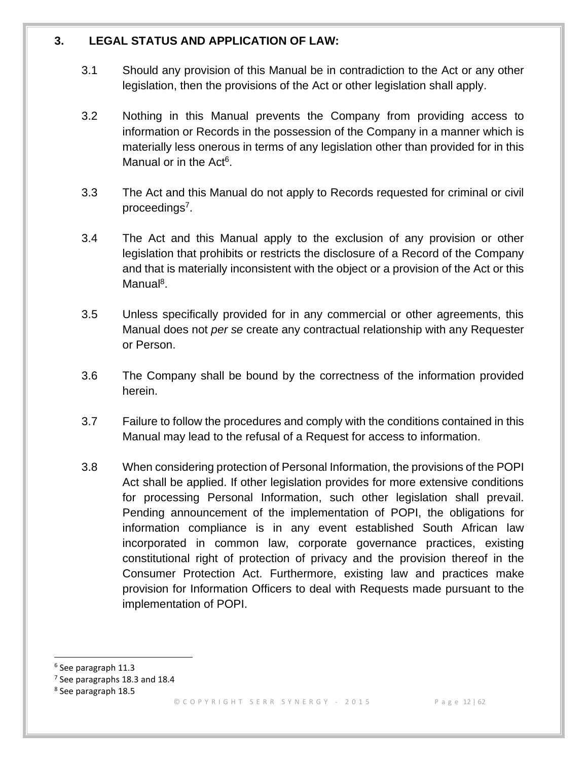## 3. LEGAL STATUS AND APPLICATION OF LAW:

3.1 Should any provision of this Manual be in contradiction to the Act or any other legislation, then the provisions of the Act or other legislation shall apply.

3.2 Nothing in this Manual prevents the Company from providing access to information or Records in the possession of the Company in a manner which is materially less onerous in terms of any legislation other than provided for in this Manual or in the Act[6].

3.3 The Act and this Manual do not apply to Records requested for criminal or civil proceedings[7].

3.4 The Act and this Manual apply to the exclusion of any provision or other legislation that prohibits or restricts the disclosure of a Record of the Company and that is materially inconsistent with the object or a provision of the Act or this Manual[8].

3.5 Unless specifically provided for in any commercial or other agreements, this Manual does not *per se* create any contractual relationship with any Requester or Person.

3.6 The Company shall be bound by the correctness of the information provided herein.

3.7 Failure to follow the procedures and comply with the conditions contained in this Manual may lead to the refusal of a Request for access to information.

3.8 When considering protection of Personal Information, the provisions of the POPI Act shall be applied. If other legislation provides for more extensive conditions for processing Personal Information, such other legislation shall prevail. Pending announcement of the implementation of POPI, the obligations for information compliance is in any event established South African law incorporated in common law, corporate governance practices, existing constitutional right of protection of privacy and the provision thereof in the Consumer Protection Act. Furthermore, existing law and practices make provision for Information Officers to deal with Requests made pursuant to the implementation of POPI.

---

[6] See paragraph 11.3

[7] See paragraphs 18.3 and 18.4

[8] See paragraph 18.5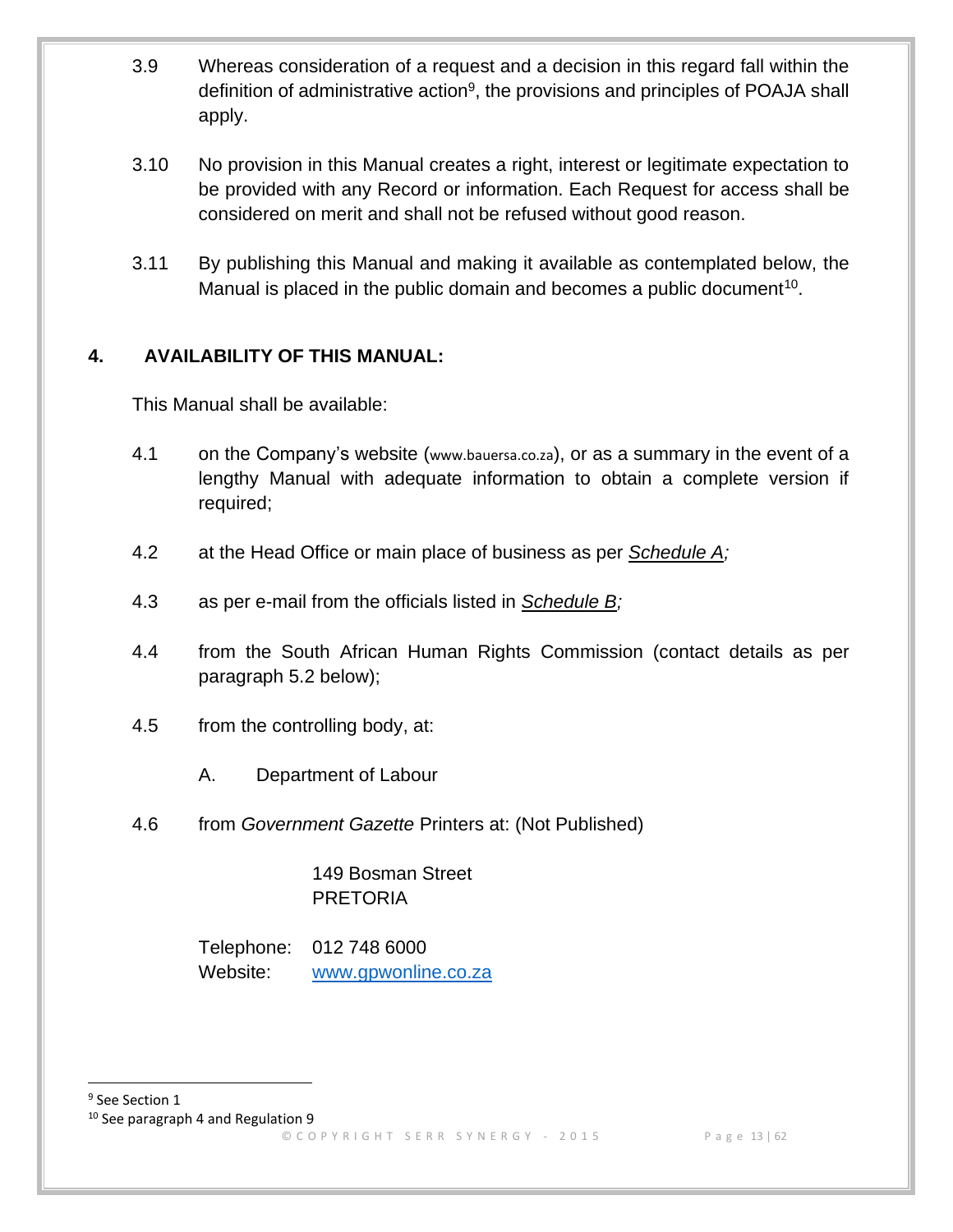3.9 Whereas consideration of a request and a decision in this regard fall within the definition of administrative action[9], the provisions and principles of POAJA shall apply.

3.10 No provision in this Manual creates a right, interest or legitimate expectation to be provided with any Record or information. Each Request for access shall be considered on merit and shall not be refused without good reason.

3.11 By publishing this Manual and making it available as contemplated below, the Manual is placed in the public domain and becomes a public document[10].

## 4. AVAILABILITY OF THIS MANUAL:

This Manual shall be available:

4.1 on the Company's website (www.bauersa.co.za), or as a summary in the event of a lengthy Manual with adequate information to obtain a complete version if required;

4.2 at the Head Office or main place of business as per ***Schedule A****;*

4.3 as per e-mail from the officials listed in ***Schedule B****;*

4.4 from the South African Human Rights Commission (contact details as per paragraph 5.2 below);

4.5 from the controlling body, at:

A. Department of Labour

4.6 from *Government Gazette* Printers at: (Not Published)

149 Bosman Street
PRETORIA

Telephone: 012 748 6000
Website: www.gpwonline.co.za

---

[9] See Section 1

[10] See paragraph 4 and Regulation 9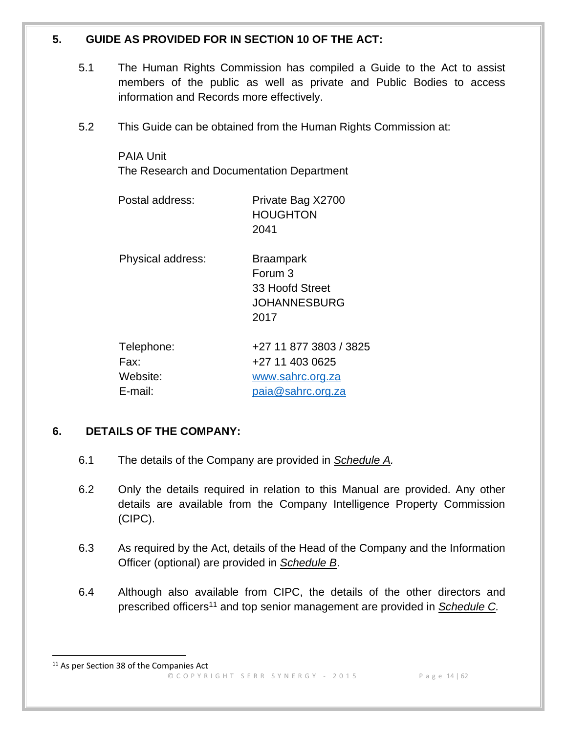## 5. GUIDE AS PROVIDED FOR IN SECTION 10 OF THE ACT:

5.1 The Human Rights Commission has compiled a Guide to the Act to assist members of the public as well as private and Public Bodies to access information and Records more effectively.

5.2 This Guide can be obtained from the Human Rights Commission at:

PAIA Unit
The Research and Documentation Department

| | |
|---|---|
| Postal address: | Private Bag X2700<br>HOUGHTON<br>2041 |
| Physical address: | Braampark<br>Forum 3<br>33 Hoofd Street<br>JOHANNESBURG<br>2017 |
| Telephone: | +27 11 877 3803 / 3825 |
| Fax: | +27 11 403 0625 |
| Website: | www.sahrc.org.za |
| E-mail: | paia@sahrc.org.za |

## 6. DETAILS OF THE COMPANY:

6.1 The details of the Company are provided in ***Schedule A.***

6.2 Only the details required in relation to this Manual are provided. Any other details are available from the Company Intelligence Property Commission (CIPC).

6.3 As required by the Act, details of the Head of the Company and the Information Officer (optional) are provided in ***Schedule B***.

6.4 Although also available from CIPC, the details of the other directors and prescribed officers[11] and top senior management are provided in ***Schedule C.***

[11] As per Section 38 of the Companies Act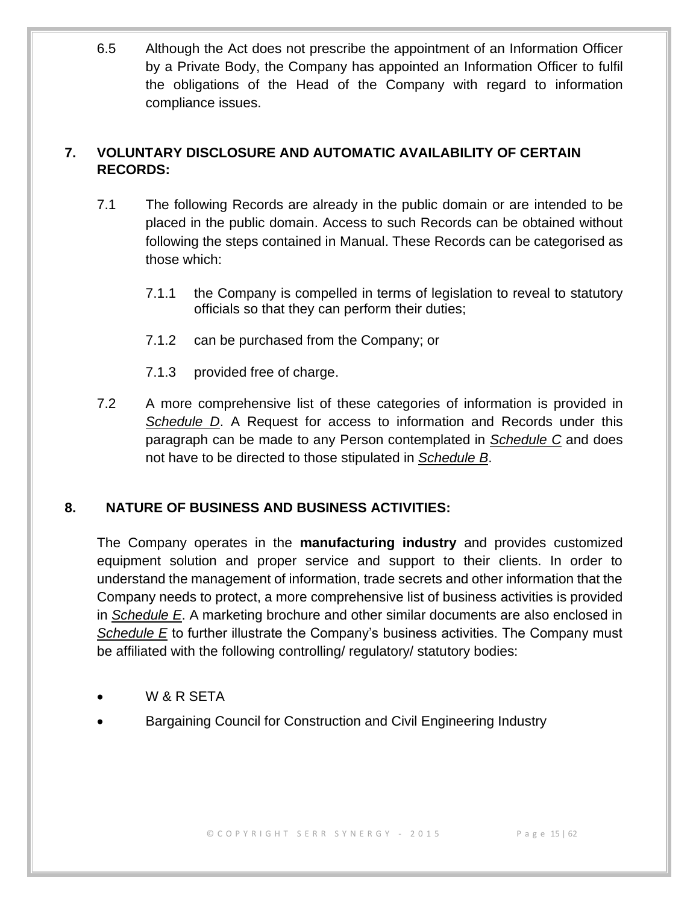6.5 Although the Act does not prescribe the appointment of an Information Officer by a Private Body, the Company has appointed an Information Officer to fulfil the obligations of the Head of the Company with regard to information compliance issues.

## 7. VOLUNTARY DISCLOSURE AND AUTOMATIC AVAILABILITY OF CERTAIN RECORDS:

7.1 The following Records are already in the public domain or are intended to be placed in the public domain. Access to such Records can be obtained without following the steps contained in Manual. These Records can be categorised as those which:

7.1.1 the Company is compelled in terms of legislation to reveal to statutory officials so that they can perform their duties;

7.1.2 can be purchased from the Company; or

7.1.3 provided free of charge.

7.2 A more comprehensive list of these categories of information is provided in ***Schedule D***. A Request for access to information and Records under this paragraph can be made to any Person contemplated in ***Schedule C*** and does not have to be directed to those stipulated in ***Schedule B***.

## 8. NATURE OF BUSINESS AND BUSINESS ACTIVITIES:

The Company operates in the **manufacturing industry** and provides customized equipment solution and proper service and support to their clients. In order to understand the management of information, trade secrets and other information that the Company needs to protect, a more comprehensive list of business activities is provided in ***Schedule E***. A marketing brochure and other similar documents are also enclosed in ***Schedule E*** to further illustrate the Company's business activities. The Company must be affiliated with the following controlling/ regulatory/ statutory bodies:

- W & R SETA
- Bargaining Council for Construction and Civil Engineering Industry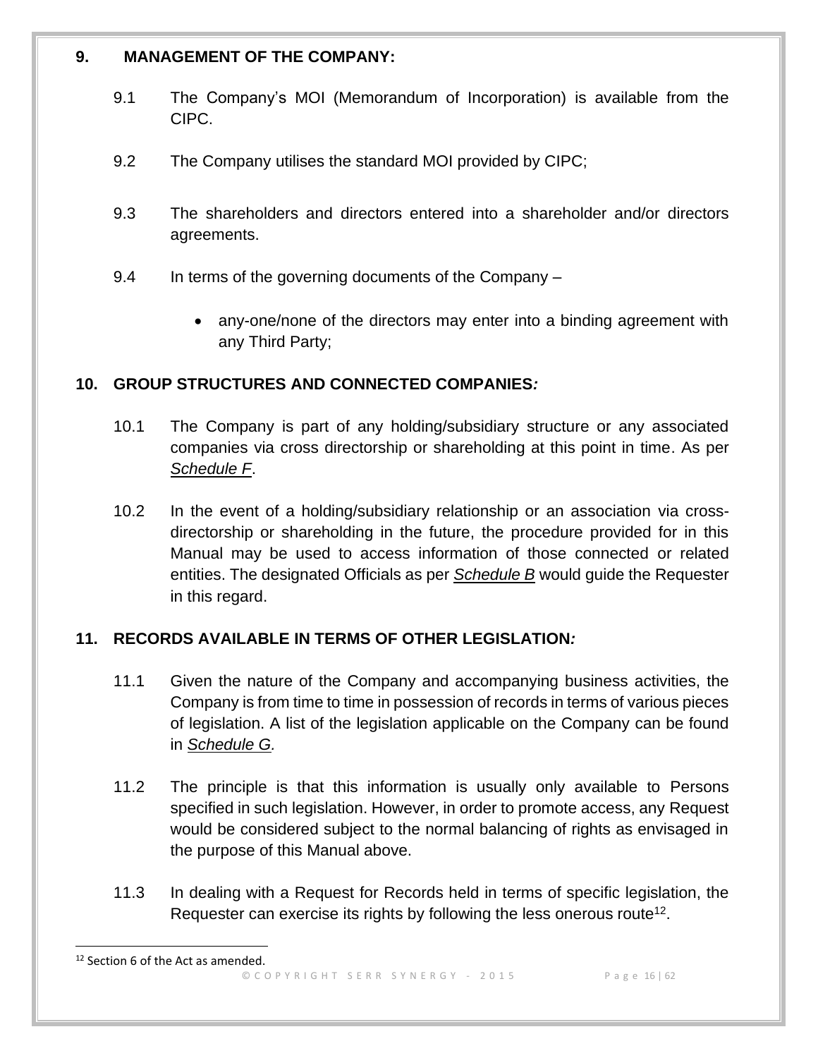## 9. MANAGEMENT OF THE COMPANY:

9.1 The Company's MOI (Memorandum of Incorporation) is available from the CIPC.

9.2 The Company utilises the standard MOI provided by CIPC;

9.3 The shareholders and directors entered into a shareholder and/or directors agreements.

9.4 In terms of the governing documents of the Company –

- any-one/none of the directors may enter into a binding agreement with any Third Party;

## 10. GROUP STRUCTURES AND CONNECTED COMPANIES*:*

10.1 The Company is part of any holding/subsidiary structure or any associated companies via cross directorship or shareholding at this point in time. As per *Schedule F*.

10.2 In the event of a holding/subsidiary relationship or an association via cross-directorship or shareholding in the future, the procedure provided for in this Manual may be used to access information of those connected or related entities. The designated Officials as per ***Schedule B*** would guide the Requester in this regard.

## 11. RECORDS AVAILABLE IN TERMS OF OTHER LEGISLATION*:*

11.1 Given the nature of the Company and accompanying business activities, the Company is from time to time in possession of records in terms of various pieces of legislation. A list of the legislation applicable on the Company can be found in *Schedule G.*

11.2 The principle is that this information is usually only available to Persons specified in such legislation. However, in order to promote access, any Request would be considered subject to the normal balancing of rights as envisaged in the purpose of this Manual above.

11.3 In dealing with a Request for Records held in terms of specific legislation, the Requester can exercise its rights by following the less onerous route[12].

---

[12] Section 6 of the Act as amended.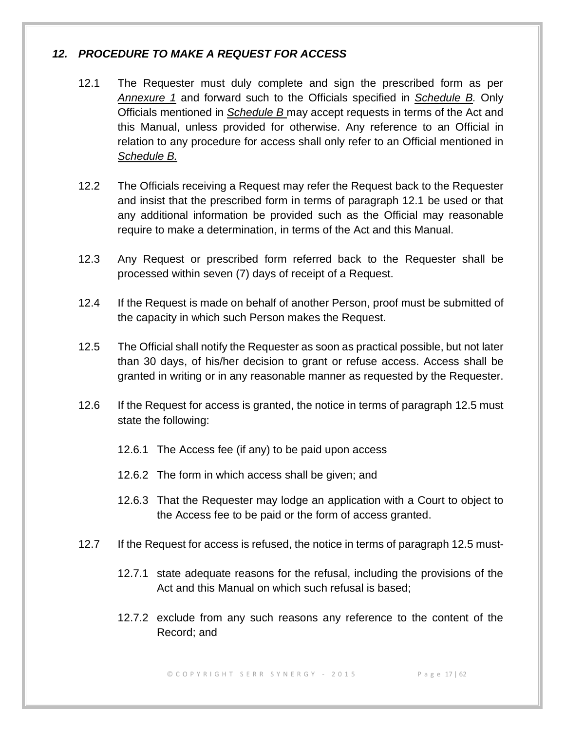## *12. PROCEDURE TO MAKE A REQUEST FOR ACCESS*

12.1 The Requester must duly complete and sign the prescribed form as per *Annexure 1* and forward such to the Officials specified in *Schedule B*. Only Officials mentioned in *Schedule B* may accept requests in terms of the Act and this Manual, unless provided for otherwise. Any reference to an Official in relation to any procedure for access shall only refer to an Official mentioned in *Schedule B.*

12.2 The Officials receiving a Request may refer the Request back to the Requester and insist that the prescribed form in terms of paragraph 12.1 be used or that any additional information be provided such as the Official may reasonable require to make a determination, in terms of the Act and this Manual.

12.3 Any Request or prescribed form referred back to the Requester shall be processed within seven (7) days of receipt of a Request.

12.4 If the Request is made on behalf of another Person, proof must be submitted of the capacity in which such Person makes the Request.

12.5 The Official shall notify the Requester as soon as practical possible, but not later than 30 days, of his/her decision to grant or refuse access. Access shall be granted in writing or in any reasonable manner as requested by the Requester.

12.6 If the Request for access is granted, the notice in terms of paragraph 12.5 must state the following:

12.6.1 The Access fee (if any) to be paid upon access

12.6.2 The form in which access shall be given; and

12.6.3 That the Requester may lodge an application with a Court to object to the Access fee to be paid or the form of access granted.

12.7 If the Request for access is refused, the notice in terms of paragraph 12.5 must-

12.7.1 state adequate reasons for the refusal, including the provisions of the Act and this Manual on which such refusal is based;

12.7.2 exclude from any such reasons any reference to the content of the Record; and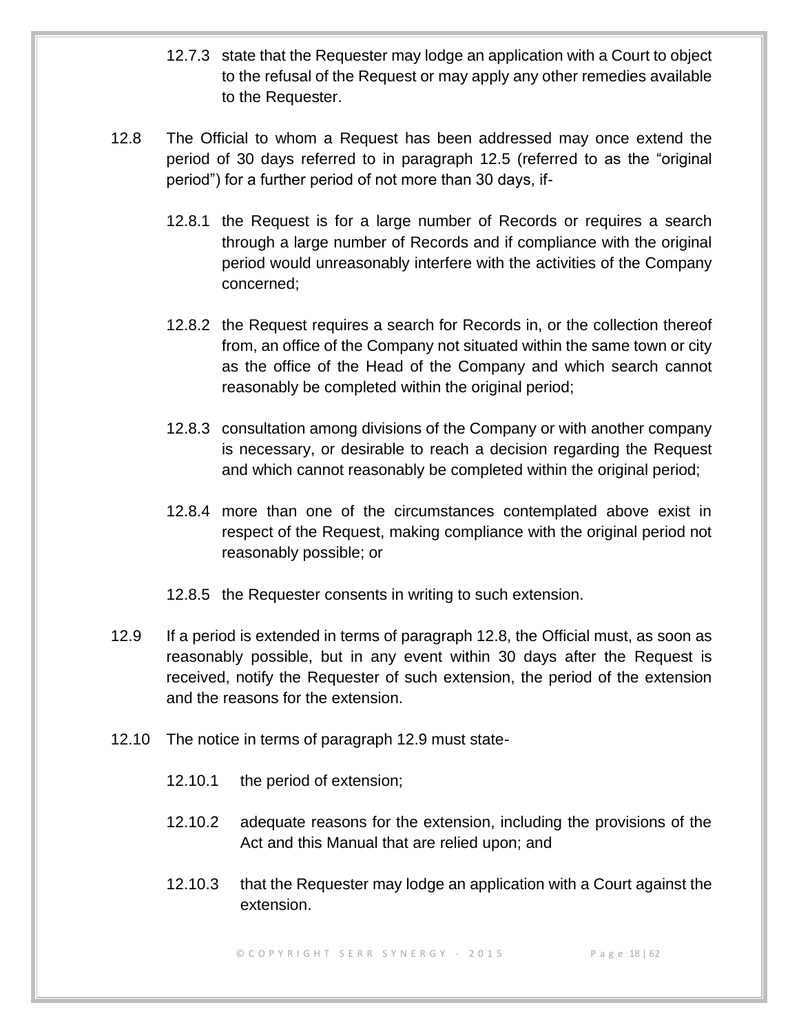12.7.3 state that the Requester may lodge an application with a Court to object to the refusal of the Request or may apply any other remedies available to the Requester.

12.8 The Official to whom a Request has been addressed may once extend the period of 30 days referred to in paragraph 12.5 (referred to as the "original period") for a further period of not more than 30 days, if-

12.8.1 the Request is for a large number of Records or requires a search through a large number of Records and if compliance with the original period would unreasonably interfere with the activities of the Company concerned;

12.8.2 the Request requires a search for Records in, or the collection thereof from, an office of the Company not situated within the same town or city as the office of the Head of the Company and which search cannot reasonably be completed within the original period;

12.8.3 consultation among divisions of the Company or with another company is necessary, or desirable to reach a decision regarding the Request and which cannot reasonably be completed within the original period;

12.8.4 more than one of the circumstances contemplated above exist in respect of the Request, making compliance with the original period not reasonably possible; or

12.8.5 the Requester consents in writing to such extension.

12.9 If a period is extended in terms of paragraph 12.8, the Official must, as soon as reasonably possible, but in any event within 30 days after the Request is received, notify the Requester of such extension, the period of the extension and the reasons for the extension.

12.10 The notice in terms of paragraph 12.9 must state-

12.10.1 the period of extension;

12.10.2 adequate reasons for the extension, including the provisions of the Act and this Manual that are relied upon; and

12.10.3 that the Requester may lodge an application with a Court against the extension.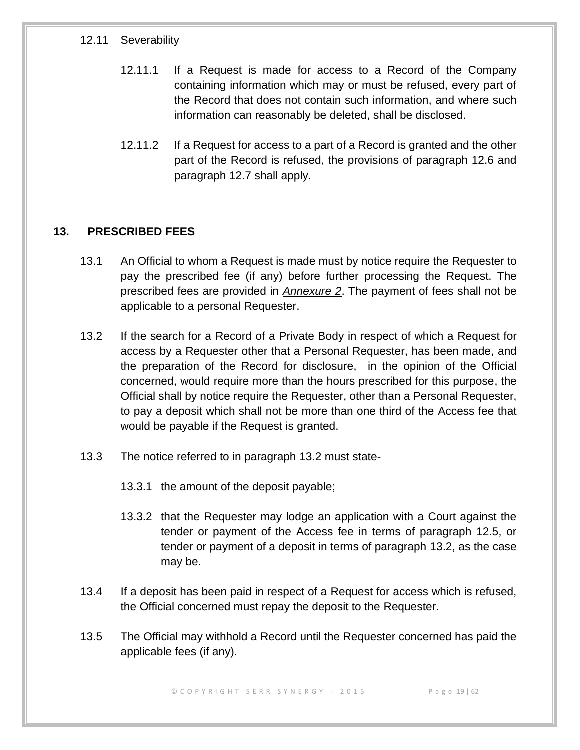12.11 Severability

12.11.1 If a Request is made for access to a Record of the Company containing information which may or must be refused, every part of the Record that does not contain such information, and where such information can reasonably be deleted, shall be disclosed.

12.11.2 If a Request for access to a part of a Record is granted and the other part of the Record is refused, the provisions of paragraph 12.6 and paragraph 12.7 shall apply.

## 13. PRESCRIBED FEES

13.1 An Official to whom a Request is made must by notice require the Requester to pay the prescribed fee (if any) before further processing the Request. The prescribed fees are provided in ***Annexure 2***. The payment of fees shall not be applicable to a personal Requester.

13.2 If the search for a Record of a Private Body in respect of which a Request for access by a Requester other that a Personal Requester, has been made, and the preparation of the Record for disclosure, in the opinion of the Official concerned, would require more than the hours prescribed for this purpose, the Official shall by notice require the Requester, other than a Personal Requester, to pay a deposit which shall not be more than one third of the Access fee that would be payable if the Request is granted.

13.3 The notice referred to in paragraph 13.2 must state-

13.3.1 the amount of the deposit payable;

13.3.2 that the Requester may lodge an application with a Court against the tender or payment of the Access fee in terms of paragraph 12.5, or tender or payment of a deposit in terms of paragraph 13.2, as the case may be.

13.4 If a deposit has been paid in respect of a Request for access which is refused, the Official concerned must repay the deposit to the Requester.

13.5 The Official may withhold a Record until the Requester concerned has paid the applicable fees (if any).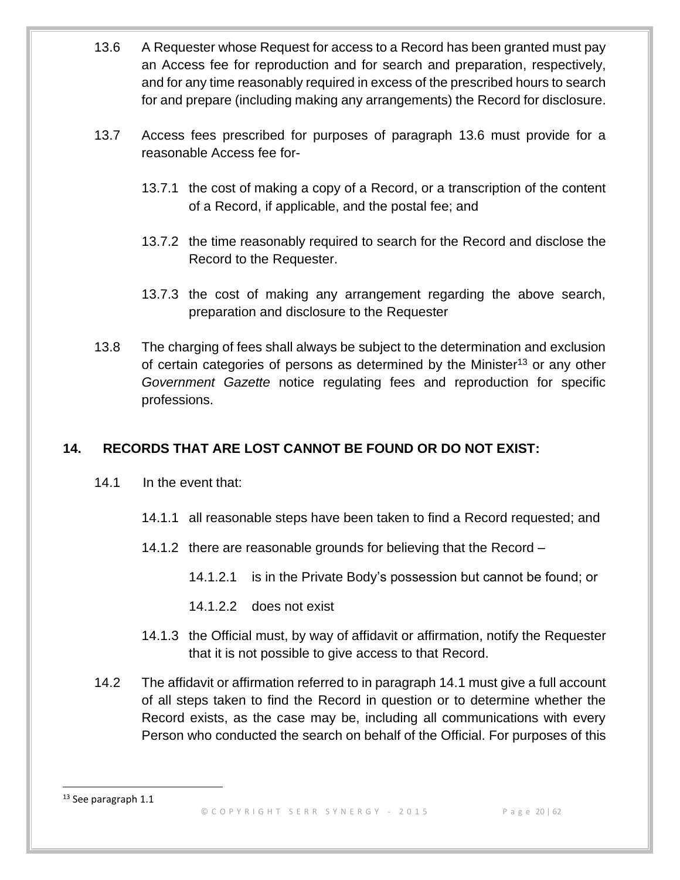13.6 A Requester whose Request for access to a Record has been granted must pay an Access fee for reproduction and for search and preparation, respectively, and for any time reasonably required in excess of the prescribed hours to search for and prepare (including making any arrangements) the Record for disclosure.

13.7 Access fees prescribed for purposes of paragraph 13.6 must provide for a reasonable Access fee for-

13.7.1 the cost of making a copy of a Record, or a transcription of the content of a Record, if applicable, and the postal fee; and

13.7.2 the time reasonably required to search for the Record and disclose the Record to the Requester.

13.7.3 the cost of making any arrangement regarding the above search, preparation and disclosure to the Requester

13.8 The charging of fees shall always be subject to the determination and exclusion of certain categories of persons as determined by the Minister[13] or any other *Government Gazette* notice regulating fees and reproduction for specific professions.

## 14. RECORDS THAT ARE LOST CANNOT BE FOUND OR DO NOT EXIST:

14.1 In the event that:

14.1.1 all reasonable steps have been taken to find a Record requested; and

14.1.2 there are reasonable grounds for believing that the Record –

14.1.2.1 is in the Private Body's possession but cannot be found; or

14.1.2.2 does not exist

14.1.3 the Official must, by way of affidavit or affirmation, notify the Requester that it is not possible to give access to that Record.

14.2 The affidavit or affirmation referred to in paragraph 14.1 must give a full account of all steps taken to find the Record in question or to determine whether the Record exists, as the case may be, including all communications with every Person who conducted the search on behalf of the Official. For purposes of this

[13] See paragraph 1.1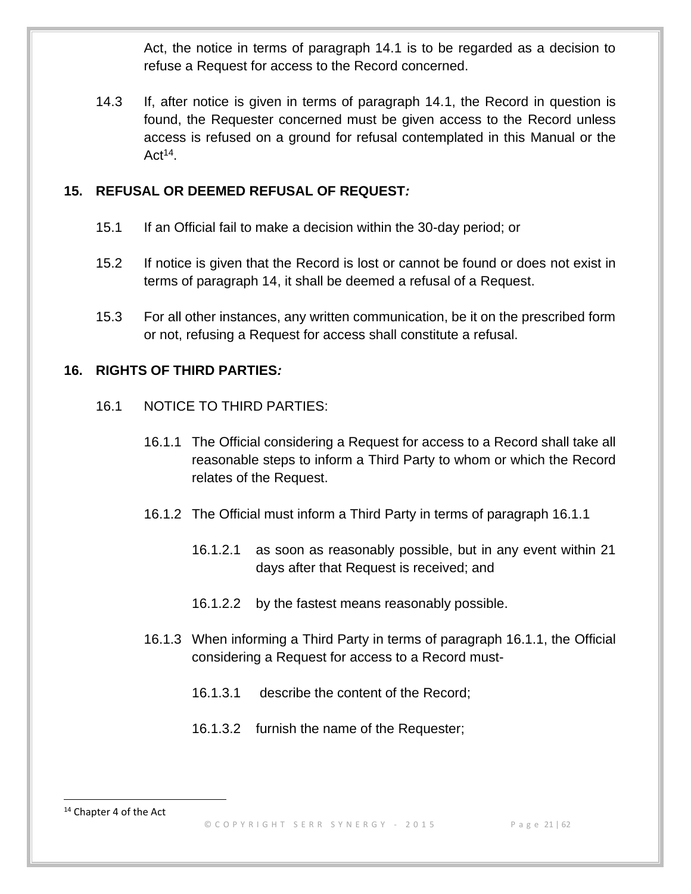Act, the notice in terms of paragraph 14.1 is to be regarded as a decision to refuse a Request for access to the Record concerned.

14.3 If, after notice is given in terms of paragraph 14.1, the Record in question is found, the Requester concerned must be given access to the Record unless access is refused on a ground for refusal contemplated in this Manual or the Act[14].

## 15. REFUSAL OR DEEMED REFUSAL OF REQUEST*:*

15.1 If an Official fail to make a decision within the 30-day period; or

15.2 If notice is given that the Record is lost or cannot be found or does not exist in terms of paragraph 14, it shall be deemed a refusal of a Request.

15.3 For all other instances, any written communication, be it on the prescribed form or not, refusing a Request for access shall constitute a refusal.

## 16. RIGHTS OF THIRD PARTIES*:*

16.1 NOTICE TO THIRD PARTIES:

16.1.1 The Official considering a Request for access to a Record shall take all reasonable steps to inform a Third Party to whom or which the Record relates of the Request.

16.1.2 The Official must inform a Third Party in terms of paragraph 16.1.1

16.1.2.1 as soon as reasonably possible, but in any event within 21 days after that Request is received; and

16.1.2.2 by the fastest means reasonably possible.

16.1.3 When informing a Third Party in terms of paragraph 16.1.1, the Official considering a Request for access to a Record must-

16.1.3.1 describe the content of the Record;

16.1.3.2 furnish the name of the Requester;

[14] Chapter 4 of the Act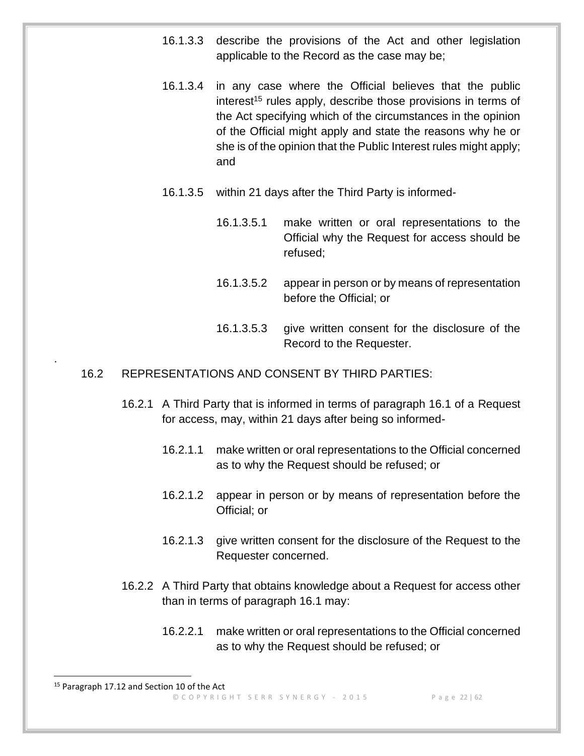16.1.3.3 describe the provisions of the Act and other legislation applicable to the Record as the case may be;

16.1.3.4 in any case where the Official believes that the public interest[15] rules apply, describe those provisions in terms of the Act specifying which of the circumstances in the opinion of the Official might apply and state the reasons why he or she is of the opinion that the Public Interest rules might apply; and

16.1.3.5 within 21 days after the Third Party is informed-

16.1.3.5.1 make written or oral representations to the Official why the Request for access should be refused;

16.1.3.5.2 appear in person or by means of representation before the Official; or

16.1.3.5.3 give written consent for the disclosure of the Record to the Requester.

.

16.2 REPRESENTATIONS AND CONSENT BY THIRD PARTIES:

16.2.1 A Third Party that is informed in terms of paragraph 16.1 of a Request for access, may, within 21 days after being so informed-

16.2.1.1 make written or oral representations to the Official concerned as to why the Request should be refused; or

16.2.1.2 appear in person or by means of representation before the Official; or

16.2.1.3 give written consent for the disclosure of the Request to the Requester concerned.

16.2.2 A Third Party that obtains knowledge about a Request for access other than in terms of paragraph 16.1 may:

16.2.2.1 make written or oral representations to the Official concerned as to why the Request should be refused; or

[15] Paragraph 17.12 and Section 10 of the Act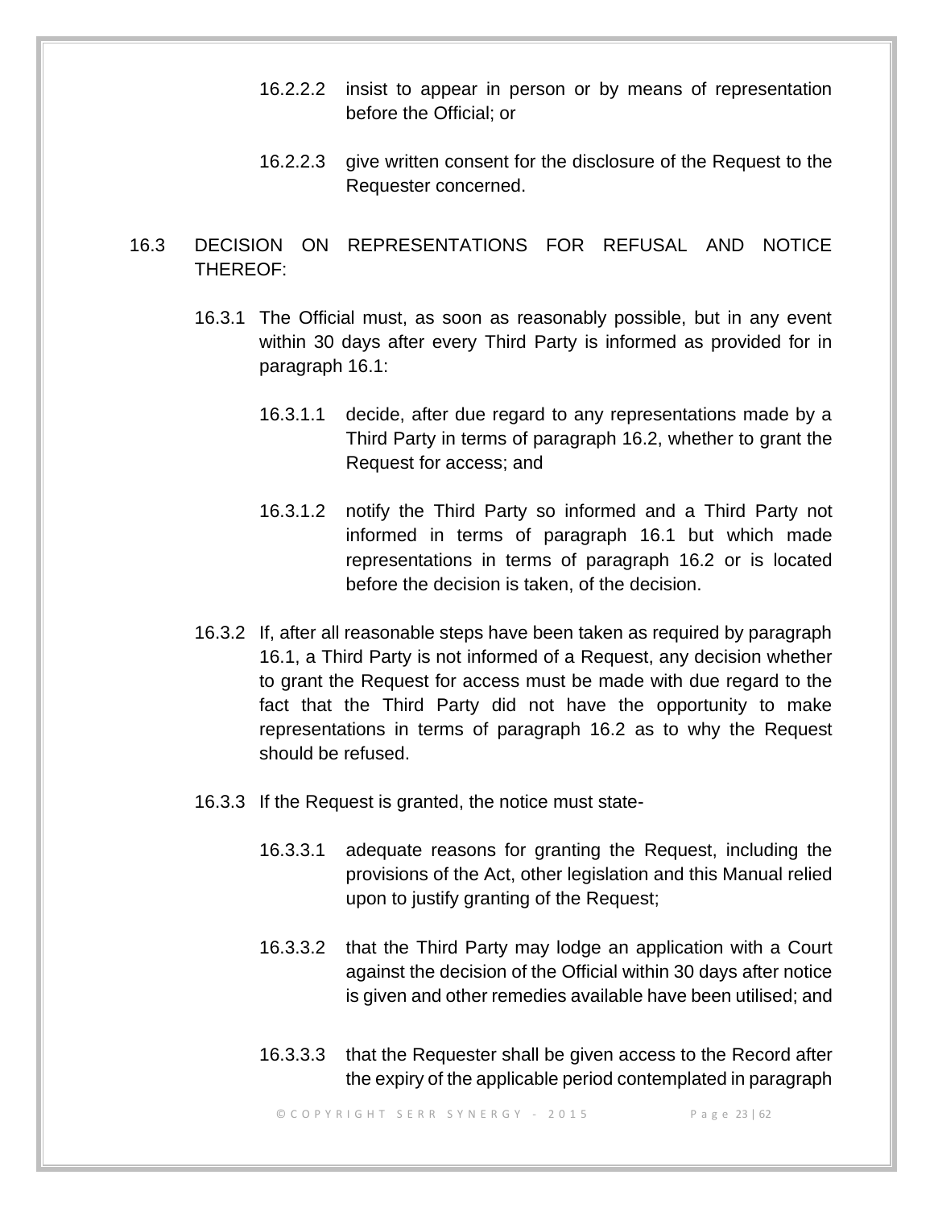16.2.2.2 insist to appear in person or by means of representation before the Official; or

16.2.2.3 give written consent for the disclosure of the Request to the Requester concerned.

16.3 DECISION ON REPRESENTATIONS FOR REFUSAL AND NOTICE THEREOF:

16.3.1 The Official must, as soon as reasonably possible, but in any event within 30 days after every Third Party is informed as provided for in paragraph 16.1:

16.3.1.1 decide, after due regard to any representations made by a Third Party in terms of paragraph 16.2, whether to grant the Request for access; and

16.3.1.2 notify the Third Party so informed and a Third Party not informed in terms of paragraph 16.1 but which made representations in terms of paragraph 16.2 or is located before the decision is taken, of the decision.

16.3.2 If, after all reasonable steps have been taken as required by paragraph 16.1, a Third Party is not informed of a Request, any decision whether to grant the Request for access must be made with due regard to the fact that the Third Party did not have the opportunity to make representations in terms of paragraph 16.2 as to why the Request should be refused.

16.3.3 If the Request is granted, the notice must state-

16.3.3.1 adequate reasons for granting the Request, including the provisions of the Act, other legislation and this Manual relied upon to justify granting of the Request;

16.3.3.2 that the Third Party may lodge an application with a Court against the decision of the Official within 30 days after notice is given and other remedies available have been utilised; and

16.3.3.3 that the Requester shall be given access to the Record after the expiry of the applicable period contemplated in paragraph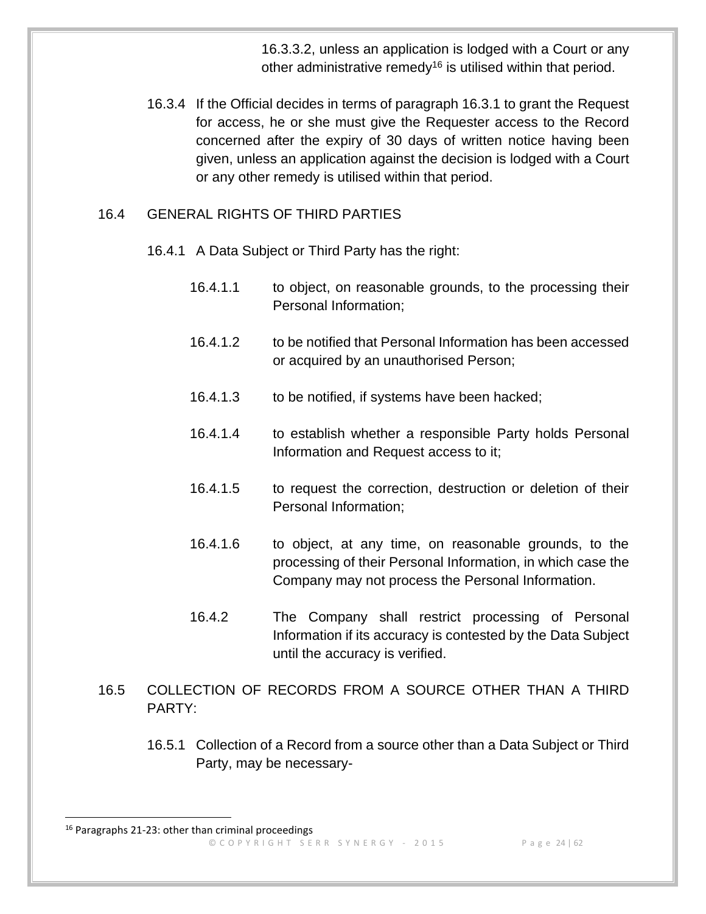16.3.3.2, unless an application is lodged with a Court or any other administrative remedy[16] is utilised within that period.

16.3.4 If the Official decides in terms of paragraph 16.3.1 to grant the Request for access, he or she must give the Requester access to the Record concerned after the expiry of 30 days of written notice having been given, unless an application against the decision is lodged with a Court or any other remedy is utilised within that period.

16.4 GENERAL RIGHTS OF THIRD PARTIES

16.4.1 A Data Subject or Third Party has the right:

16.4.1.1 to object, on reasonable grounds, to the processing their Personal Information;

16.4.1.2 to be notified that Personal Information has been accessed or acquired by an unauthorised Person;

16.4.1.3 to be notified, if systems have been hacked;

16.4.1.4 to establish whether a responsible Party holds Personal Information and Request access to it;

16.4.1.5 to request the correction, destruction or deletion of their Personal Information;

16.4.1.6 to object, at any time, on reasonable grounds, to the processing of their Personal Information, in which case the Company may not process the Personal Information.

16.4.2 The Company shall restrict processing of Personal Information if its accuracy is contested by the Data Subject until the accuracy is verified.

16.5 COLLECTION OF RECORDS FROM A SOURCE OTHER THAN A THIRD PARTY:

16.5.1 Collection of a Record from a source other than a Data Subject or Third Party, may be necessary-

[16] Paragraphs 21-23: other than criminal proceedings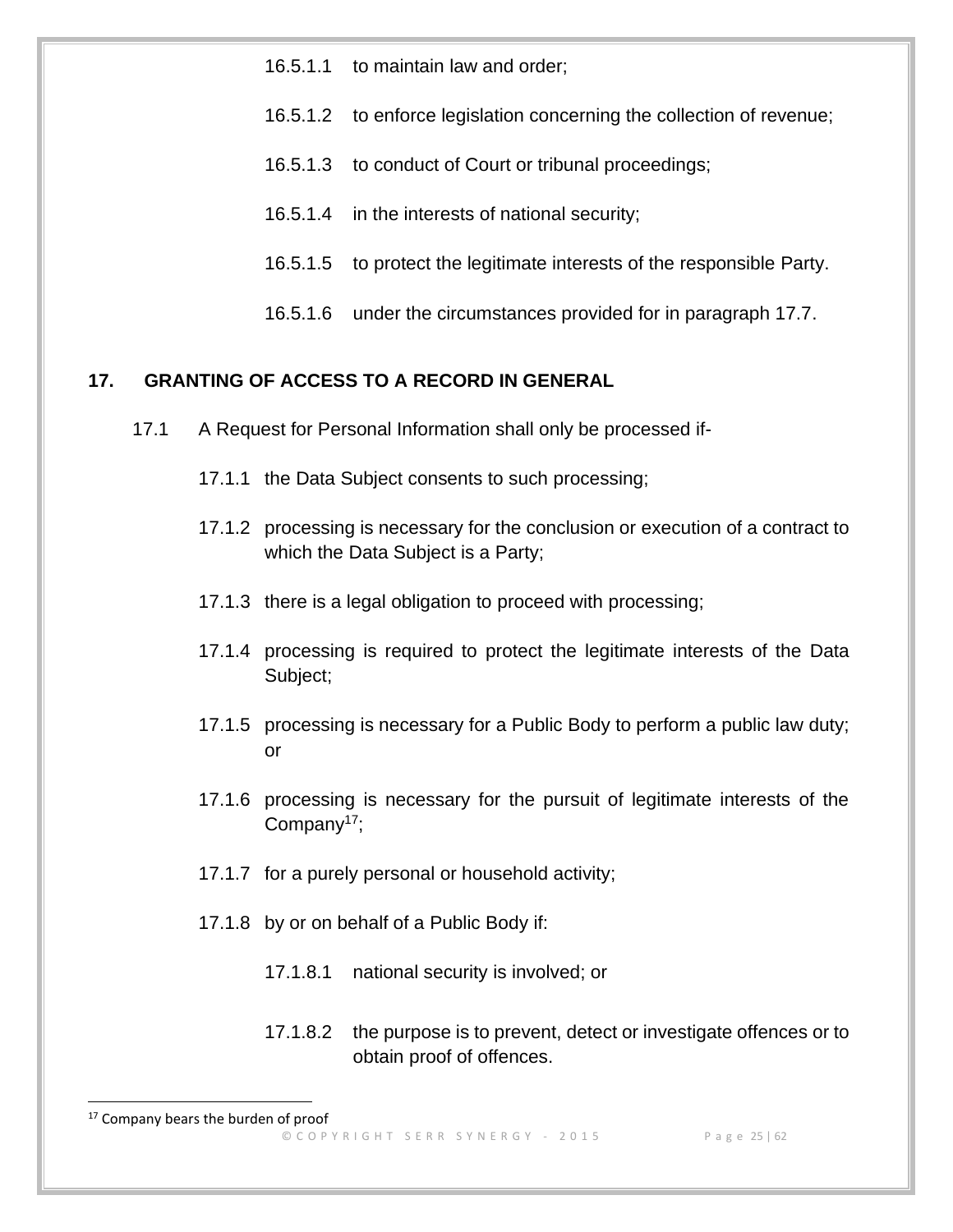16.5.1.1 to maintain law and order;

16.5.1.2 to enforce legislation concerning the collection of revenue;

16.5.1.3 to conduct of Court or tribunal proceedings;

16.5.1.4 in the interests of national security;

16.5.1.5 to protect the legitimate interests of the responsible Party.

16.5.1.6 under the circumstances provided for in paragraph 17.7.

## 17. GRANTING OF ACCESS TO A RECORD IN GENERAL

17.1 A Request for Personal Information shall only be processed if-

17.1.1 the Data Subject consents to such processing;

17.1.2 processing is necessary for the conclusion or execution of a contract to which the Data Subject is a Party;

17.1.3 there is a legal obligation to proceed with processing;

17.1.4 processing is required to protect the legitimate interests of the Data Subject;

17.1.5 processing is necessary for a Public Body to perform a public law duty; or

17.1.6 processing is necessary for the pursuit of legitimate interests of the Company[17];

17.1.7 for a purely personal or household activity;

17.1.8 by or on behalf of a Public Body if:

17.1.8.1 national security is involved; or

17.1.8.2 the purpose is to prevent, detect or investigate offences or to obtain proof of offences.

---

[17] Company bears the burden of proof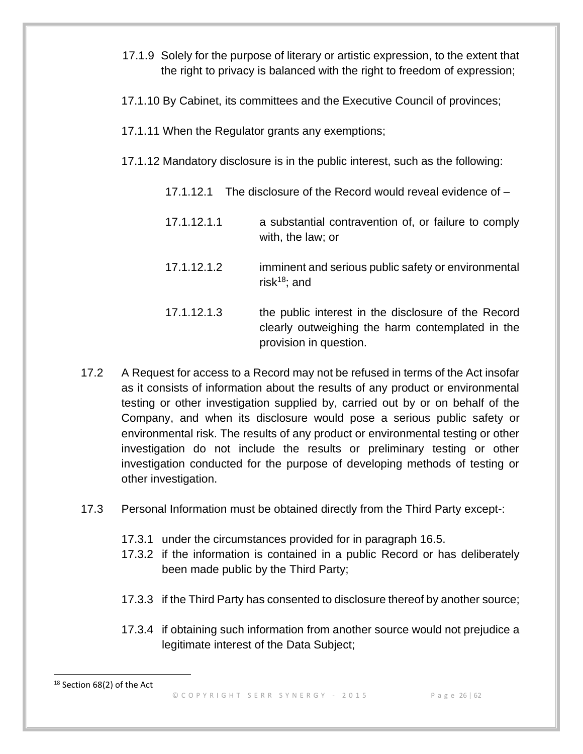17.1.9 Solely for the purpose of literary or artistic expression, to the extent that the right to privacy is balanced with the right to freedom of expression;

17.1.10 By Cabinet, its committees and the Executive Council of provinces;

17.1.11 When the Regulator grants any exemptions;

17.1.12 Mandatory disclosure is in the public interest, such as the following:

17.1.12.1 The disclosure of the Record would reveal evidence of –

17.1.12.1.1 a substantial contravention of, or failure to comply with, the law; or

17.1.12.1.2 imminent and serious public safety or environmental risk[18]; and

17.1.12.1.3 the public interest in the disclosure of the Record clearly outweighing the harm contemplated in the provision in question.

17.2 A Request for access to a Record may not be refused in terms of the Act insofar as it consists of information about the results of any product or environmental testing or other investigation supplied by, carried out by or on behalf of the Company, and when its disclosure would pose a serious public safety or environmental risk. The results of any product or environmental testing or other investigation do not include the results or preliminary testing or other investigation conducted for the purpose of developing methods of testing or other investigation.

17.3 Personal Information must be obtained directly from the Third Party except-:

17.3.1 under the circumstances provided for in paragraph 16.5.

17.3.2 if the information is contained in a public Record or has deliberately been made public by the Third Party;

17.3.3 if the Third Party has consented to disclosure thereof by another source;

17.3.4 if obtaining such information from another source would not prejudice a legitimate interest of the Data Subject;

[18] Section 68(2) of the Act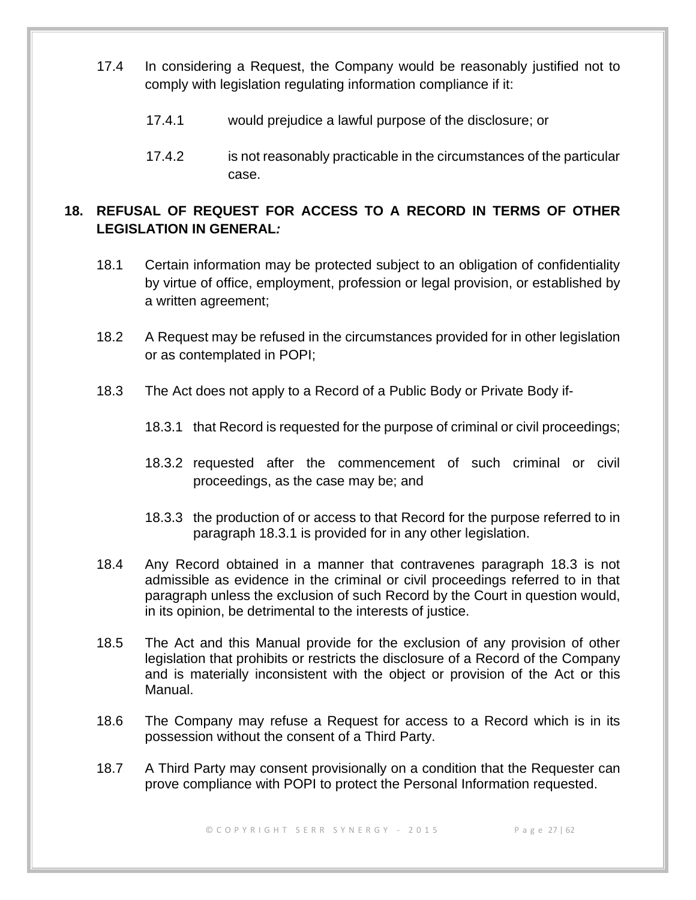17.4 In considering a Request, the Company would be reasonably justified not to comply with legislation regulating information compliance if it:

17.4.1 would prejudice a lawful purpose of the disclosure; or

17.4.2 is not reasonably practicable in the circumstances of the particular case.

## 18. REFUSAL OF REQUEST FOR ACCESS TO A RECORD IN TERMS OF OTHER LEGISLATION IN GENERAL*:*

18.1 Certain information may be protected subject to an obligation of confidentiality by virtue of office, employment, profession or legal provision, or established by a written agreement;

18.2 A Request may be refused in the circumstances provided for in other legislation or as contemplated in POPI;

18.3 The Act does not apply to a Record of a Public Body or Private Body if-

18.3.1 that Record is requested for the purpose of criminal or civil proceedings;

18.3.2 requested after the commencement of such criminal or civil proceedings, as the case may be; and

18.3.3 the production of or access to that Record for the purpose referred to in paragraph 18.3.1 is provided for in any other legislation.

18.4 Any Record obtained in a manner that contravenes paragraph 18.3 is not admissible as evidence in the criminal or civil proceedings referred to in that paragraph unless the exclusion of such Record by the Court in question would, in its opinion, be detrimental to the interests of justice.

18.5 The Act and this Manual provide for the exclusion of any provision of other legislation that prohibits or restricts the disclosure of a Record of the Company and is materially inconsistent with the object or provision of the Act or this Manual.

18.6 The Company may refuse a Request for access to a Record which is in its possession without the consent of a Third Party.

18.7 A Third Party may consent provisionally on a condition that the Requester can prove compliance with POPI to protect the Personal Information requested.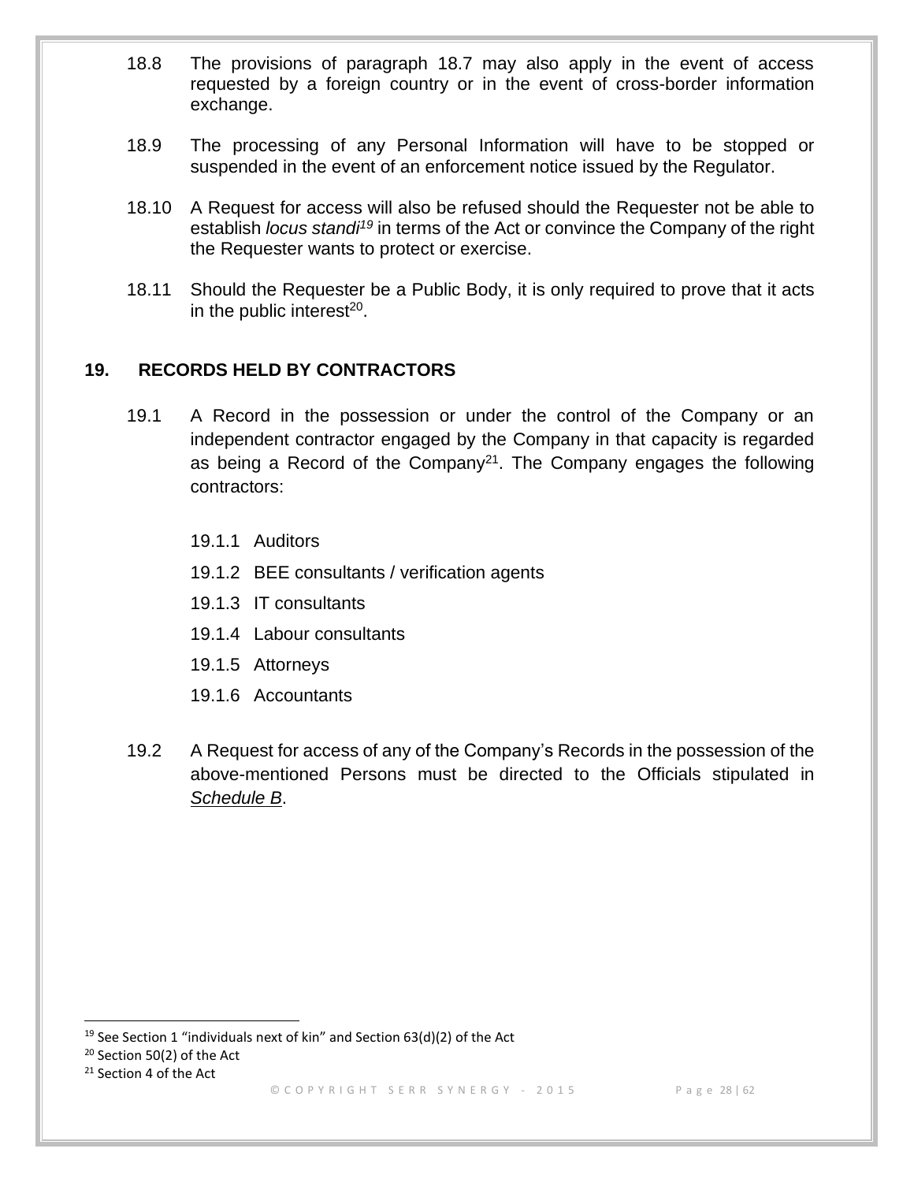18.8 The provisions of paragraph 18.7 may also apply in the event of access requested by a foreign country or in the event of cross-border information exchange.

18.9 The processing of any Personal Information will have to be stopped or suspended in the event of an enforcement notice issued by the Regulator.

18.10 A Request for access will also be refused should the Requester not be able to establish *locus standi*[19] in terms of the Act or convince the Company of the right the Requester wants to protect or exercise.

18.11 Should the Requester be a Public Body, it is only required to prove that it acts in the public interest[20].

## 19. RECORDS HELD BY CONTRACTORS

19.1 A Record in the possession or under the control of the Company or an independent contractor engaged by the Company in that capacity is regarded as being a Record of the Company[21]. The Company engages the following contractors:

19.1.1 Auditors

19.1.2 BEE consultants / verification agents

19.1.3 IT consultants

19.1.4 Labour consultants

19.1.5 Attorneys

19.1.6 Accountants

19.2 A Request for access of any of the Company's Records in the possession of the above-mentioned Persons must be directed to the Officials stipulated in *Schedule B*.

---

[19] See Section 1 "individuals next of kin" and Section 63(d)(2) of the Act

[20] Section 50(2) of the Act

[21] Section 4 of the Act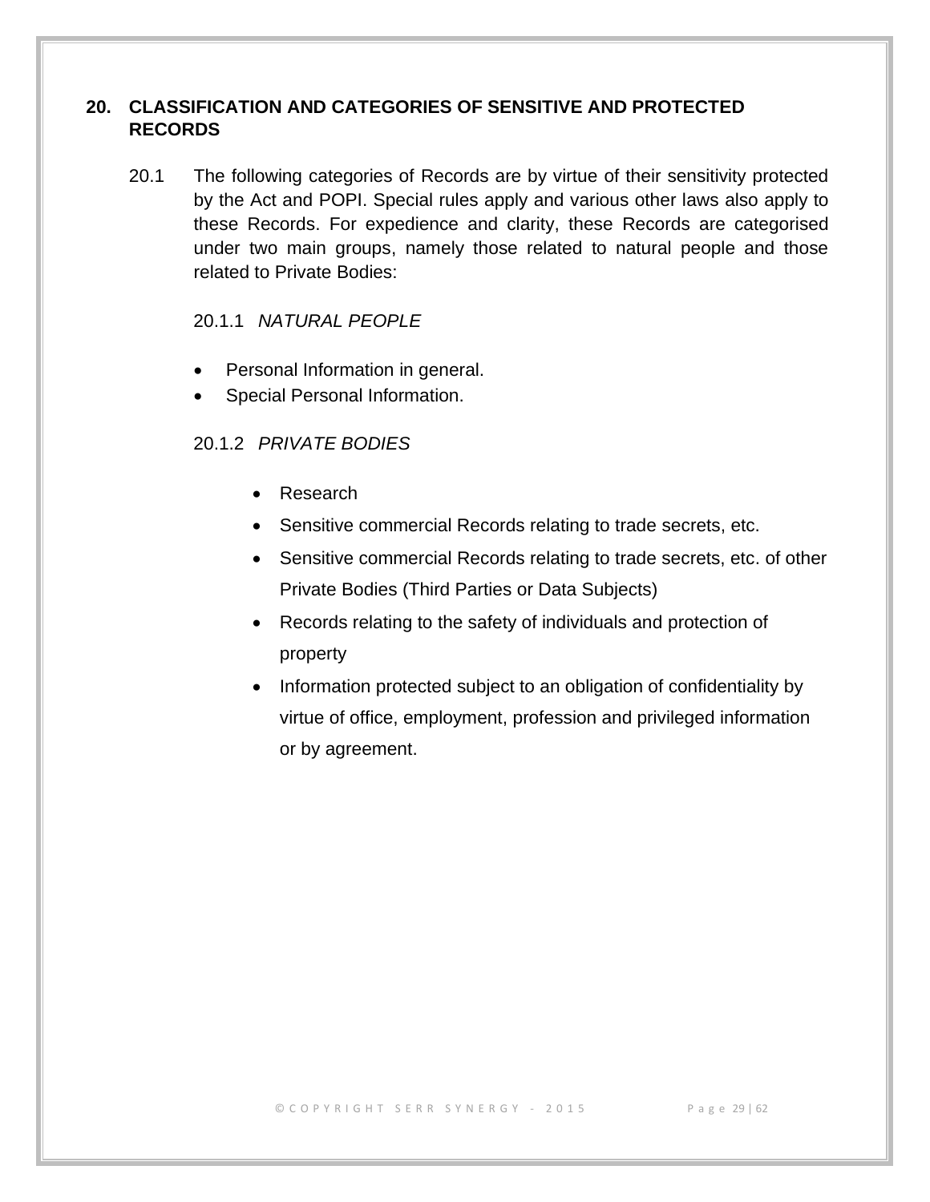## 20. CLASSIFICATION AND CATEGORIES OF SENSITIVE AND PROTECTED RECORDS

20.1 The following categories of Records are by virtue of their sensitivity protected by the Act and POPI. Special rules apply and various other laws also apply to these Records. For expedience and clarity, these Records are categorised under two main groups, namely those related to natural people and those related to Private Bodies:

20.1.1 *NATURAL PEOPLE*

- Personal Information in general.
- Special Personal Information.

20.1.2 *PRIVATE BODIES*

- Research
- Sensitive commercial Records relating to trade secrets, etc.
- Sensitive commercial Records relating to trade secrets, etc. of other Private Bodies (Third Parties or Data Subjects)
- Records relating to the safety of individuals and protection of property
- Information protected subject to an obligation of confidentiality by virtue of office, employment, profession and privileged information or by agreement.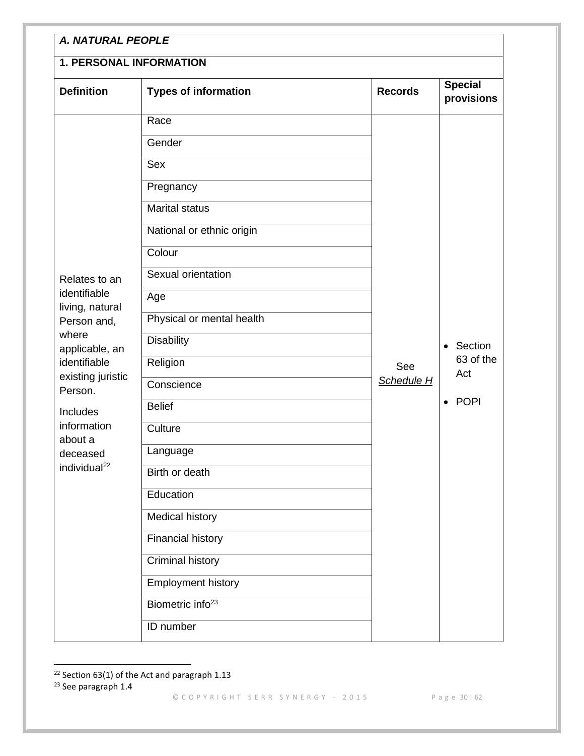| A. NATURAL PEOPLE | | | |
|---|---|---|---|
| **1. PERSONAL INFORMATION** | | | |
| **Definition** | **Types of information** | **Records** | **Special provisions** |
| Relates to an identifiable living, natural Person and, where applicable, an identifiable existing juristic Person.<br><br>Includes information about a deceased individual[22] | Race | See *Schedule H* | • Section 63 of the Act<br>• POPI |
| | Gender | | |
| | Sex | | |
| | Pregnancy | | |
| | Marital status | | |
| | National or ethnic origin | | |
| | Colour | | |
| | Sexual orientation | | |
| | Age | | |
| | Physical or mental health | | |
| | Disability | | |
| | Religion | | |
| | Conscience | | |
| | Belief | | |
| | Culture | | |
| | Language | | |
| | Birth or death | | |
| | Education | | |
| | Medical history | | |
| | Financial history | | |
| | Criminal history | | |
| | Employment history | | |
| | Biometric info[23] | | |
| | ID number | | |

[22] Section 63(1) of the Act and paragraph 1.13

[23] See paragraph 1.4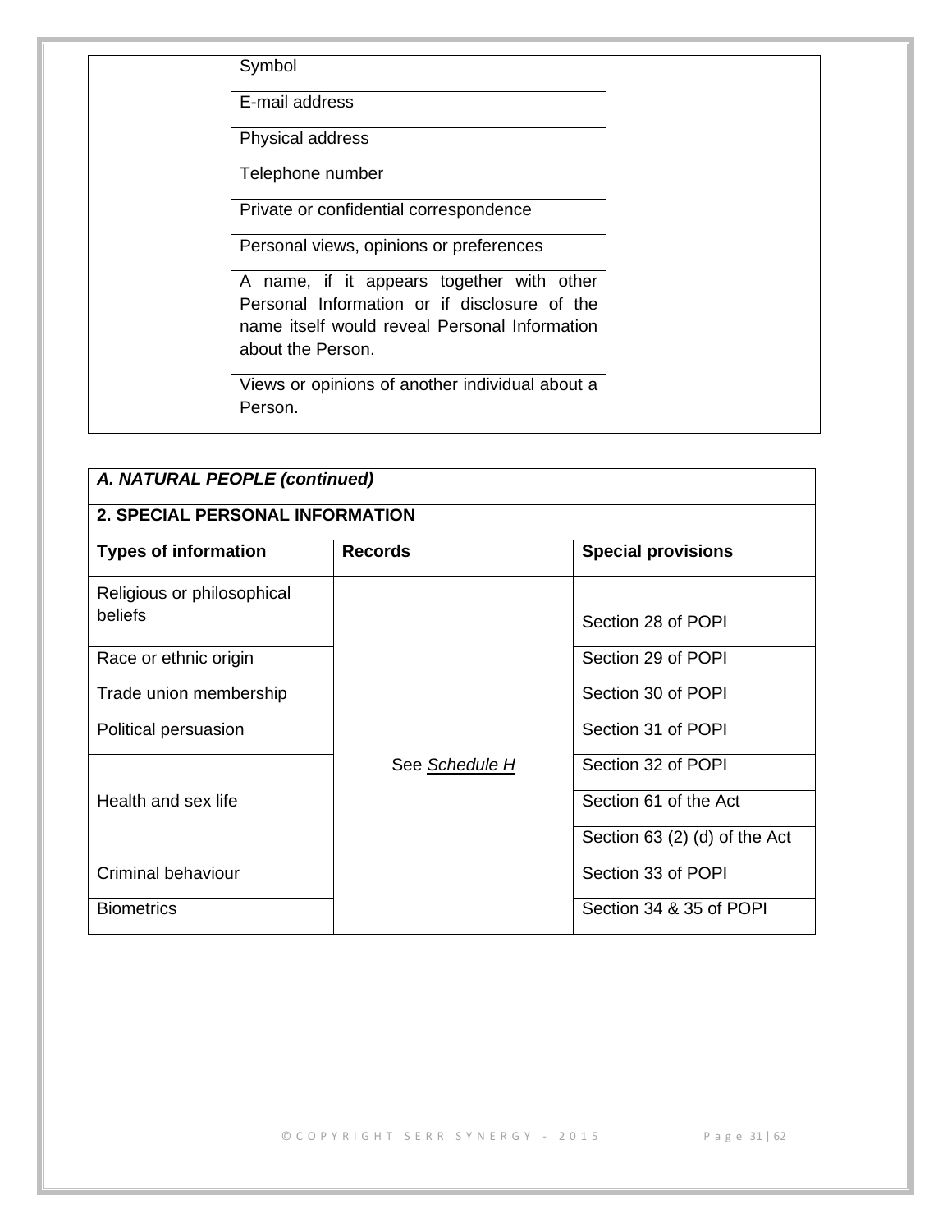| | Symbol | | |
|---|---|---|---|
| | E-mail address | | |
| | Physical address | | |
| | Telephone number | | |
| | Private or confidential correspondence | | |
| | Personal views, opinions or preferences | | |
| | A name, if it appears together with other Personal Information or if disclosure of the name itself would reveal Personal Information about the Person. | | |
| | Views or opinions of another individual about a Person. | | |

| ***A. NATURAL PEOPLE (continued)*** | | |
|---|---|---|
| **2. SPECIAL PERSONAL INFORMATION** | | |
| **Types of information** | **Records** | **Special provisions** |
| Religious or philosophical beliefs | See *Schedule H* | Section 28 of POPI |
| Race or ethnic origin | | Section 29 of POPI |
| Trade union membership | | Section 30 of POPI |
| Political persuasion | | Section 31 of POPI |
| Health and sex life | | Section 32 of POPI |
| | | Section 61 of the Act |
| | | Section 63 (2) (d) of the Act |
| Criminal behaviour | | Section 33 of POPI |
| Biometrics | | Section 34 & 35 of POPI |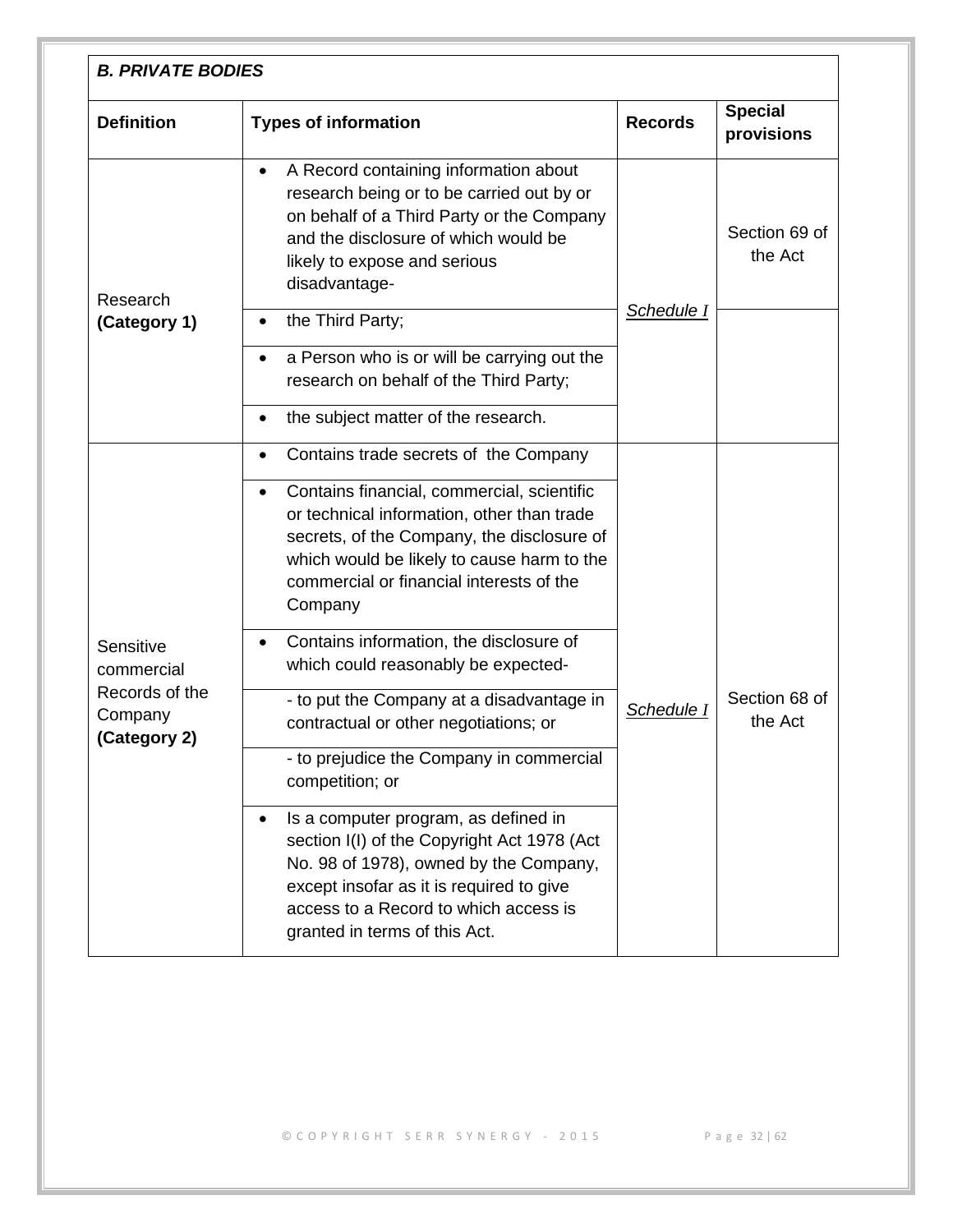| *B. PRIVATE BODIES* | | | |
|---|---|---|---|
| **Definition** | **Types of information** | **Records** | **Special provisions** |
| Research **(Category 1)** | • A Record containing information about research being or to be carried out by or on behalf of a Third Party or the Company and the disclosure of which would be likely to expose and serious disadvantage- | *Schedule I* | Section 69 of the Act |
| | • the Third Party; | | |
| | • a Person who is or will be carrying out the research on behalf of the Third Party; | | |
| | • the subject matter of the research. | | |
| Sensitive commercial Records of the Company **(Category 2)** | • Contains trade secrets of the Company | *Schedule I* | Section 68 of the Act |
| | • Contains financial, commercial, scientific or technical information, other than trade secrets, of the Company, the disclosure of which would be likely to cause harm to the commercial or financial interests of the Company | | |
| | • Contains information, the disclosure of which could reasonably be expected- | | |
| | - to put the Company at a disadvantage in contractual or other negotiations; or | | |
| | - to prejudice the Company in commercial competition; or | | |
| | • Is a computer program, as defined in section I(I) of the Copyright Act 1978 (Act No. 98 of 1978), owned by the Company, except insofar as it is required to give access to a Record to which access is granted in terms of this Act. | | |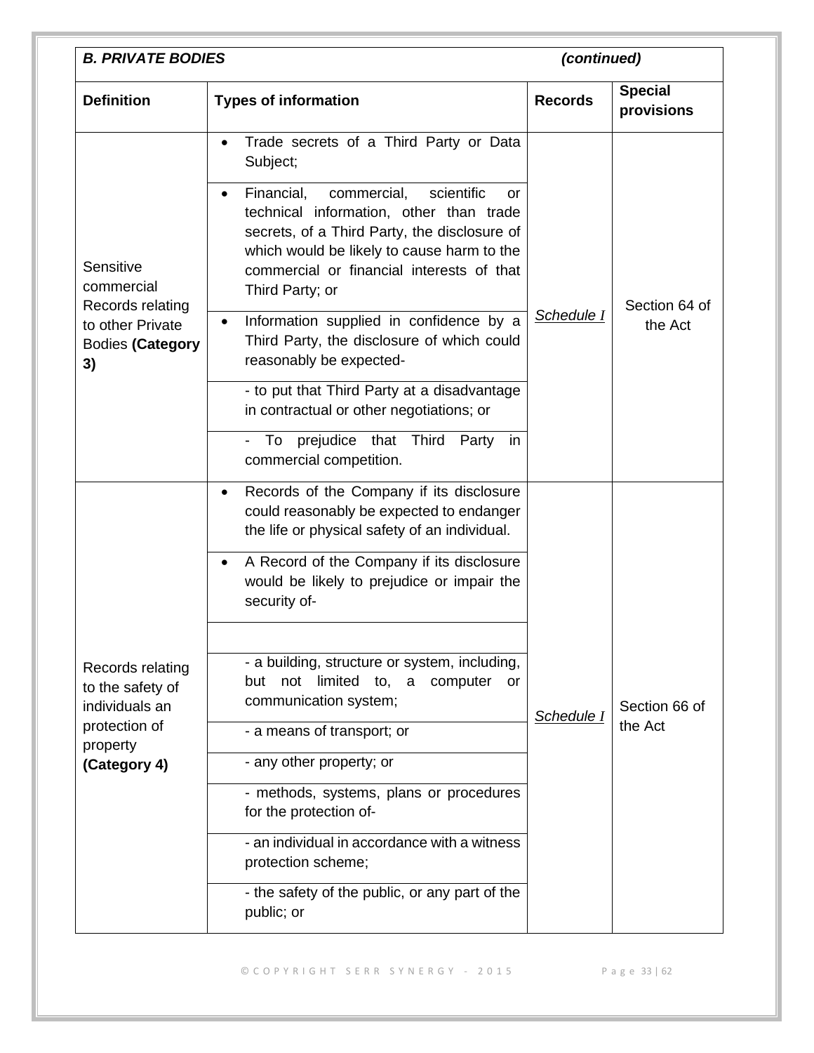| ***B. PRIVATE BODIES*** *(continued)* | | | |
|---|---|---|---|
| **Definition** | **Types of information** | **Records** | **Special provisions** |
| Sensitive commercial Records relating to other Private Bodies **(Category 3)** | • Trade secrets of a Third Party or Data Subject; | *Schedule I* | Section 64 of the Act |
| | • Financial, commercial, scientific or technical information, other than trade secrets, of a Third Party, the disclosure of which would be likely to cause harm to the commercial or financial interests of that Third Party; or | | |
| | • Information supplied in confidence by a Third Party, the disclosure of which could reasonably be expected- | | |
| | - to put that Third Party at a disadvantage in contractual or other negotiations; or | | |
| | - To prejudice that Third Party in commercial competition. | | |
| Records relating to the safety of individuals an protection of property **(Category 4)** | • Records of the Company if its disclosure could reasonably be expected to endanger the life or physical safety of an individual. | *Schedule I* | Section 66 of the Act |
| | • A Record of the Company if its disclosure would be likely to prejudice or impair the security of- | | |
| | | | |
| | - a building, structure or system, including, but not limited to, a computer or communication system; | | |
| | - a means of transport; or | | |
| | - any other property; or | | |
| | - methods, systems, plans or procedures for the protection of- | | |
| | - an individual in accordance with a witness protection scheme; | | |
| | - the safety of the public, or any part of the public; or | | |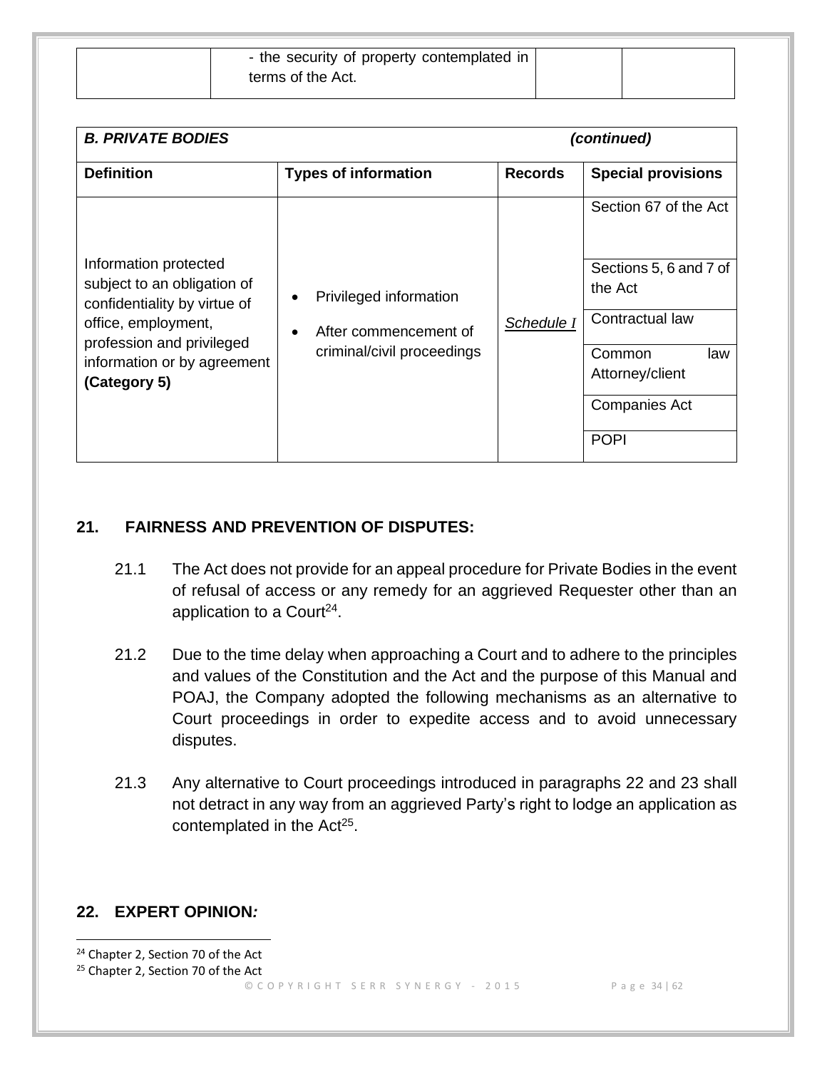|  | - the security of property contemplated in terms of the Act. |  |  |
|---|---|---|---|

| ***B. PRIVATE BODIES*** ***(continued)*** | | | |
|---|---|---|---|
| **Definition** | **Types of information** | **Records** | **Special provisions** |
| Information protected subject to an obligation of confidentiality by virtue of office, employment, profession and privileged information or by agreement **(Category 5)** | • Privileged information<br>• After commencement of criminal/civil proceedings | *Schedule I* | Section 67 of the Act |
|  |  |  | Sections 5, 6 and 7 of the Act |
|  |  |  | Contractual law |
|  |  |  | Common law Attorney/client |
|  |  |  | Companies Act |
|  |  |  | POPI |

## 21. FAIRNESS AND PREVENTION OF DISPUTES:

21.1 The Act does not provide for an appeal procedure for Private Bodies in the event of refusal of access or any remedy for an aggrieved Requester other than an application to a Court[24].

21.2 Due to the time delay when approaching a Court and to adhere to the principles and values of the Constitution and the Act and the purpose of this Manual and POAJ, the Company adopted the following mechanisms as an alternative to Court proceedings in order to expedite access and to avoid unnecessary disputes.

21.3 Any alternative to Court proceedings introduced in paragraphs 22 and 23 shall not detract in any way from an aggrieved Party's right to lodge an application as contemplated in the Act[25].

## 22. EXPERT OPINION*:*

[24] Chapter 2, Section 70 of the Act

[25] Chapter 2, Section 70 of the Act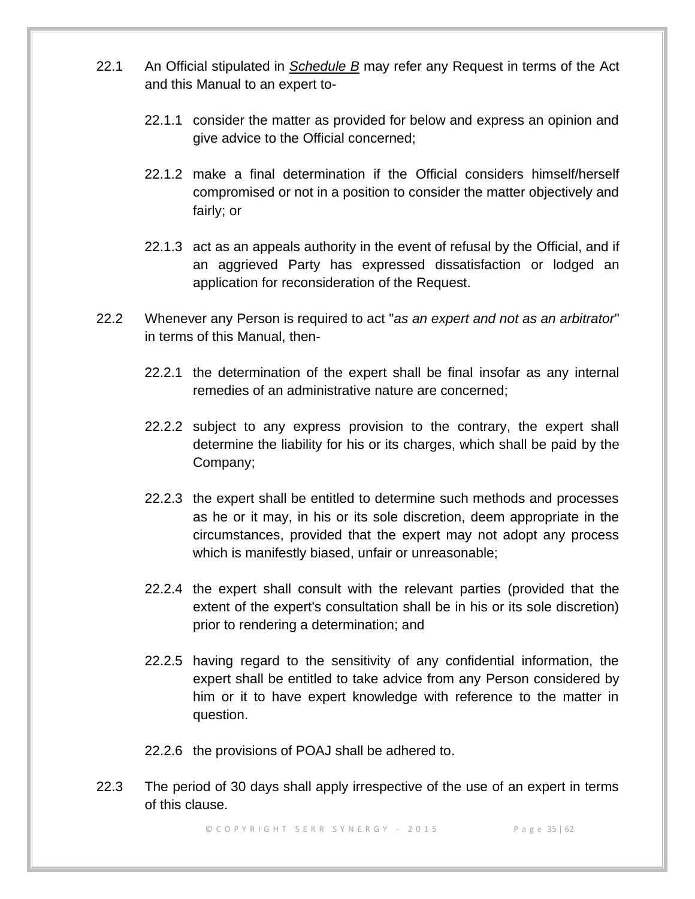22.1 An Official stipulated in *__Schedule B__* may refer any Request in terms of the Act and this Manual to an expert to-

22.1.1 consider the matter as provided for below and express an opinion and give advice to the Official concerned;

22.1.2 make a final determination if the Official considers himself/herself compromised or not in a position to consider the matter objectively and fairly; or

22.1.3 act as an appeals authority in the event of refusal by the Official, and if an aggrieved Party has expressed dissatisfaction or lodged an application for reconsideration of the Request.

22.2 Whenever any Person is required to act "*as an expert and not as an arbitrator*" in terms of this Manual, then-

22.2.1 the determination of the expert shall be final insofar as any internal remedies of an administrative nature are concerned;

22.2.2 subject to any express provision to the contrary, the expert shall determine the liability for his or its charges, which shall be paid by the Company;

22.2.3 the expert shall be entitled to determine such methods and processes as he or it may, in his or its sole discretion, deem appropriate in the circumstances, provided that the expert may not adopt any process which is manifestly biased, unfair or unreasonable;

22.2.4 the expert shall consult with the relevant parties (provided that the extent of the expert's consultation shall be in his or its sole discretion) prior to rendering a determination; and

22.2.5 having regard to the sensitivity of any confidential information, the expert shall be entitled to take advice from any Person considered by him or it to have expert knowledge with reference to the matter in question.

22.2.6 the provisions of POAJ shall be adhered to.

22.3 The period of 30 days shall apply irrespective of the use of an expert in terms of this clause.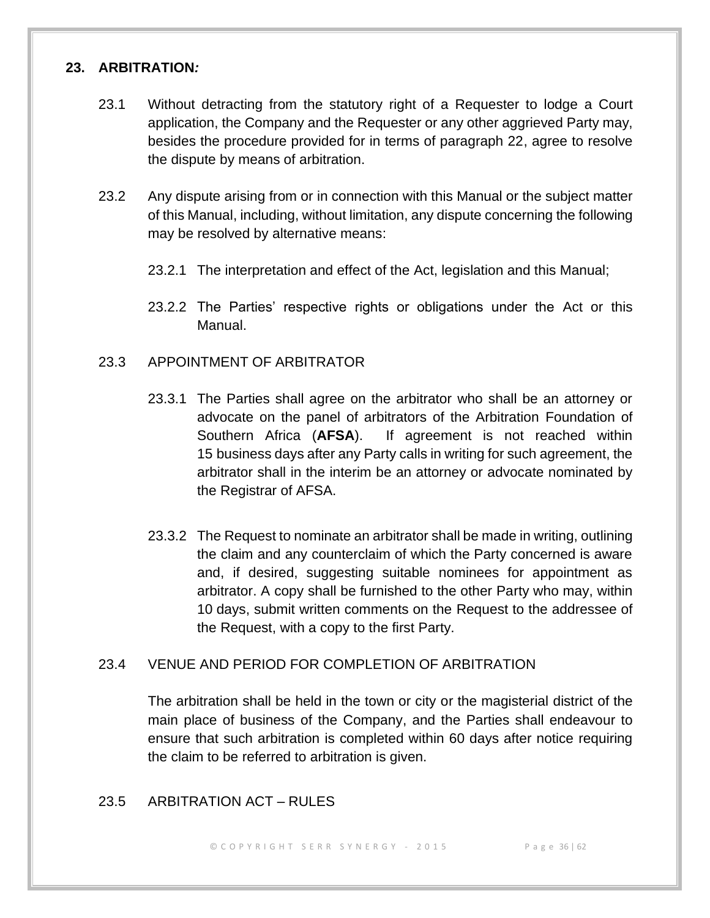## 23. ARBITRATION*:*

23.1 Without detracting from the statutory right of a Requester to lodge a Court application, the Company and the Requester or any other aggrieved Party may, besides the procedure provided for in terms of paragraph 22, agree to resolve the dispute by means of arbitration.

23.2 Any dispute arising from or in connection with this Manual or the subject matter of this Manual, including, without limitation, any dispute concerning the following may be resolved by alternative means:

23.2.1 The interpretation and effect of the Act, legislation and this Manual;

23.2.2 The Parties' respective rights or obligations under the Act or this Manual.

23.3 APPOINTMENT OF ARBITRATOR

23.3.1 The Parties shall agree on the arbitrator who shall be an attorney or advocate on the panel of arbitrators of the Arbitration Foundation of Southern Africa (**AFSA**). If agreement is not reached within 15 business days after any Party calls in writing for such agreement, the arbitrator shall in the interim be an attorney or advocate nominated by the Registrar of AFSA.

23.3.2 The Request to nominate an arbitrator shall be made in writing, outlining the claim and any counterclaim of which the Party concerned is aware and, if desired, suggesting suitable nominees for appointment as arbitrator. A copy shall be furnished to the other Party who may, within 10 days, submit written comments on the Request to the addressee of the Request, with a copy to the first Party.

23.4 VENUE AND PERIOD FOR COMPLETION OF ARBITRATION

The arbitration shall be held in the town or city or the magisterial district of the main place of business of the Company, and the Parties shall endeavour to ensure that such arbitration is completed within 60 days after notice requiring the claim to be referred to arbitration is given.

23.5 ARBITRATION ACT – RULES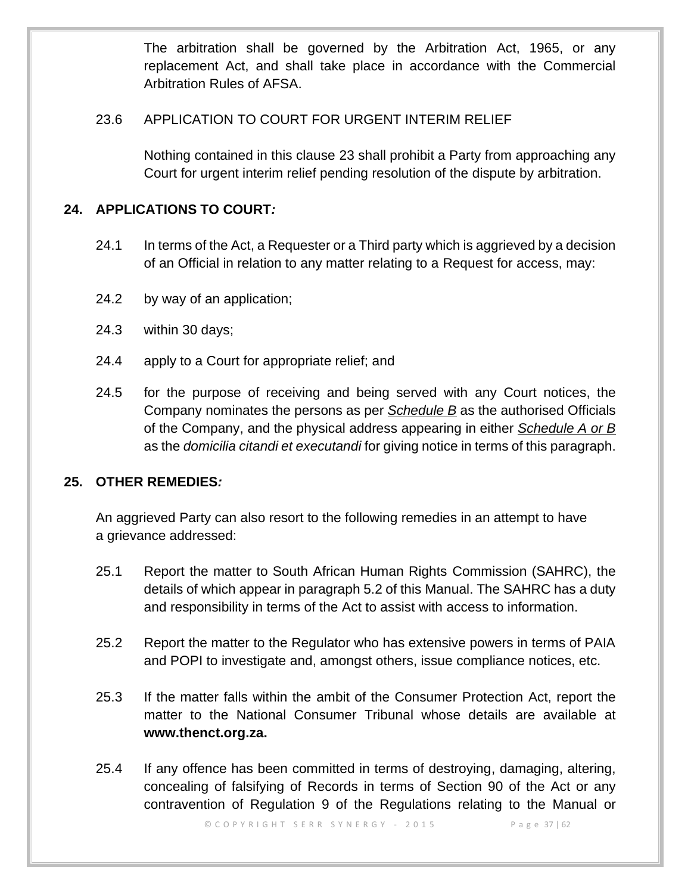The arbitration shall be governed by the Arbitration Act, 1965, or any replacement Act, and shall take place in accordance with the Commercial Arbitration Rules of AFSA.

23.6 APPLICATION TO COURT FOR URGENT INTERIM RELIEF

Nothing contained in this clause 23 shall prohibit a Party from approaching any Court for urgent interim relief pending resolution of the dispute by arbitration.

## 24. APPLICATIONS TO COURT*:*

24.1 In terms of the Act, a Requester or a Third party which is aggrieved by a decision of an Official in relation to any matter relating to a Request for access, may:

24.2 by way of an application;

24.3 within 30 days;

24.4 apply to a Court for appropriate relief; and

24.5 for the purpose of receiving and being served with any Court notices, the Company nominates the persons as per ***Schedule B*** as the authorised Officials of the Company, and the physical address appearing in either ***Schedule A or B*** as the *domicilia citandi et executandi* for giving notice in terms of this paragraph.

## 25. OTHER REMEDIES*:*

An aggrieved Party can also resort to the following remedies in an attempt to have a grievance addressed:

25.1 Report the matter to South African Human Rights Commission (SAHRC), the details of which appear in paragraph 5.2 of this Manual. The SAHRC has a duty and responsibility in terms of the Act to assist with access to information.

25.2 Report the matter to the Regulator who has extensive powers in terms of PAIA and POPI to investigate and, amongst others, issue compliance notices, etc.

25.3 If the matter falls within the ambit of the Consumer Protection Act, report the matter to the National Consumer Tribunal whose details are available at **www.thenct.org.za.**

25.4 If any offence has been committed in terms of destroying, damaging, altering, concealing of falsifying of Records in terms of Section 90 of the Act or any contravention of Regulation 9 of the Regulations relating to the Manual or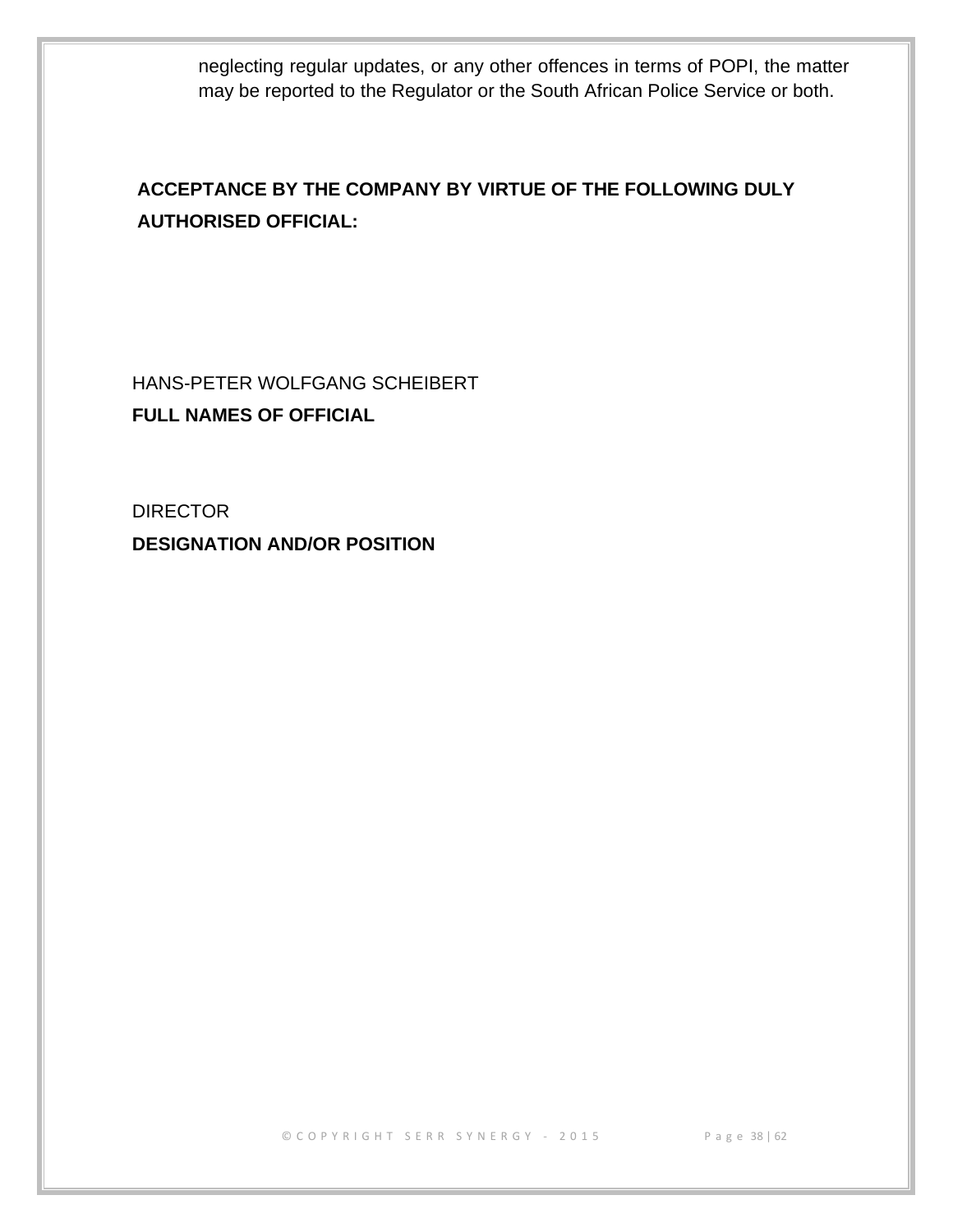neglecting regular updates, or any other offences in terms of POPI, the matter may be reported to the Regulator or the South African Police Service or both.

**ACCEPTANCE BY THE COMPANY BY VIRTUE OF THE FOLLOWING DULY AUTHORISED OFFICIAL:**

HANS-PETER WOLFGANG SCHEIBERT

**FULL NAMES OF OFFICIAL**

DIRECTOR

**DESIGNATION AND/OR POSITION**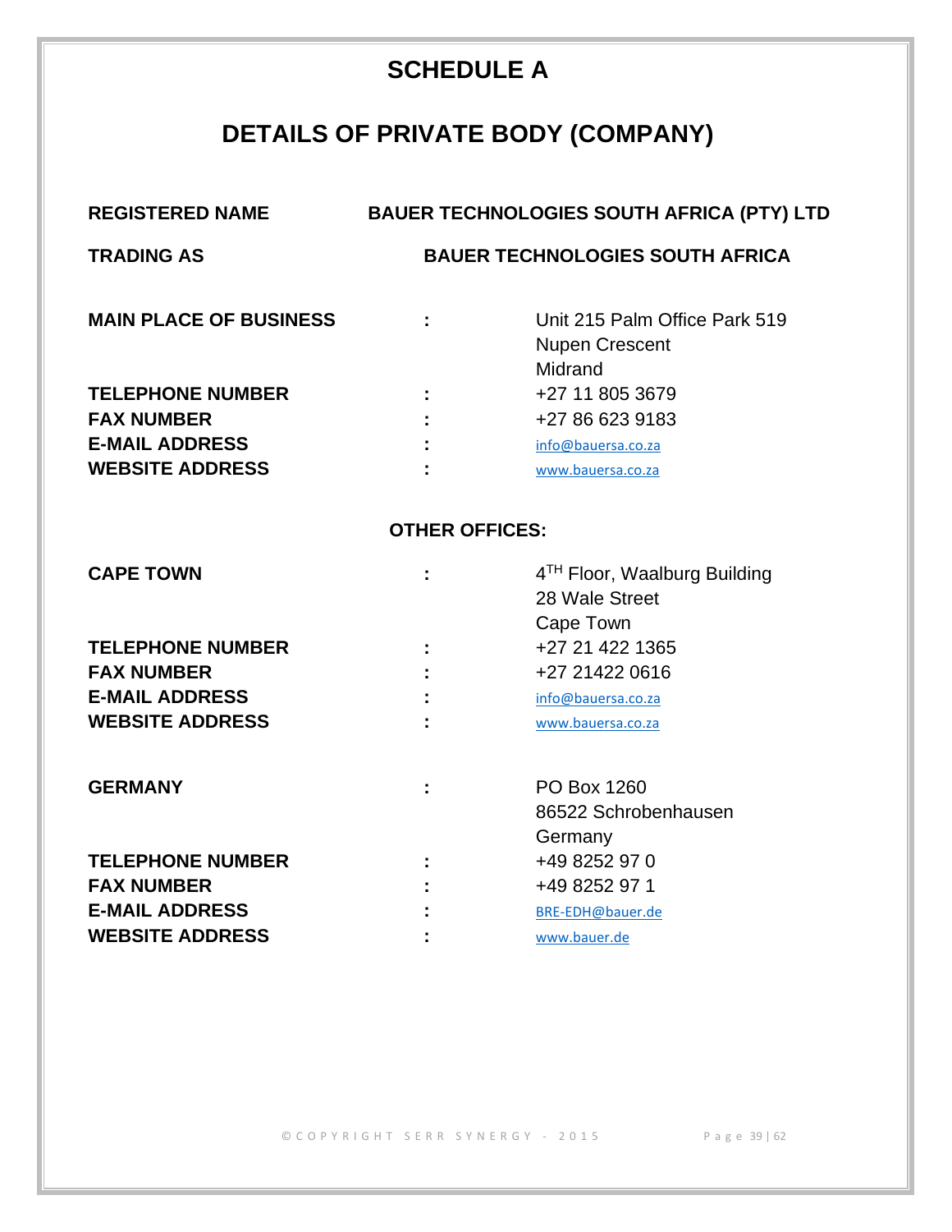# SCHEDULE A

## DETAILS OF PRIVATE BODY (COMPANY)

| | | |
|---|---|---|
| **REGISTERED NAME** | | **BAUER TECHNOLOGIES SOUTH AFRICA (PTY) LTD** |
| **TRADING AS** | | **BAUER TECHNOLOGIES SOUTH AFRICA** |
| **MAIN PLACE OF BUSINESS** | : | Unit 215 Palm Office Park 519 Nupen Crescent Midrand |
| **TELEPHONE NUMBER** | : | +27 11 805 3679 |
| **FAX NUMBER** | : | +27 86 623 9183 |
| **E-MAIL ADDRESS** | : | info@bauersa.co.za |
| **WEBSITE ADDRESS** | : | www.bauersa.co.za |

**OTHER OFFICES:**

| | | |
|---|---|---|
| **CAPE TOWN** | : | 4TH Floor, Waalburg Building 28 Wale Street Cape Town |
| **TELEPHONE NUMBER** | : | +27 21 422 1365 |
| **FAX NUMBER** | : | +27 21422 0616 |
| **E-MAIL ADDRESS** | : | info@bauersa.co.za |
| **WEBSITE ADDRESS** | : | www.bauersa.co.za |

| | | |
|---|---|---|
| **GERMANY** | : | PO Box 1260 86522 Schrobenhausen Germany |
| **TELEPHONE NUMBER** | : | +49 8252 97 0 |
| **FAX NUMBER** | : | +49 8252 97 1 |
| **E-MAIL ADDRESS** | : | BRE-EDH@bauer.de |
| **WEBSITE ADDRESS** | : | www.bauer.de |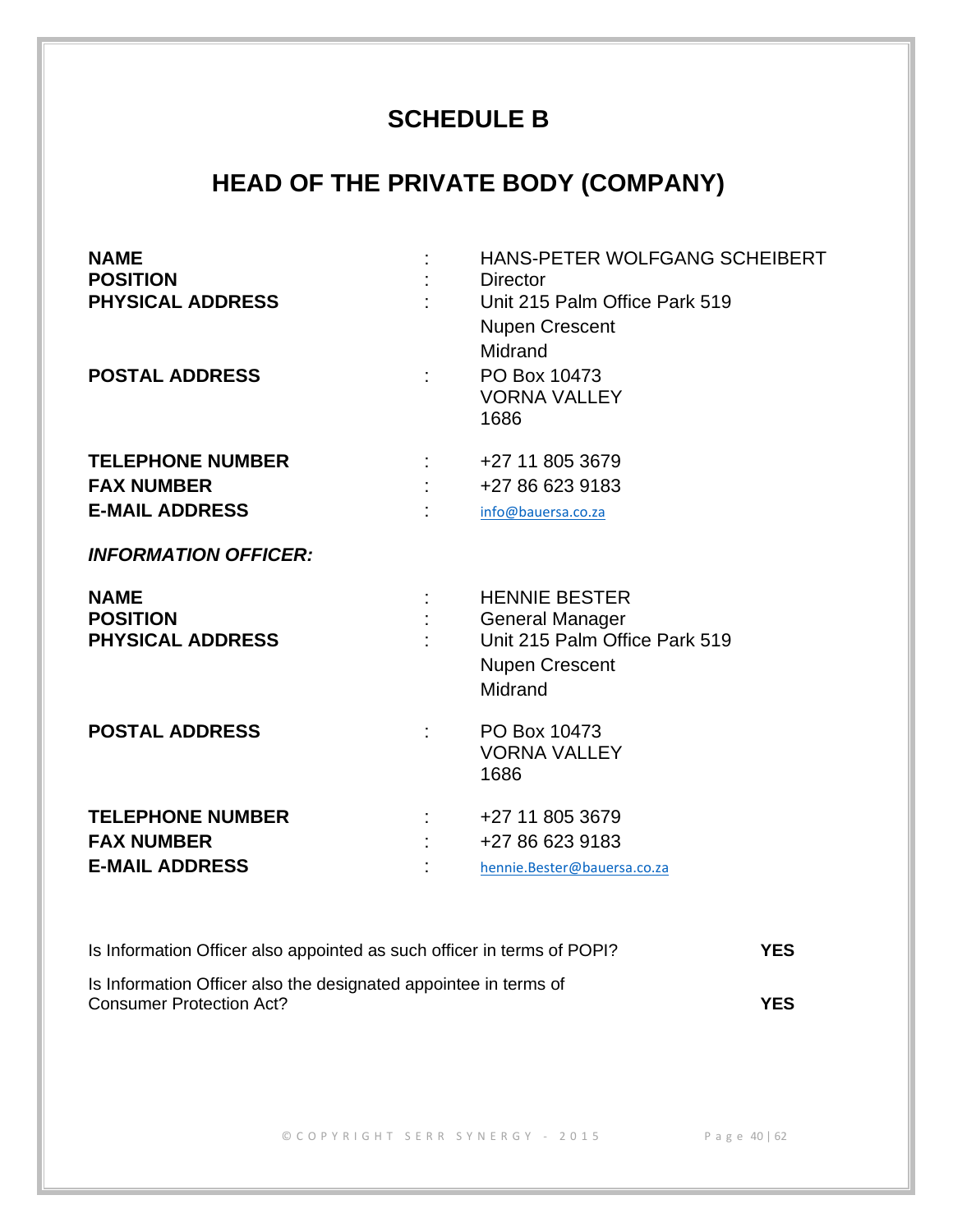# SCHEDULE B

# HEAD OF THE PRIVATE BODY (COMPANY)

| | | |
|---|---|---|
| **NAME** | : | HANS-PETER WOLFGANG SCHEIBERT |
| **POSITION** | : | Director |
| **PHYSICAL ADDRESS** | : | Unit 215 Palm Office Park 519<br>Nupen Crescent<br>Midrand |
| **POSTAL ADDRESS** | : | PO Box 10473<br>VORNA VALLEY<br>1686 |
| **TELEPHONE NUMBER** | : | +27 11 805 3679 |
| **FAX NUMBER** | : | +27 86 623 9183 |
| **E-MAIL ADDRESS** | : | info@bauersa.co.za |

***INFORMATION OFFICER:***

| | | |
|---|---|---|
| **NAME** | : | HENNIE BESTER |
| **POSITION** | : | General Manager |
| **PHYSICAL ADDRESS** | : | Unit 215 Palm Office Park 519<br>Nupen Crescent<br>Midrand |
| **POSTAL ADDRESS** | : | PO Box 10473<br>VORNA VALLEY<br>1686 |
| **TELEPHONE NUMBER** | : | +27 11 805 3679 |
| **FAX NUMBER** | : | +27 86 623 9183 |
| **E-MAIL ADDRESS** | : | hennie.Bester@bauersa.co.za |

| | |
|---|---|
| Is Information Officer also appointed as such officer in terms of POPI? | **YES** |
| Is Information Officer also the designated appointee in terms of Consumer Protection Act? | **YES** |

© COPYRIGHT SERR SYNERGY - 2015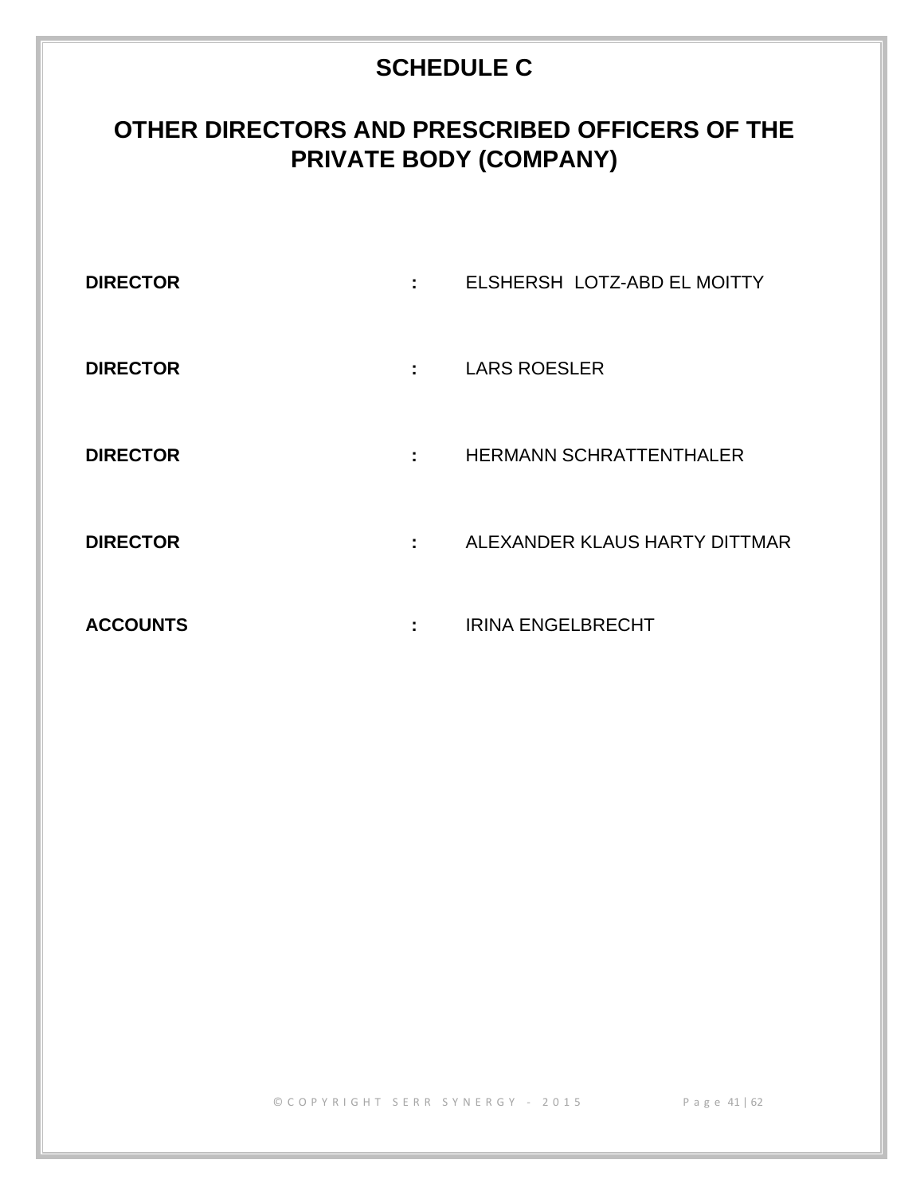# SCHEDULE C

## OTHER DIRECTORS AND PRESCRIBED OFFICERS OF THE PRIVATE BODY (COMPANY)

| | | |
|---|---|---|
| **DIRECTOR** | **:** | ELSHERSH LOTZ-ABD EL MOITTY |
| **DIRECTOR** | **:** | LARS ROESLER |
| **DIRECTOR** | **:** | HERMANN SCHRATTENTHALER |
| **DIRECTOR** | **:** | ALEXANDER KLAUS HARTY DITTMAR |
| **ACCOUNTS** | **:** | IRINA ENGELBRECHT |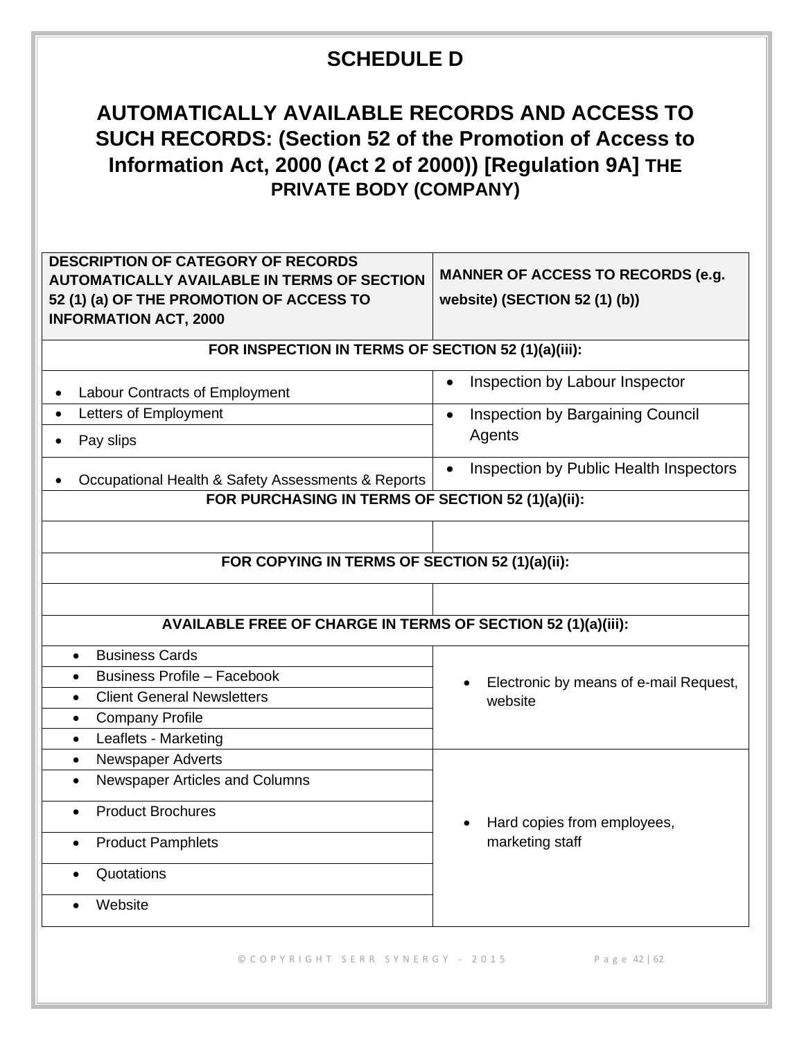# SCHEDULE D

## AUTOMATICALLY AVAILABLE RECORDS AND ACCESS TO SUCH RECORDS: (Section 52 of the Promotion of Access to Information Act, 2000 (Act 2 of 2000)) [Regulation 9A] THE PRIVATE BODY (COMPANY)

| DESCRIPTION OF CATEGORY OF RECORDS AUTOMATICALLY AVAILABLE IN TERMS OF SECTION 52 (1) (a) OF THE PROMOTION OF ACCESS TO INFORMATION ACT, 2000 | MANNER OF ACCESS TO RECORDS (e.g. website) (SECTION 52 (1) (b)) |
|---|---|
| **FOR INSPECTION IN TERMS OF SECTION 52 (1)(a)(iii):** | |
| • Labour Contracts of Employment | • Inspection by Labour Inspector |
| • Letters of Employment<br>• Pay slips | • Inspection by Bargaining Council Agents |
| • Occupational Health & Safety Assessments & Reports | • Inspection by Public Health Inspectors |
| **FOR PURCHASING IN TERMS OF SECTION 52 (1)(a)(ii):** | |
| | |
| **FOR COPYING IN TERMS OF SECTION 52 (1)(a)(ii):** | |
| | |
| **AVAILABLE FREE OF CHARGE IN TERMS OF SECTION 52 (1)(a)(iii):** | |
| • Business Cards<br>• Business Profile – Facebook<br>• Client General Newsletters<br>• Company Profile<br>• Leaflets - Marketing | • Electronic by means of e-mail Request, website |
| • Newspaper Adverts<br>• Newspaper Articles and Columns<br>• Product Brochures<br>• Product Pamphlets<br>• Quotations<br>• Website | • Hard copies from employees, marketing staff |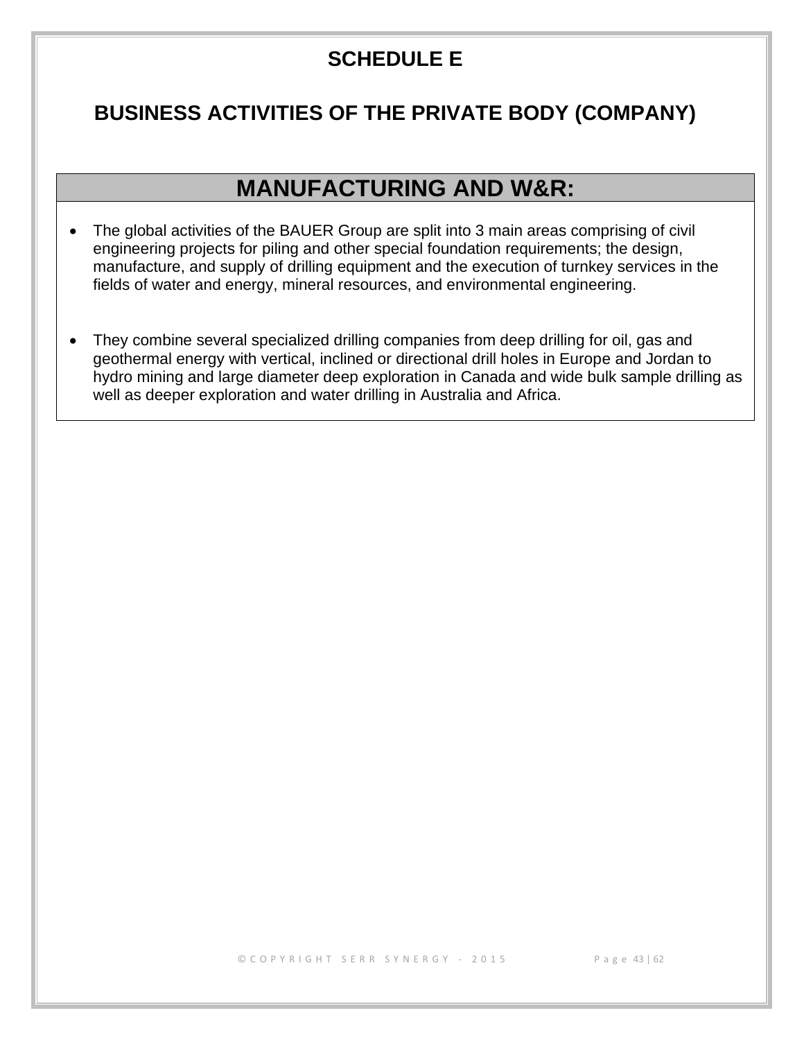# SCHEDULE E

## BUSINESS ACTIVITIES OF THE PRIVATE BODY (COMPANY)

| MANUFACTURING AND W&R: |
|---|
| • The global activities of the BAUER Group are split into 3 main areas comprising of civil engineering projects for piling and other special foundation requirements; the design, manufacture, and supply of drilling equipment and the execution of turnkey services in the fields of water and energy, mineral resources, and environmental engineering.<br><br>• They combine several specialized drilling companies from deep drilling for oil, gas and geothermal energy with vertical, inclined or directional drill holes in Europe and Jordan to hydro mining and large diameter deep exploration in Canada and wide bulk sample drilling as well as deeper exploration and water drilling in Australia and Africa. |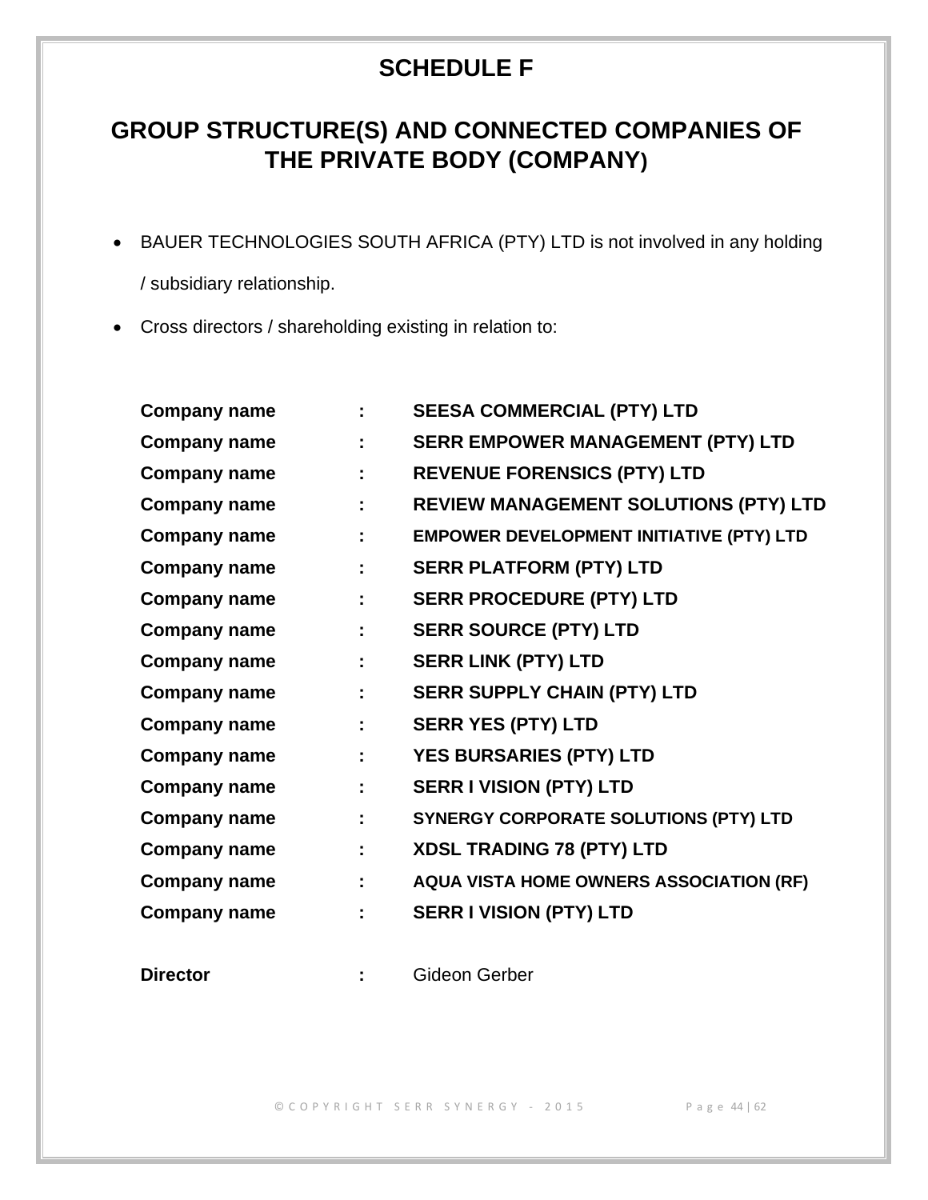# SCHEDULE F

## GROUP STRUCTURE(S) AND CONNECTED COMPANIES OF THE PRIVATE BODY (COMPANY)

- BAUER TECHNOLOGIES SOUTH AFRICA (PTY) LTD is not involved in any holding / subsidiary relationship.
- Cross directors / shareholding existing in relation to:

| | | |
|---|---|---|
| **Company name** | **:** | **SEESA COMMERCIAL (PTY) LTD** |
| **Company name** | **:** | **SERR EMPOWER MANAGEMENT (PTY) LTD** |
| **Company name** | **:** | **REVENUE FORENSICS (PTY) LTD** |
| **Company name** | **:** | **REVIEW MANAGEMENT SOLUTIONS (PTY) LTD** |
| **Company name** | **:** | **EMPOWER DEVELOPMENT INITIATIVE (PTY) LTD** |
| **Company name** | **:** | **SERR PLATFORM (PTY) LTD** |
| **Company name** | **:** | **SERR PROCEDURE (PTY) LTD** |
| **Company name** | **:** | **SERR SOURCE (PTY) LTD** |
| **Company name** | **:** | **SERR LINK (PTY) LTD** |
| **Company name** | **:** | **SERR SUPPLY CHAIN (PTY) LTD** |
| **Company name** | **:** | **SERR YES (PTY) LTD** |
| **Company name** | **:** | **YES BURSARIES (PTY) LTD** |
| **Company name** | **:** | **SERR I VISION (PTY) LTD** |
| **Company name** | **:** | **SYNERGY CORPORATE SOLUTIONS (PTY) LTD** |
| **Company name** | **:** | **XDSL TRADING 78 (PTY) LTD** |
| **Company name** | **:** | **AQUA VISTA HOME OWNERS ASSOCIATION (RF)** |
| **Company name** | **:** | **SERR I VISION (PTY) LTD** |
| | | |
| **Director** | **:** | Gideon Gerber |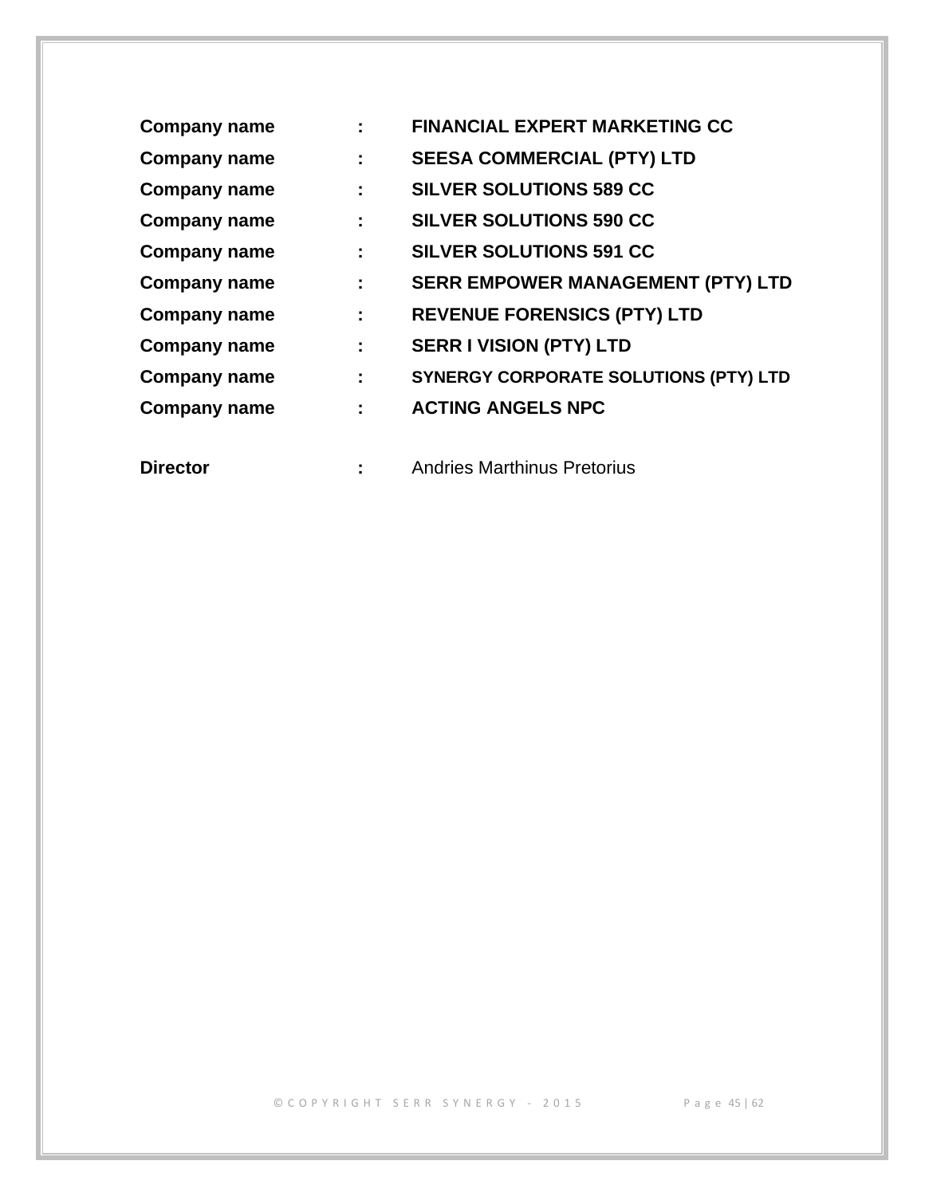**Company name** : **FINANCIAL EXPERT MARKETING CC**

**Company name** : **SEESA COMMERCIAL (PTY) LTD**

**Company name** : **SILVER SOLUTIONS 589 CC**

**Company name** : **SILVER SOLUTIONS 590 CC**

**Company name** : **SILVER SOLUTIONS 591 CC**

**Company name** : **SERR EMPOWER MANAGEMENT (PTY) LTD**

**Company name** : **REVENUE FORENSICS (PTY) LTD**

**Company name** : **SERR I VISION (PTY) LTD**

**Company name** : **SYNERGY CORPORATE SOLUTIONS (PTY) LTD**

**Company name** : **ACTING ANGELS NPC**

**Director** **:** Andries Marthinus Pretorius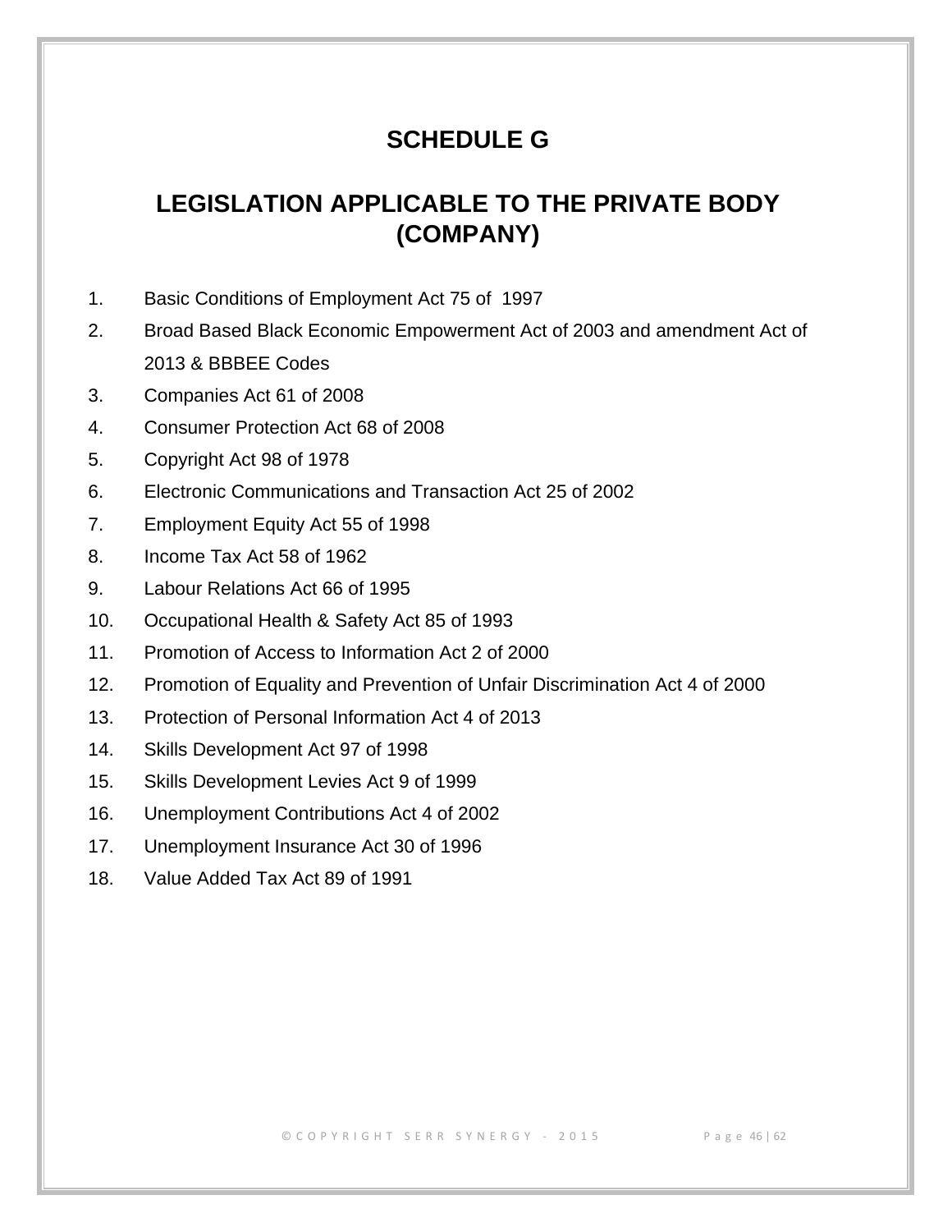# SCHEDULE G

## LEGISLATION APPLICABLE TO THE PRIVATE BODY (COMPANY)

1. Basic Conditions of Employment Act 75 of 1997
2. Broad Based Black Economic Empowerment Act of 2003 and amendment Act of 2013 & BBBEE Codes
3. Companies Act 61 of 2008
4. Consumer Protection Act 68 of 2008
5. Copyright Act 98 of 1978
6. Electronic Communications and Transaction Act 25 of 2002
7. Employment Equity Act 55 of 1998
8. Income Tax Act 58 of 1962
9. Labour Relations Act 66 of 1995
10. Occupational Health & Safety Act 85 of 1993
11. Promotion of Access to Information Act 2 of 2000
12. Promotion of Equality and Prevention of Unfair Discrimination Act 4 of 2000
13. Protection of Personal Information Act 4 of 2013
14. Skills Development Act 97 of 1998
15. Skills Development Levies Act 9 of 1999
16. Unemployment Contributions Act 4 of 2002
17. Unemployment Insurance Act 30 of 1996
18. Value Added Tax Act 89 of 1991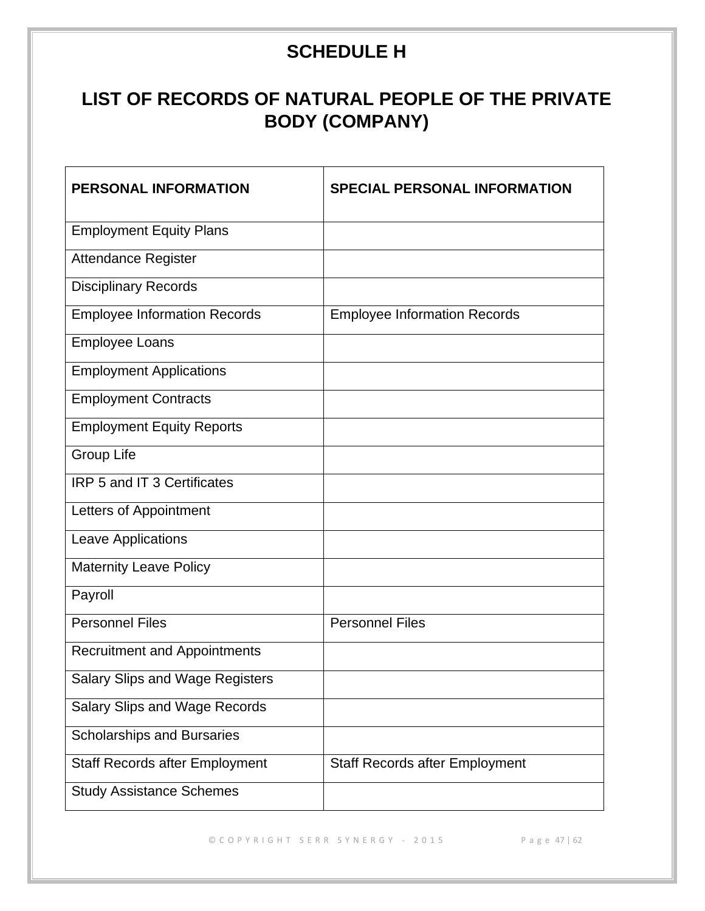# SCHEDULE H

# LIST OF RECORDS OF NATURAL PEOPLE OF THE PRIVATE BODY (COMPANY)

| PERSONAL INFORMATION | SPECIAL PERSONAL INFORMATION |
|---|---|
| Employment Equity Plans | |
| Attendance Register | |
| Disciplinary Records | |
| Employee Information Records | Employee Information Records |
| Employee Loans | |
| Employment Applications | |
| Employment Contracts | |
| Employment Equity Reports | |
| Group Life | |
| IRP 5 and IT 3 Certificates | |
| Letters of Appointment | |
| Leave Applications | |
| Maternity Leave Policy | |
| Payroll | |
| Personnel Files | Personnel Files |
| Recruitment and Appointments | |
| Salary Slips and Wage Registers | |
| Salary Slips and Wage Records | |
| Scholarships and Bursaries | |
| Staff Records after Employment | Staff Records after Employment |
| Study Assistance Schemes | |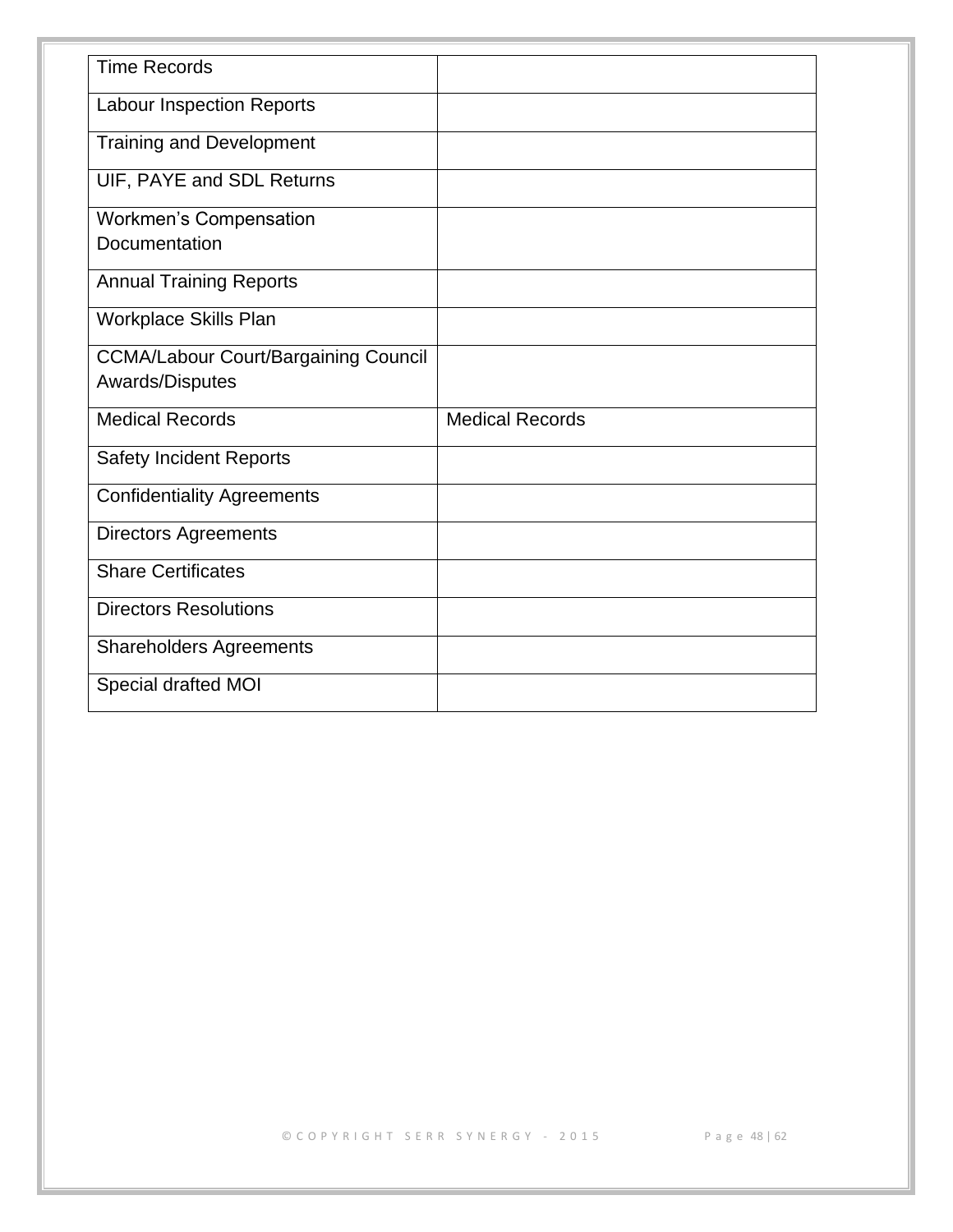| Time Records | |
|---|---|
| Labour Inspection Reports | |
| Training and Development | |
| UIF, PAYE and SDL Returns | |
| Workmen's Compensation Documentation | |
| Annual Training Reports | |
| Workplace Skills Plan | |
| CCMA/Labour Court/Bargaining Council Awards/Disputes | |
| Medical Records | Medical Records |
| Safety Incident Reports | |
| Confidentiality Agreements | |
| Directors Agreements | |
| Share Certificates | |
| Directors Resolutions | |
| Shareholders Agreements | |
| Special drafted MOI | |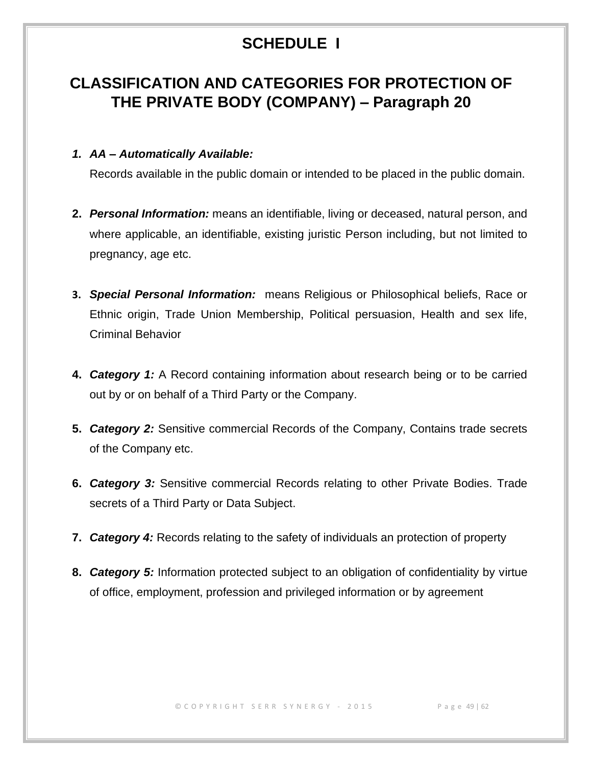# SCHEDULE I

## CLASSIFICATION AND CATEGORIES FOR PROTECTION OF THE PRIVATE BODY (COMPANY) – Paragraph 20

1. ***AA – Automatically Available:***
   Records available in the public domain or intended to be placed in the public domain.

2. ***Personal Information:*** means an identifiable, living or deceased, natural person, and where applicable, an identifiable, existing juristic Person including, but not limited to pregnancy, age etc.

3. ***Special Personal Information:*** means Religious or Philosophical beliefs, Race or Ethnic origin, Trade Union Membership, Political persuasion, Health and sex life, Criminal Behavior

4. ***Category 1:*** A Record containing information about research being or to be carried out by or on behalf of a Third Party or the Company.

5. ***Category 2:*** Sensitive commercial Records of the Company, Contains trade secrets of the Company etc.

6. ***Category 3:*** Sensitive commercial Records relating to other Private Bodies. Trade secrets of a Third Party or Data Subject.

7. ***Category 4:*** Records relating to the safety of individuals an protection of property

8. ***Category 5:*** Information protected subject to an obligation of confidentiality by virtue of office, employment, profession and privileged information or by agreement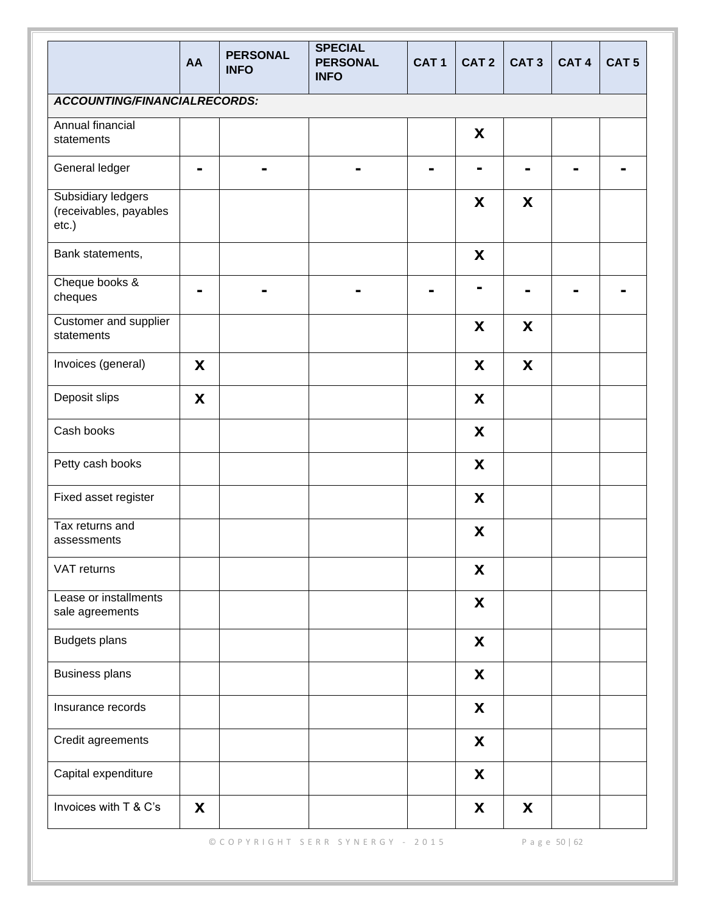|  | AA | PERSONAL INFO | SPECIAL PERSONAL INFO | CAT 1 | CAT 2 | CAT 3 | CAT 4 | CAT 5 |
|---|---|---|---|---|---|---|---|---|
| ***ACCOUNTING/FINANCIALRECORDS:*** | | | | | | | | |
| Annual financial statements | | | | | X | | | |
| General ledger | - | - | - | - | - | - | - | - |
| Subsidiary ledgers (receivables, payables etc.) | | | | | X | X | | |
| Bank statements, | | | | | X | | | |
| Cheque books & cheques | - | - | - | - | - | - | - | - |
| Customer and supplier statements | | | | | X | X | | |
| Invoices (general) | X | | | | X | X | | |
| Deposit slips | X | | | | X | | | |
| Cash books | | | | | X | | | |
| Petty cash books | | | | | X | | | |
| Fixed asset register | | | | | X | | | |
| Tax returns and assessments | | | | | X | | | |
| VAT returns | | | | | X | | | |
| Lease or installments sale agreements | | | | | X | | | |
| Budgets plans | | | | | X | | | |
| Business plans | | | | | X | | | |
| Insurance records | | | | | X | | | |
| Credit agreements | | | | | X | | | |
| Capital expenditure | | | | | X | | | |
| Invoices with T & C's | X | | | | X | X | | |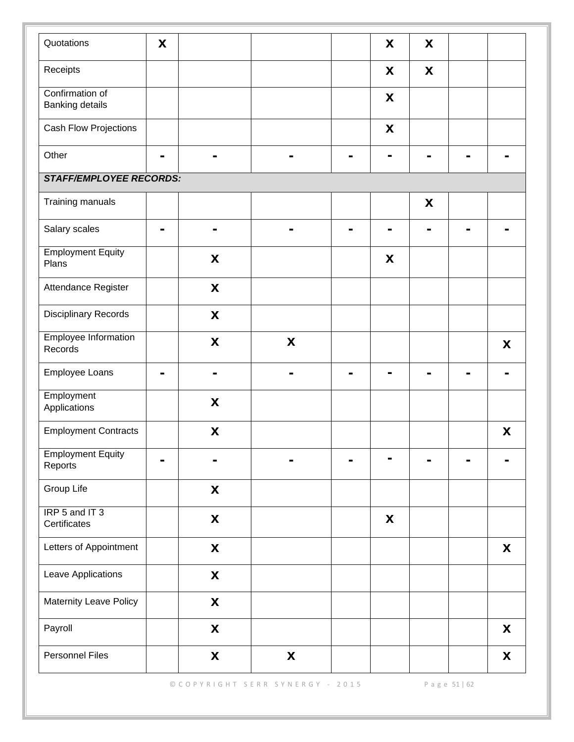| | | | | | | | | |
|---|---|---|---|---|---|---|---|---|
| Quotations | **X** | | | | **X** | **X** | | |
| Receipts | | | | | **X** | **X** | | |
| Confirmation of Banking details | | | | | **X** | | | |
| Cash Flow Projections | | | | | **X** | | | |
| Other | - | - | - | - | - | - | - | - |
| ***STAFF/EMPLOYEE RECORDS:*** | | | | | | | | |
| Training manuals | | | | | | **X** | | |
| Salary scales | - | - | - | - | - | - | - | - |
| Employment Equity Plans | | **X** | | | **X** | | | |
| Attendance Register | | **X** | | | | | | |
| Disciplinary Records | | **X** | | | | | | |
| Employee Information Records | | **X** | **X** | | | | | **X** |
| Employee Loans | - | - | - | - | - | - | - | - |
| Employment Applications | | **X** | | | | | | |
| Employment Contracts | | **X** | | | | | | **X** |
| Employment Equity Reports | - | - | - | - | - | - | - | - |
| Group Life | | **X** | | | | | | |
| IRP 5 and IT 3 Certificates | | **X** | | | **X** | | | |
| Letters of Appointment | | **X** | | | | | | **X** |
| Leave Applications | | **X** | | | | | | |
| Maternity Leave Policy | | **X** | | | | | | |
| Payroll | | **X** | | | | | | **X** |
| Personnel Files | | **X** | **X** | | | | | **X** |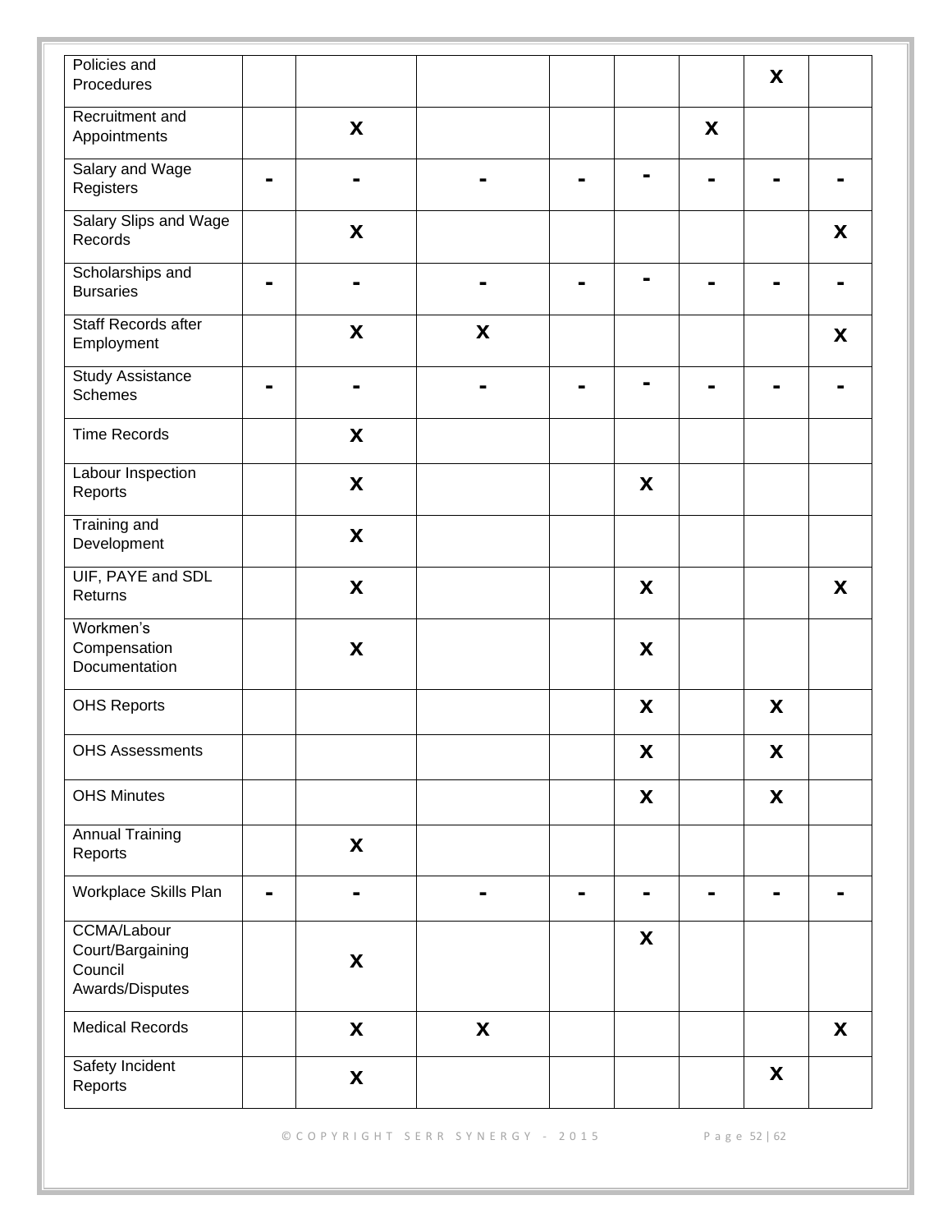| | | | | | | | | |
|---|---|---|---|---|---|---|---|---|
| Policies and Procedures | | | | | | | X | |
| Recruitment and Appointments | | X | | | | X | | |
| Salary and Wage Registers | - | - | - | - | - | - | - | - |
| Salary Slips and Wage Records | | X | | | | | | X |
| Scholarships and Bursaries | - | - | - | - | - | - | - | - |
| Staff Records after Employment | | X | X | | | | | X |
| Study Assistance Schemes | - | - | - | - | - | - | - | - |
| Time Records | | X | | | | | | |
| Labour Inspection Reports | | X | | | X | | | |
| Training and Development | | X | | | | | | |
| UIF, PAYE and SDL Returns | | X | | | X | | | X |
| Workmen's Compensation Documentation | | X | | | X | | | |
| OHS Reports | | | | | X | | X | |
| OHS Assessments | | | | | X | | X | |
| OHS Minutes | | | | | X | | X | |
| Annual Training Reports | | X | | | | | | |
| Workplace Skills Plan | - | - | - | - | - | - | - | - |
| CCMA/Labour Court/Bargaining Council Awards/Disputes | | X | | | X | | | |
| Medical Records | | X | X | | | | | X |
| Safety Incident Reports | | X | | | | | X | |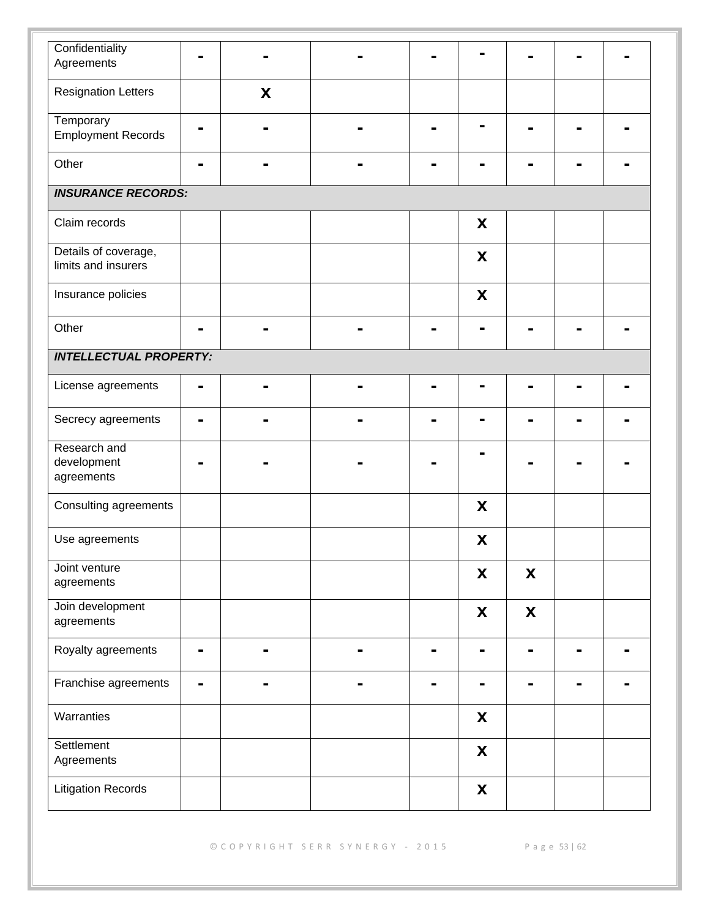| | | | | | | | | |
|---|---|---|---|---|---|---|---|---|
| Confidentiality Agreements | - | - | - | - | - | - | - | - |
| Resignation Letters | | X | | | | | | |
| Temporary Employment Records | - | - | - | - | - | - | - | - |
| Other | - | - | - | - | - | - | - | - |
| ***INSURANCE RECORDS:*** | | | | | | | | |
| Claim records | | | | | X | | | |
| Details of coverage, limits and insurers | | | | | X | | | |
| Insurance policies | | | | | X | | | |
| Other | - | - | - | - | - | - | - | - |
| ***INTELLECTUAL PROPERTY:*** | | | | | | | | |
| License agreements | - | - | - | - | - | - | - | - |
| Secrecy agreements | - | - | - | - | - | - | - | - |
| Research and development agreements | - | - | - | - | - | - | - | - |
| Consulting agreements | | | | | X | | | |
| Use agreements | | | | | X | | | |
| Joint venture agreements | | | | | X | X | | |
| Join development agreements | | | | | X | X | | |
| Royalty agreements | - | - | - | - | - | - | - | - |
| Franchise agreements | - | - | - | - | - | - | - | - |
| Warranties | | | | | X | | | |
| Settlement Agreements | | | | | X | | | |
| Litigation Records | | | | | X | | | |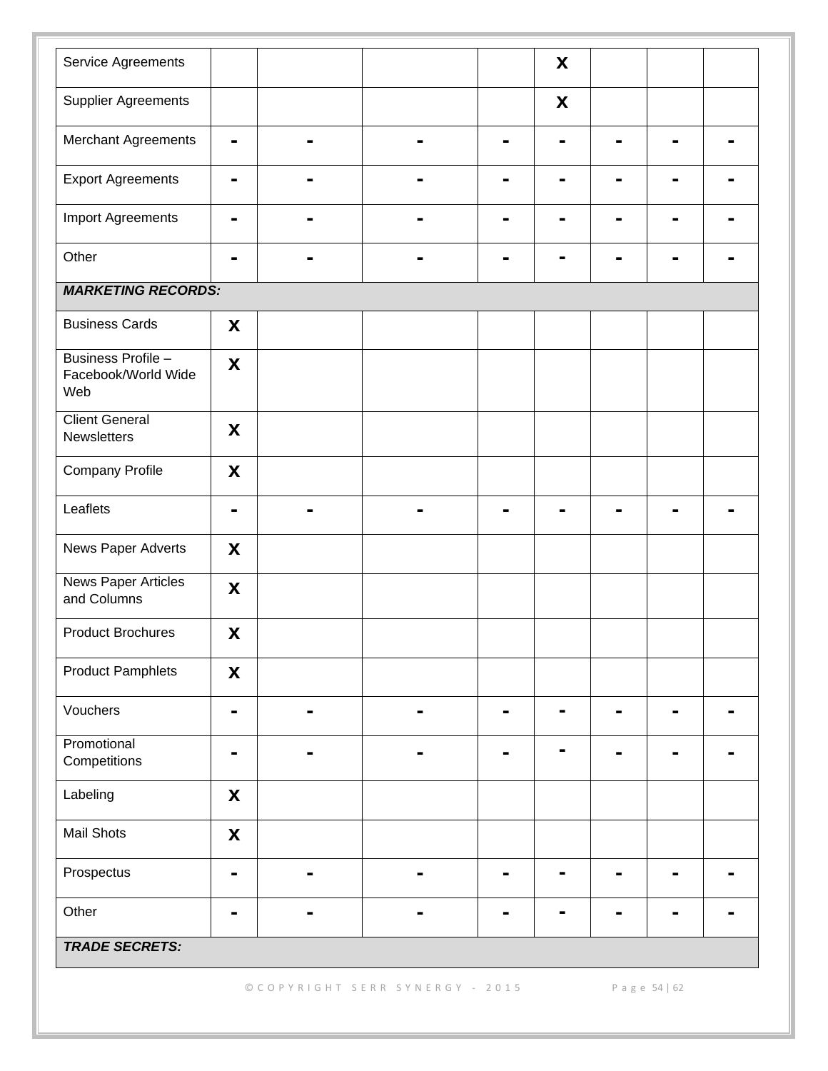| | | | | | | | | |
|---|---|---|---|---|---|---|---|---|
| Service Agreements | | | | | **X** | | | |
| Supplier Agreements | | | | | **X** | | | |
| Merchant Agreements | **-** | **-** | **-** | **-** | **-** | **-** | **-** | **-** |
| Export Agreements | **-** | **-** | **-** | **-** | **-** | **-** | **-** | **-** |
| Import Agreements | **-** | **-** | **-** | **-** | **-** | **-** | **-** | **-** |
| Other | **-** | **-** | **-** | **-** | **-** | **-** | **-** | **-** |
| ***MARKETING RECORDS:*** | | | | | | | | |
| Business Cards | **X** | | | | | | | |
| Business Profile – Facebook/World Wide Web | **X** | | | | | | | |
| Client General Newsletters | **X** | | | | | | | |
| Company Profile | **X** | | | | | | | |
| Leaflets | **-** | **-** | **-** | **-** | **-** | **-** | **-** | **-** |
| News Paper Adverts | **X** | | | | | | | |
| News Paper Articles and Columns | **X** | | | | | | | |
| Product Brochures | **X** | | | | | | | |
| Product Pamphlets | **X** | | | | | | | |
| Vouchers | **-** | **-** | **-** | **-** | **-** | **-** | **-** | **-** |
| Promotional Competitions | **-** | **-** | **-** | **-** | **-** | **-** | **-** | **-** |
| Labeling | **X** | | | | | | | |
| Mail Shots | **X** | | | | | | | |
| Prospectus | **-** | **-** | **-** | **-** | **-** | **-** | **-** | **-** |
| Other | **-** | **-** | **-** | **-** | **-** | **-** | **-** | **-** |
| ***TRADE SECRETS:*** | | | | | | | | |

© COPYRIGHT SERR SYNERGY - 2015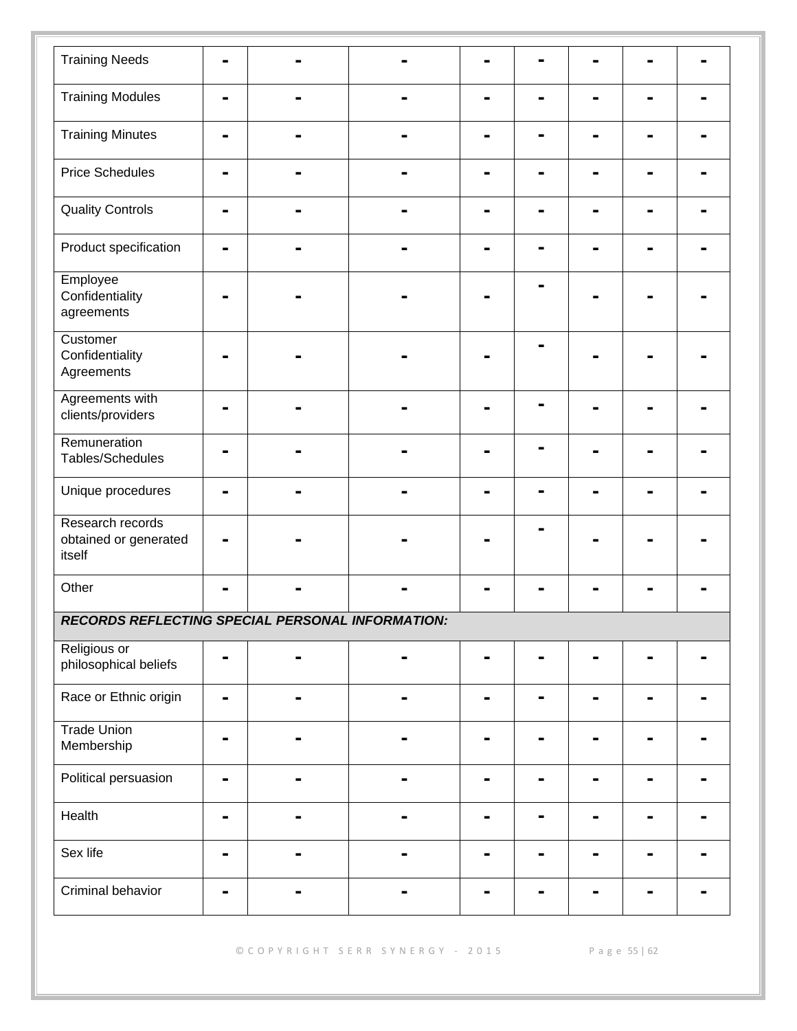| | | | | | | | | |
|---|---|---|---|---|---|---|---|---|
| Training Needs | - | - | - | - | - | - | - | - |
| Training Modules | - | - | - | - | - | - | - | - |
| Training Minutes | - | - | - | - | - | - | - | - |
| Price Schedules | - | - | - | - | - | - | - | - |
| Quality Controls | - | - | - | - | - | - | - | - |
| Product specification | - | - | - | - | - | - | - | - |
| Employee Confidentiality agreements | - | - | - | - | - | - | - | - |
| Customer Confidentiality Agreements | - | - | - | - | - | - | - | - |
| Agreements with clients/providers | - | - | - | - | - | - | - | - |
| Remuneration Tables/Schedules | - | - | - | - | - | - | - | - |
| Unique procedures | - | - | - | - | - | - | - | - |
| Research records obtained or generated itself | - | - | - | - | - | - | - | - |
| Other | - | - | - | - | - | - | - | - |
| ***RECORDS REFLECTING SPECIAL PERSONAL INFORMATION:*** | | | | | | | | |
| Religious or philosophical beliefs | - | - | - | - | - | - | - | - |
| Race or Ethnic origin | - | - | - | - | - | - | - | - |
| Trade Union Membership | - | - | - | - | - | - | - | - |
| Political persuasion | - | - | - | - | - | - | - | - |
| Health | - | - | - | - | - | - | - | - |
| Sex life | - | - | - | - | - | - | - | - |
| Criminal behavior | - | - | - | - | - | - | - | - |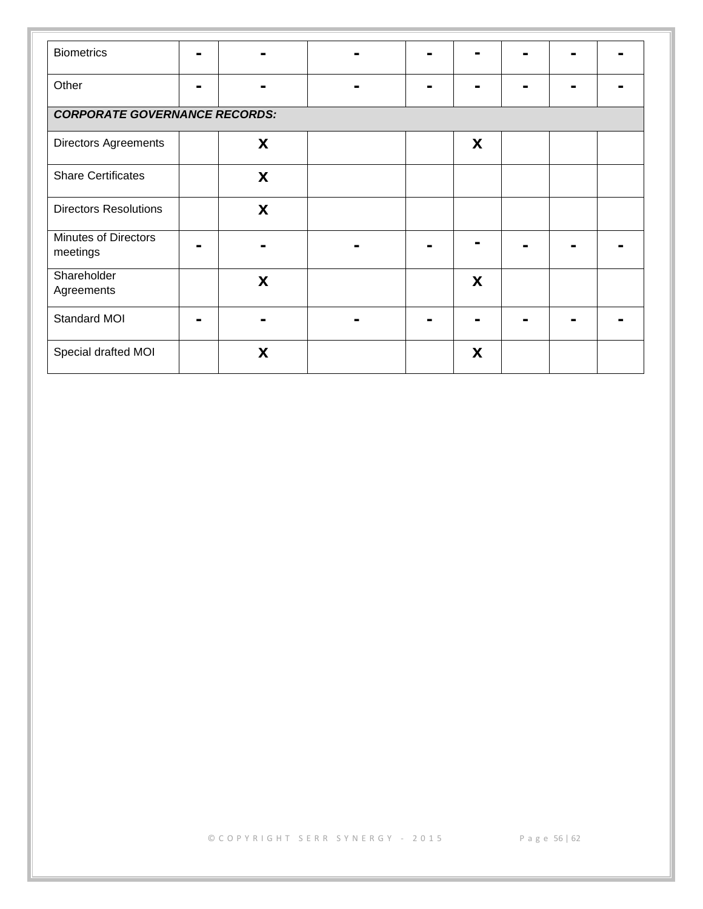| | | | | | | | | |
|---|---|---|---|---|---|---|---|---|
| Biometrics | - | - | - | - | - | - | - | - |
| Other | - | - | - | - | - | - | - | - |
| ***CORPORATE GOVERNANCE RECORDS:*** | | | | | | | | |
| Directors Agreements | | X | | | X | | | |
| Share Certificates | | X | | | | | | |
| Directors Resolutions | | X | | | | | | |
| Minutes of Directors meetings | - | - | - | - | - | - | - | - |
| Shareholder Agreements | | X | | | X | | | |
| Standard MOI | - | - | - | - | - | - | - | - |
| Special drafted MOI | | X | | | X | | | |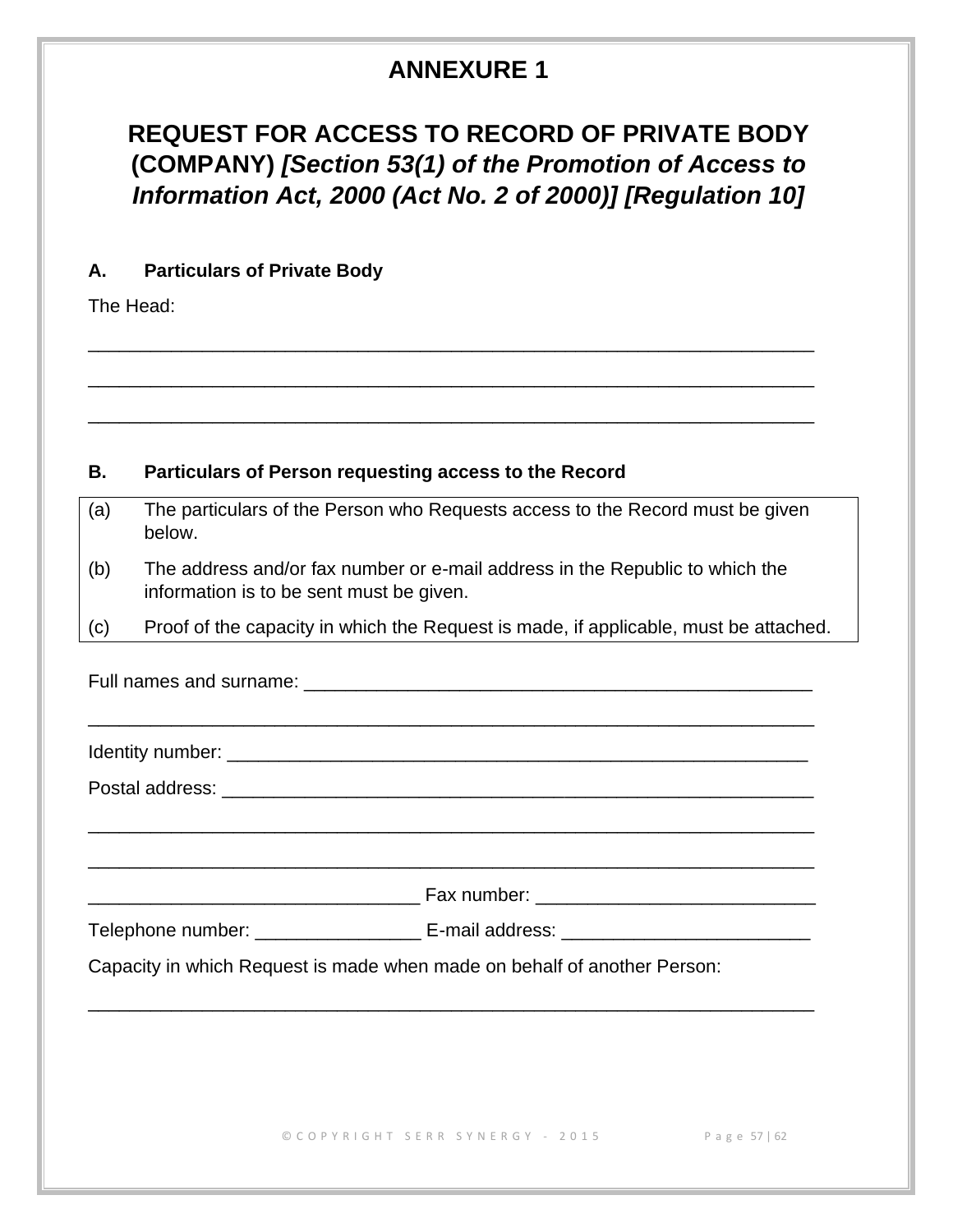# ANNEXURE 1

## REQUEST FOR ACCESS TO RECORD OF PRIVATE BODY (COMPANY) *[Section 53(1) of the Promotion of Access to Information Act, 2000 (Act No. 2 of 2000)] [Regulation 10]*

**A. Particulars of Private Body**

The Head:

_______________________________________________________________________

_______________________________________________________________________

_______________________________________________________________________

**B. Particulars of Person requesting access to the Record**

| | |
|---|---|
| (a) | The particulars of the Person who Requests access to the Record must be given below. |
| (b) | The address and/or fax number or e-mail address in the Republic to which the information is to be sent must be given. |
| (c) | Proof of the capacity in which the Request is made, if applicable, must be attached. |

Full names and surname: _________________________________________________

_______________________________________________________________________

Identity number: _______________________________________________________

Postal address: ________________________________________________________

_______________________________________________________________________

_______________________________________________________________________

________________________________ Fax number: ___________________________

Telephone number: ________________ E-mail address: ________________________

Capacity in which Request is made when made on behalf of another Person:

_______________________________________________________________________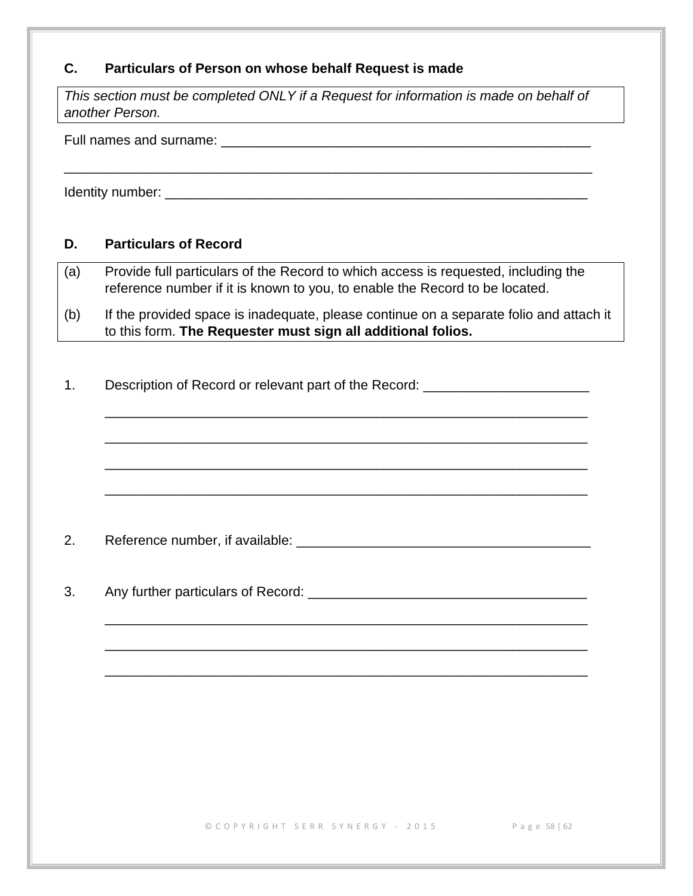## C. Particulars of Person on whose behalf Request is made

| *This section must be completed ONLY if a Request for information is made on behalf of another Person.* |
|---|

Full names and surname: ________________________________________________

________________________________________________________________________

Identity number: ______________________________________________________

## D. Particulars of Record

| | |
|---|---|
| (a) | Provide full particulars of the Record to which access is requested, including the reference number if it is known to you, to enable the Record to be located. |
| (b) | If the provided space is inadequate, please continue on a separate folio and attach it to this form. **The Requester must sign all additional folios.** |

1. Description of Record or relevant part of the Record: ______________________

   ________________________________________________________________

   ________________________________________________________________

   ________________________________________________________________

   ________________________________________________________________

2. Reference number, if available: ________________________________________

3. Any further particulars of Record: ______________________________________

   ________________________________________________________________

   ________________________________________________________________

   ________________________________________________________________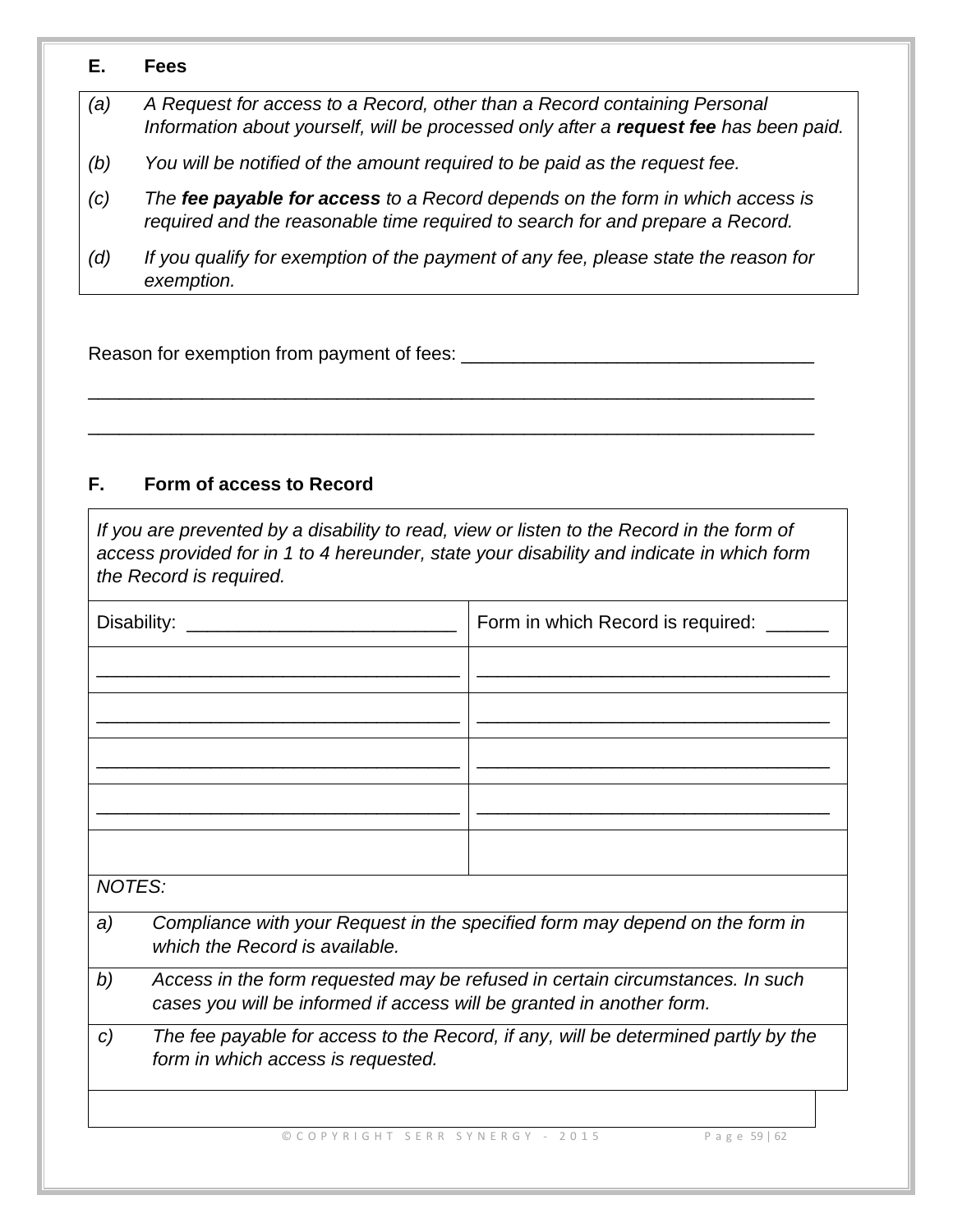## E. Fees

| | |
|---|---|
| *(a)* | *A Request for access to a Record, other than a Record containing Personal Information about yourself, will be processed only after a **request fee** has been paid.* |
| *(b)* | *You will be notified of the amount required to be paid as the request fee.* |
| *(c)* | *The **fee payable for access** to a Record depends on the form in which access is required and the reasonable time required to search for and prepare a Record.* |
| *(d)* | *If you qualify for exemption of the payment of any fee, please state the reason for exemption.* |

Reason for exemption from payment of fees: ___________________________________

________________________________________________________________________

________________________________________________________________________

## F. Form of access to Record

| *If you are prevented by a disability to read, view or listen to the Record in the form of access provided for in 1 to 4 hereunder, state your disability and indicate in which form the Record is required.* | |
|---|---|
| Disability: __________________________ | Form in which Record is required: ______ |
| ___________________________________ | ___________________________________ |
| ___________________________________ | ___________________________________ |
| ___________________________________ | ___________________________________ |
| ___________________________________ | ___________________________________ |
| | |

| *NOTES:* | |
|---|---|
| *a)* | *Compliance with your Request in the specified form may depend on the form in which the Record is available.* |
| *b)* | *Access in the form requested may be refused in certain circumstances. In such cases you will be informed if access will be granted in another form.* |
| *c)* | *The fee payable for access to the Record, if any, will be determined partly by the form in which access is requested.* |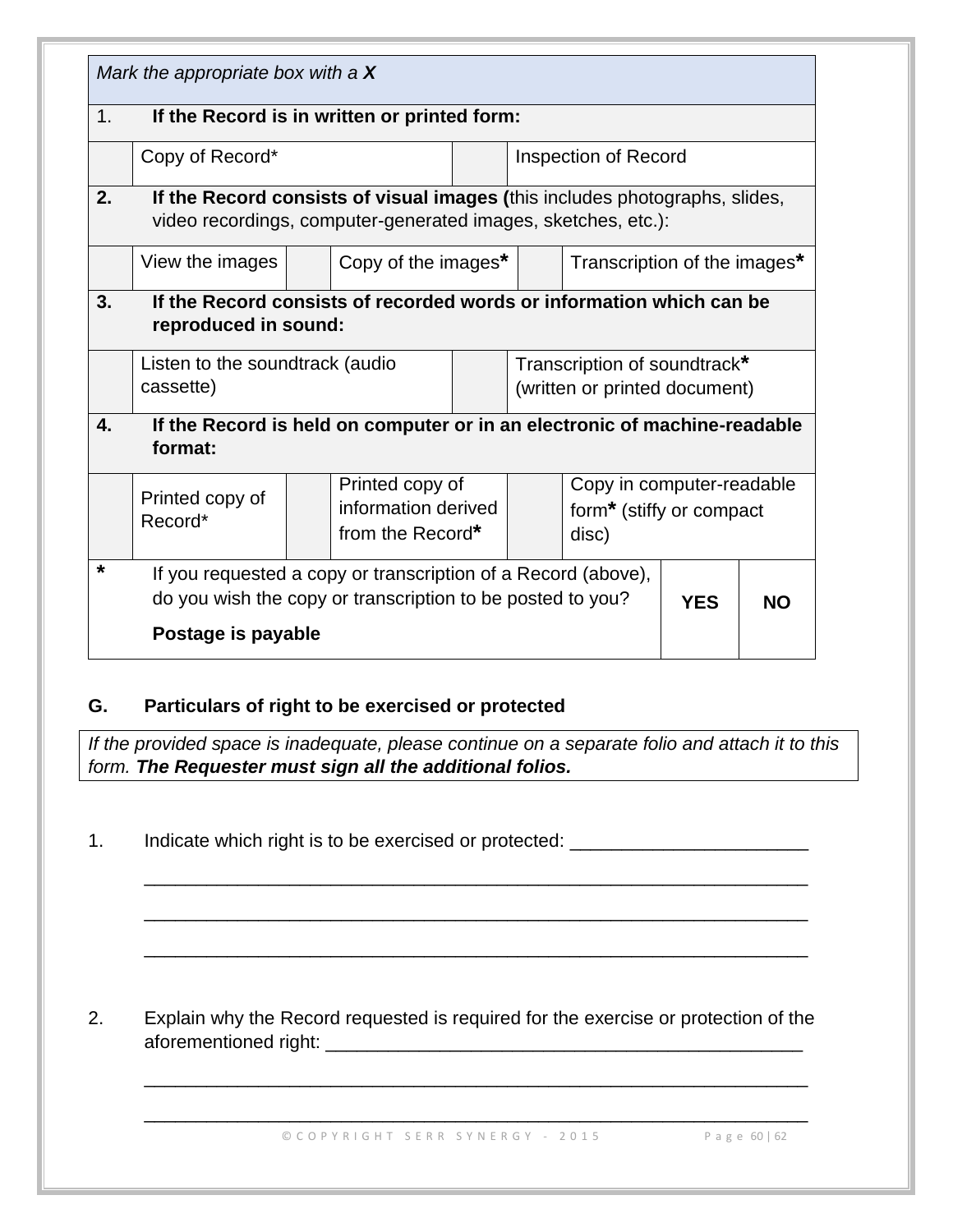| *Mark the appropriate box with a* ***X*** | | | | | | |
|---|---|---|---|---|---|---|
| 1. **If the Record is in written or printed form:** | | | | | | |
| | Copy of Record* | | | Inspection of Record | | |
| **2. If the Record consists of visual images (**this includes photographs, slides, video recordings, computer-generated images, sketches, etc.): | | | | | | |
| | View the images | | Copy of the images* | | Transcription of the images* | |
| **3. If the Record consists of recorded words or information which can be reproduced in sound:** | | | | | | |
| | Listen to the soundtrack (audio cassette) | | | Transcription of soundtrack* (written or printed document) | | |
| **4. If the Record is held on computer or in an electronic of machine-readable format:** | | | | | | |
| | Printed copy of Record* | | Printed copy of information derived from the Record* | | Copy in computer-readable form* (stiffy or compact disc) | |
| * If you requested a copy or transcription of a Record (above), do you wish the copy or transcription to be posted to you? **Postage is payable** | | | | | **YES** | **NO** |

## G. Particulars of right to be exercised or protected

*If the provided space is inadequate, please continue on a separate folio and attach it to this form.* ***The Requester must sign all the additional folios.***

1. Indicate which right is to be exercised or protected: _______________________

_________________________________________________________________

_________________________________________________________________

_________________________________________________________________

2. Explain why the Record requested is required for the exercise or protection of the aforementioned right: _______________________________________________

_________________________________________________________________

_________________________________________________________________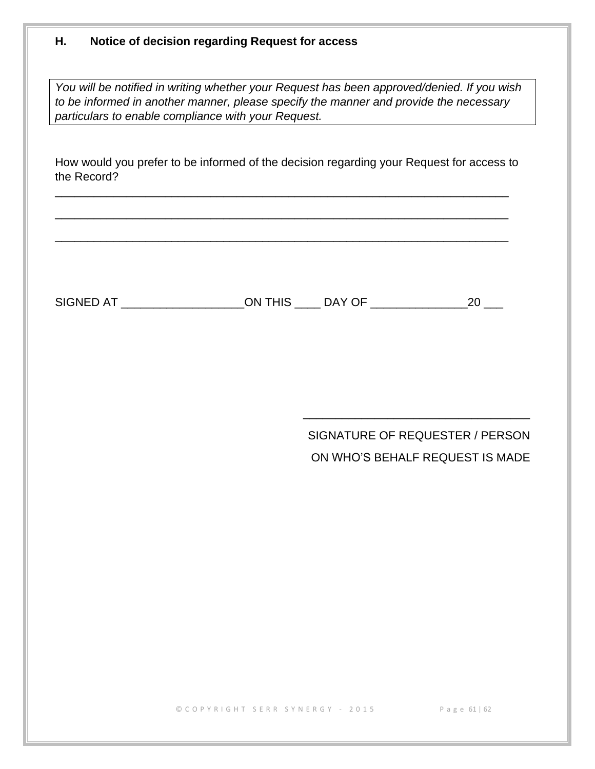## H. Notice of decision regarding Request for access

*You will be notified in writing whether your Request has been approved/denied. If you wish to be informed in another manner, please specify the manner and provide the necessary particulars to enable compliance with your Request.*

How would you prefer to be informed of the decision regarding your Request for access to the Record?

_______________________________________________________________________

_______________________________________________________________________

_______________________________________________________________________

SIGNED AT ___________________ON THIS ____ DAY OF _______________20 ___

___________________________________

SIGNATURE OF REQUESTER / PERSON ON WHO'S BEHALF REQUEST IS MADE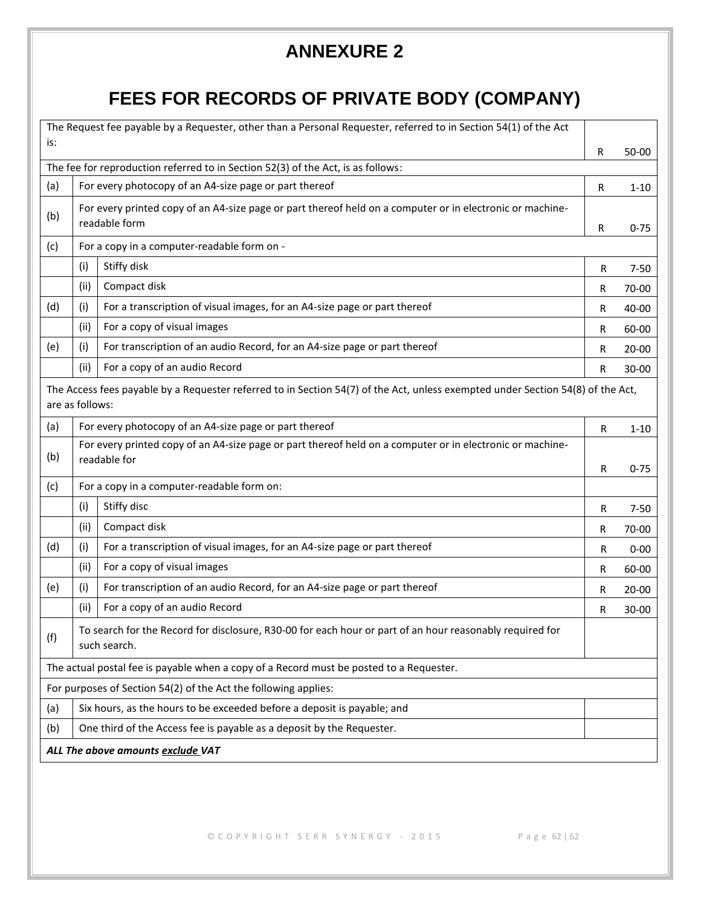# ANNEXURE 2

# FEES FOR RECORDS OF PRIVATE BODY (COMPANY)

| | | | | |
|---|---|---|---|---|
| The Request fee payable by a Requester, other than a Personal Requester, referred to in Section 54(1) of the Act is: | | | R | 50-00 |
| The fee for reproduction referred to in Section 52(3) of the Act, is as follows: | | | | |
| (a) | For every photocopy of an A4-size page or part thereof | | R | 1-10 |
| (b) | For every printed copy of an A4-size page or part thereof held on a computer or in electronic or machine-readable form | | R | 0-75 |
| (c) | For a copy in a computer-readable form on - | | | |
| | (i) | Stiffy disk | R | 7-50 |
| | (ii) | Compact disk | R | 70-00 |
| (d) | (i) | For a transcription of visual images, for an A4-size page or part thereof | R | 40-00 |
| | (ii) | For a copy of visual images | R | 60-00 |
| (e) | (i) | For transcription of an audio Record, for an A4-size page or part thereof | R | 20-00 |
| | (ii) | For a copy of an audio Record | R | 30-00 |
| The Access fees payable by a Requester referred to in Section 54(7) of the Act, unless exempted under Section 54(8) of the Act, are as follows: | | | | |
| (a) | For every photocopy of an A4-size page or part thereof | | R | 1-10 |
| (b) | For every printed copy of an A4-size page or part thereof held on a computer or in electronic or machine-readable for | | R | 0-75 |
| (c) | For a copy in a computer-readable form on: | | | |
| | (i) | Stiffy disc | R | 7-50 |
| | (ii) | Compact disk | R | 70-00 |
| (d) | (i) | For a transcription of visual images, for an A4-size page or part thereof | R | 0-00 |
| | (ii) | For a copy of visual images | R | 60-00 |
| (e) | (i) | For transcription of an audio Record, for an A4-size page or part thereof | R | 20-00 |
| | (ii) | For a copy of an audio Record | R | 30-00 |
| (f) | To search for the Record for disclosure, R30-00 for each hour or part of an hour reasonably required for such search. | | | |
| The actual postal fee is payable when a copy of a Record must be posted to a Requester. | | | | |
| For purposes of Section 54(2) of the Act the following applies: | | | | |
| (a) | Six hours, as the hours to be exceeded before a deposit is payable; and | | | |
| (b) | One third of the Access fee is payable as a deposit by the Requester. | | | |
| ***ALL The above amounts exclude VAT*** | | | | |

© COPYRIGHT SERR SYNERGY - 2015